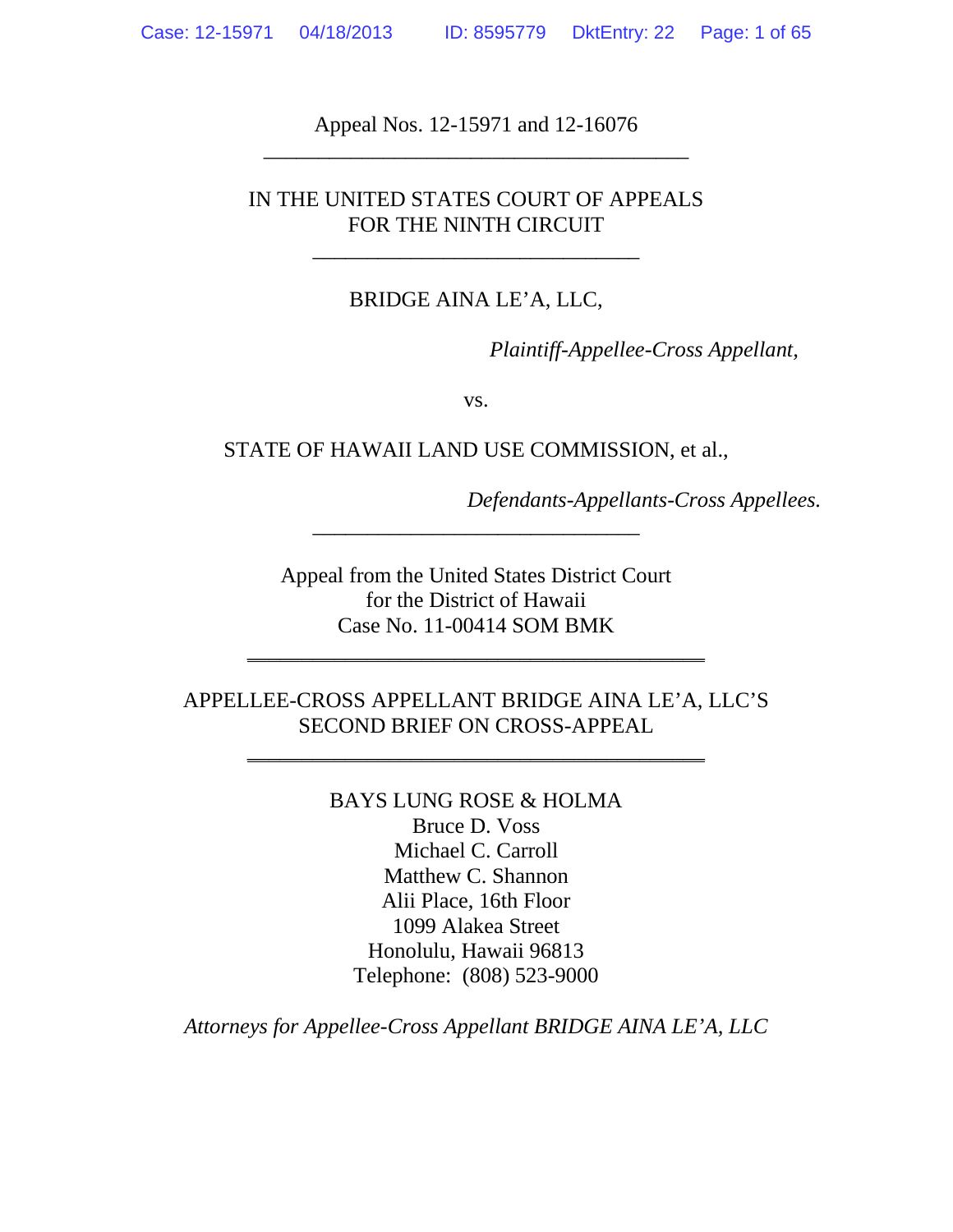Appeal Nos. 12-15971 and 12-16076

---

IN THE UNITED STATES COURT OF APPEALS
FOR THE NINTH CIRCUIT

---

BRIDGE AINA LE'A, LLC,

*Plaintiff-Appellee-Cross Appellant,*

vs.

STATE OF HAWAII LAND USE COMMISSION, et al.,

*Defendants-Appellants-Cross Appellees.*

---

Appeal from the United States District Court
for the District of Hawaii
Case No. 11-00414 SOM BMK

---

APPELLEE-CROSS APPELLANT BRIDGE AINA LE'A, LLC'S
SECOND BRIEF ON CROSS-APPEAL

---

BAYS LUNG ROSE & HOLMA
Bruce D. Voss
Michael C. Carroll
Matthew C. Shannon
Alii Place, 16th Floor
1099 Alakea Street
Honolulu, Hawaii 96813
Telephone: (808) 523-9000

*Attorneys for Appellee-Cross Appellant BRIDGE AINA LE'A, LLC*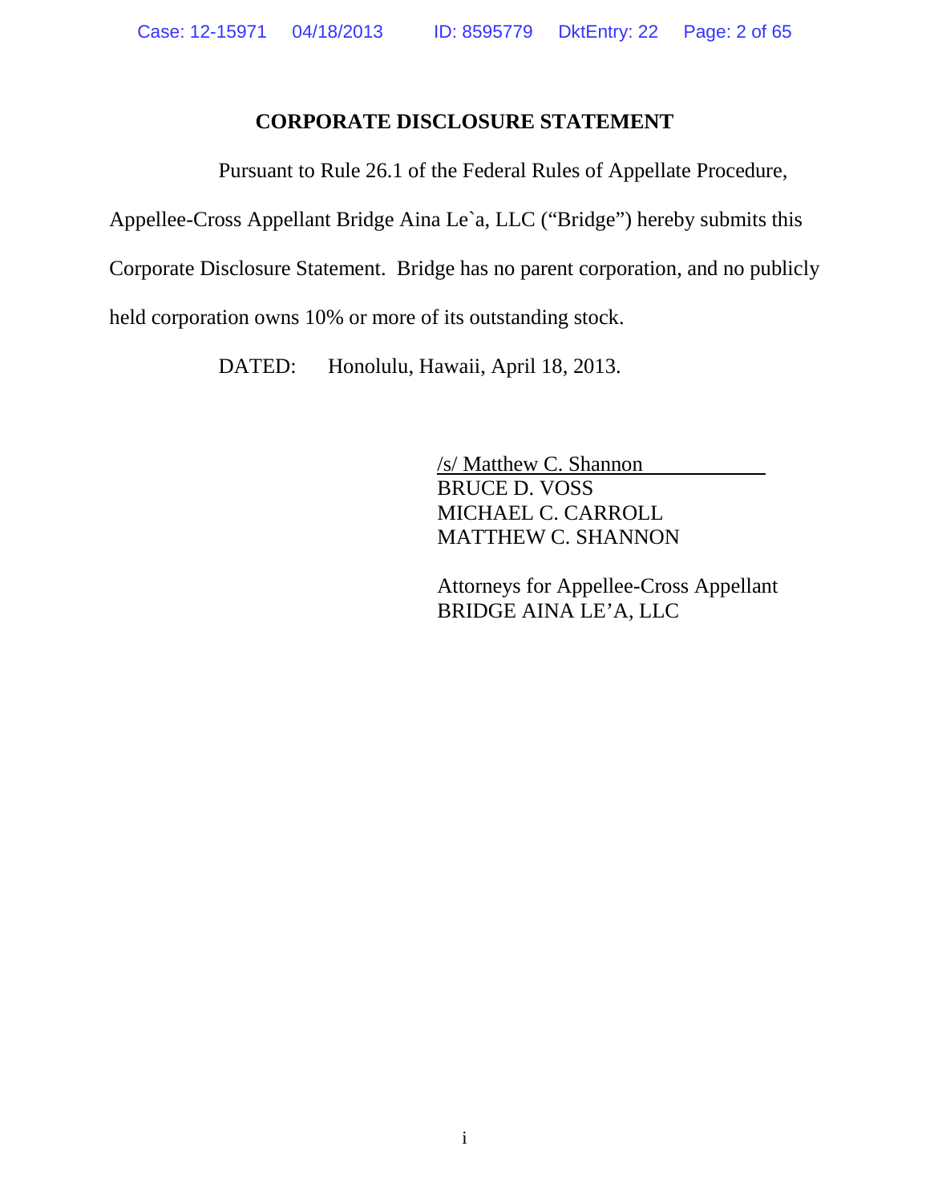## CORPORATE DISCLOSURE STATEMENT

Pursuant to Rule 26.1 of the Federal Rules of Appellate Procedure, Appellee-Cross Appellant Bridge Aina Le`a, LLC ("Bridge") hereby submits this Corporate Disclosure Statement. Bridge has no parent corporation, and no publicly held corporation owns 10% or more of its outstanding stock.

DATED: Honolulu, Hawaii, April 18, 2013.

/s/ Matthew C. Shannon
BRUCE D. VOSS
MICHAEL C. CARROLL
MATTHEW C. SHANNON

Attorneys for Appellee-Cross Appellant
BRIDGE AINA LE'A, LLC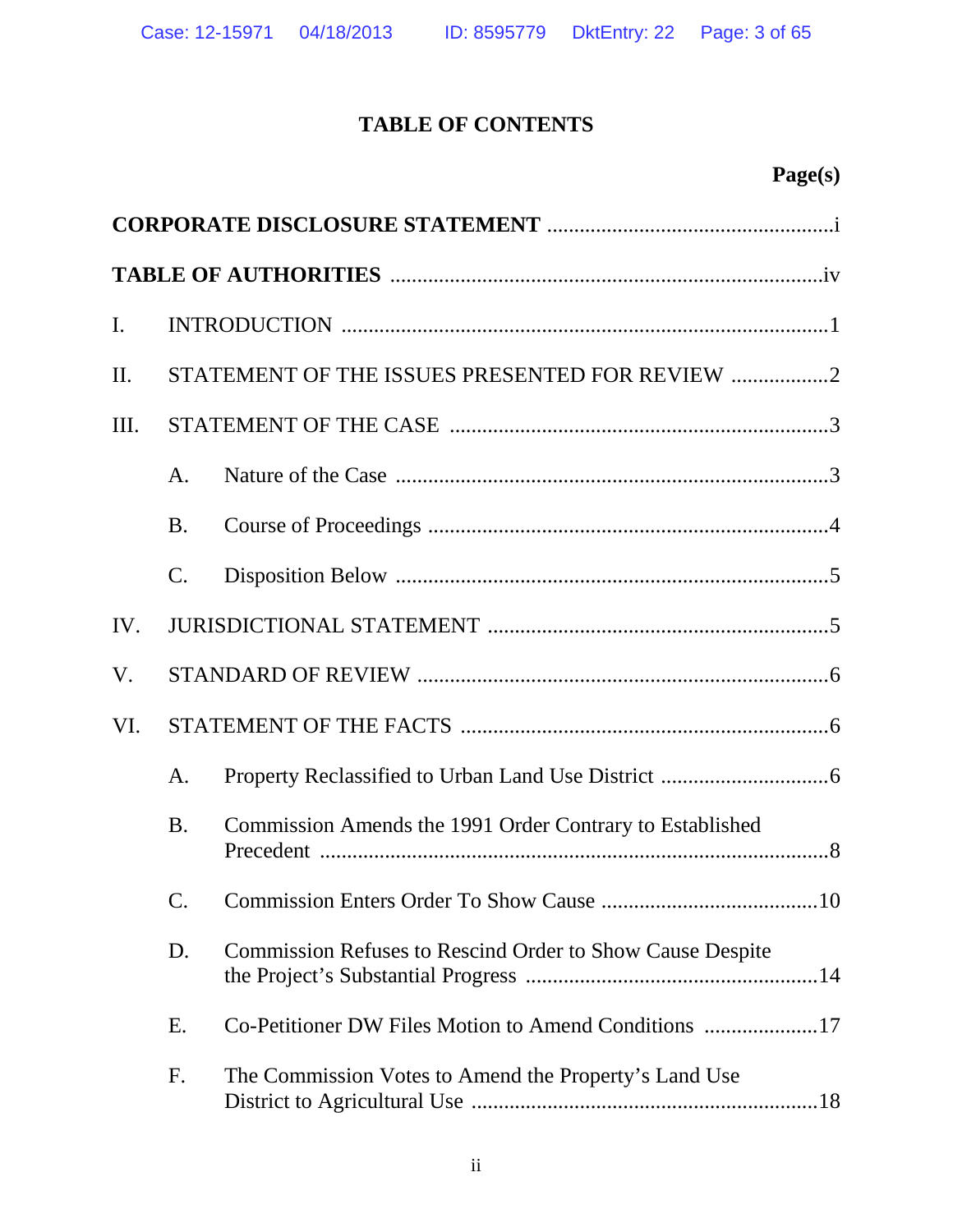# TABLE OF CONTENTS

**Page(s)**

**CORPORATE DISCLOSURE STATEMENT** .....................................................i

**TABLE OF AUTHORITIES** .....................................................................iv

I. INTRODUCTION .........................................................................................1

II. STATEMENT OF THE ISSUES PRESENTED FOR REVIEW ..................2

III. STATEMENT OF THE CASE .....................................................................3

- A. Nature of the Case ...............................................................................3
- B. Course of Proceedings .........................................................................4
- C. Disposition Below ...............................................................................5

IV. JURISDICTIONAL STATEMENT ...............................................................5

V. STANDARD OF REVIEW ...........................................................................6

VI. STATEMENT OF THE FACTS ...................................................................6

- A. Property Reclassified to Urban Land Use District ...............................6
- B. Commission Amends the 1991 Order Contrary to Established Precedent ..............................................................................................8
- C. Commission Enters Order To Show Cause ........................................10
- D. Commission Refuses to Rescind Order to Show Cause Despite the Project's Substantial Progress .....................................................14
- E. Co-Petitioner DW Files Motion to Amend Conditions .....................17
- F. The Commission Votes to Amend the Property's Land Use District to Agricultural Use ................................................................18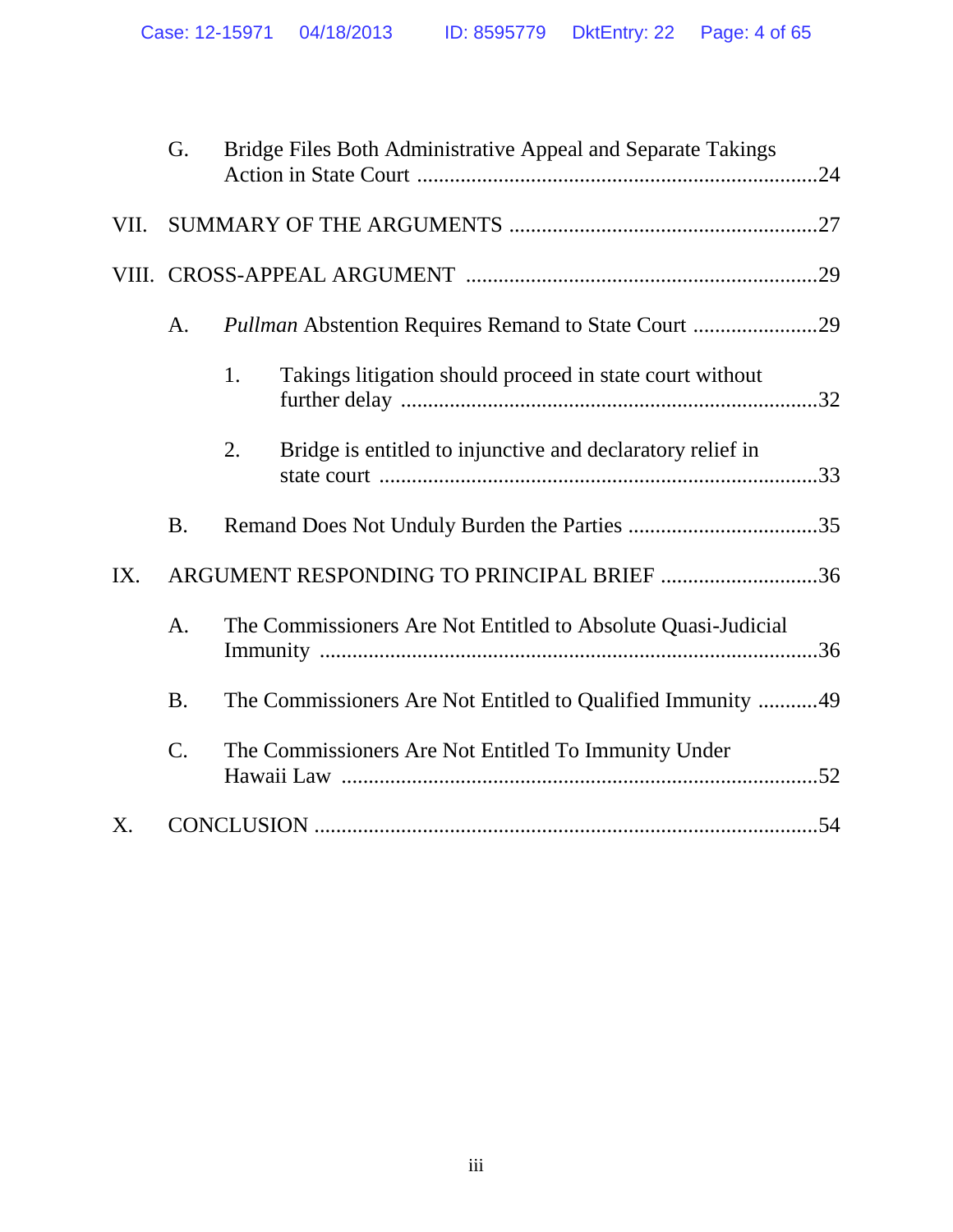G. Bridge Files Both Administrative Appeal and Separate Takings Action in State Court ........................................................................24

VII. SUMMARY OF THE ARGUMENTS ........................................................27

VIII. CROSS-APPEAL ARGUMENT ................................................................29

A. *Pullman* Abstention Requires Remand to State Court .......................29

1. Takings litigation should proceed in state court without further delay ............................................................................32

2. Bridge is entitled to injunctive and declaratory relief in state court ................................................................................33

B. Remand Does Not Unduly Burden the Parties ...................................35

IX. ARGUMENT RESPONDING TO PRINCIPAL BRIEF .............................36

A. The Commissioners Are Not Entitled to Absolute Quasi-Judicial Immunity ..........................................................................................36

B. The Commissioners Are Not Entitled to Qualified Immunity ...........49

C. The Commissioners Are Not Entitled To Immunity Under Hawaii Law .......................................................................................52

X. CONCLUSION ............................................................................................54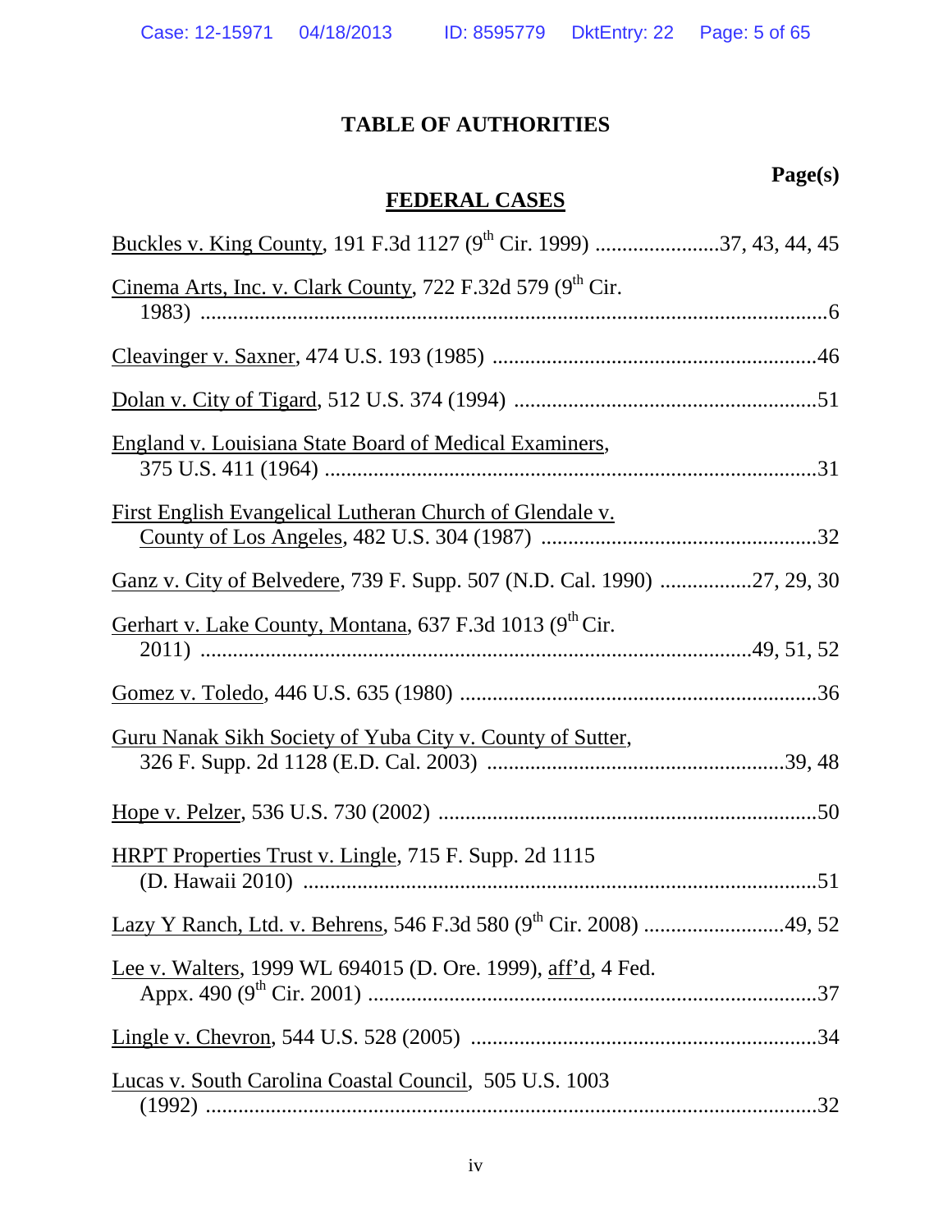# TABLE OF AUTHORITIES

**Page(s)**

## FEDERAL CASES

Buckles v. King County, 191 F.3d 1127 (9th Cir. 1999) .......................37, 43, 44, 45

Cinema Arts, Inc. v. Clark County, 722 F.32d 579 (9th Cir. 1983) ....................................................................................................6

Cleavinger v. Saxner, 474 U.S. 193 (1985) ...........................................................46

Dolan v. City of Tigard, 512 U.S. 374 (1994) .......................................................51

England v. Louisiana State Board of Medical Examiners, 375 U.S. 411 (1964) ..........................................................................................31

First English Evangelical Lutheran Church of Glendale v. County of Los Angeles, 482 U.S. 304 (1987) ..................................................32

Ganz v. City of Belvedere, 739 F. Supp. 507 (N.D. Cal. 1990) .................27, 29, 30

Gerhart v. Lake County, Montana, 637 F.3d 1013 (9th Cir. 2011) .....................................................................................49, 51, 52

Gomez v. Toledo, 446 U.S. 635 (1980) .................................................................36

Guru Nanak Sikh Society of Yuba City v. County of Sutter, 326 F. Supp. 2d 1128 (E.D. Cal. 2003) ......................................................39, 48

Hope v. Pelzer, 536 U.S. 730 (2002) .....................................................................50

HRPT Properties Trust v. Lingle, 715 F. Supp. 2d 1115 (D. Hawaii 2010) ..............................................................................................51

Lazy Y Ranch, Ltd. v. Behrens, 546 F.3d 580 (9th Cir. 2008) ..........................49, 52

Lee v. Walters, 1999 WL 694015 (D. Ore. 1999), aff'd, 4 Fed. Appx. 490 (9th Cir. 2001) ..................................................................................37

Lingle v. Chevron, 544 U.S. 528 (2005) ................................................................34

Lucas v. South Carolina Coastal Council, 505 U.S. 1003 (1992) ................................................................................................................32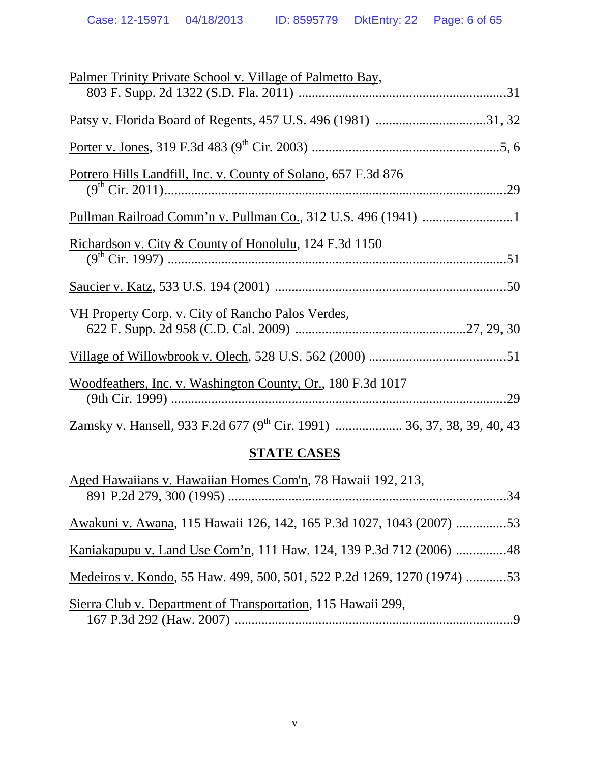Palmer Trinity Private School v. Village of Palmetto Bay, 803 F. Supp. 2d 1322 (S.D. Fla. 2011) ............................................................31

Patsy v. Florida Board of Regents, 457 U.S. 496 (1981) ................................31, 32

Porter v. Jones, 319 F.3d 483 (9th Cir. 2003) .......................................................5, 6

Potrero Hills Landfill, Inc. v. County of Solano, 657 F.3d 876 (9th Cir. 2011)..........................................................................................................29

Pullman Railroad Comm'n v. Pullman Co., 312 U.S. 496 (1941) ..........................1

Richardson v. City & County of Honolulu, 124 F.3d 1150 (9th Cir. 1997) ........................................................................................................51

Saucier v. Katz, 533 U.S. 194 (2001) ....................................................................50

VH Property Corp. v. City of Rancho Palos Verdes, 622 F. Supp. 2d 958 (C.D. Cal. 2009) ..................................................27, 29, 30

Village of Willowbrook v. Olech, 528 U.S. 562 (2000) .........................................51

Woodfeathers, Inc. v. Washington County, Or., 180 F.3d 1017 (9th Cir. 1999) ........................................................................................................29

Zamsky v. Hansell, 933 F.2d 677 (9th Cir. 1991) ................... 36, 37, 38, 39, 40, 43

## STATE CASES

Aged Hawaiians v. Hawaiian Homes Com'n, 78 Hawaii 192, 213, 891 P.2d 279, 300 (1995) ..................................................................................34

Awakuni v. Awana, 115 Hawaii 126, 142, 165 P.3d 1027, 1043 (2007) ...............53

Kaniakapupu v. Land Use Com'n, 111 Haw. 124, 139 P.3d 712 (2006) ...............48

Medeiros v. Kondo, 55 Haw. 499, 500, 501, 522 P.2d 1269, 1270 (1974) ............53

Sierra Club v. Department of Transportation, 115 Hawaii 299, 167 P.3d 292 (Haw. 2007) ..................................................................................9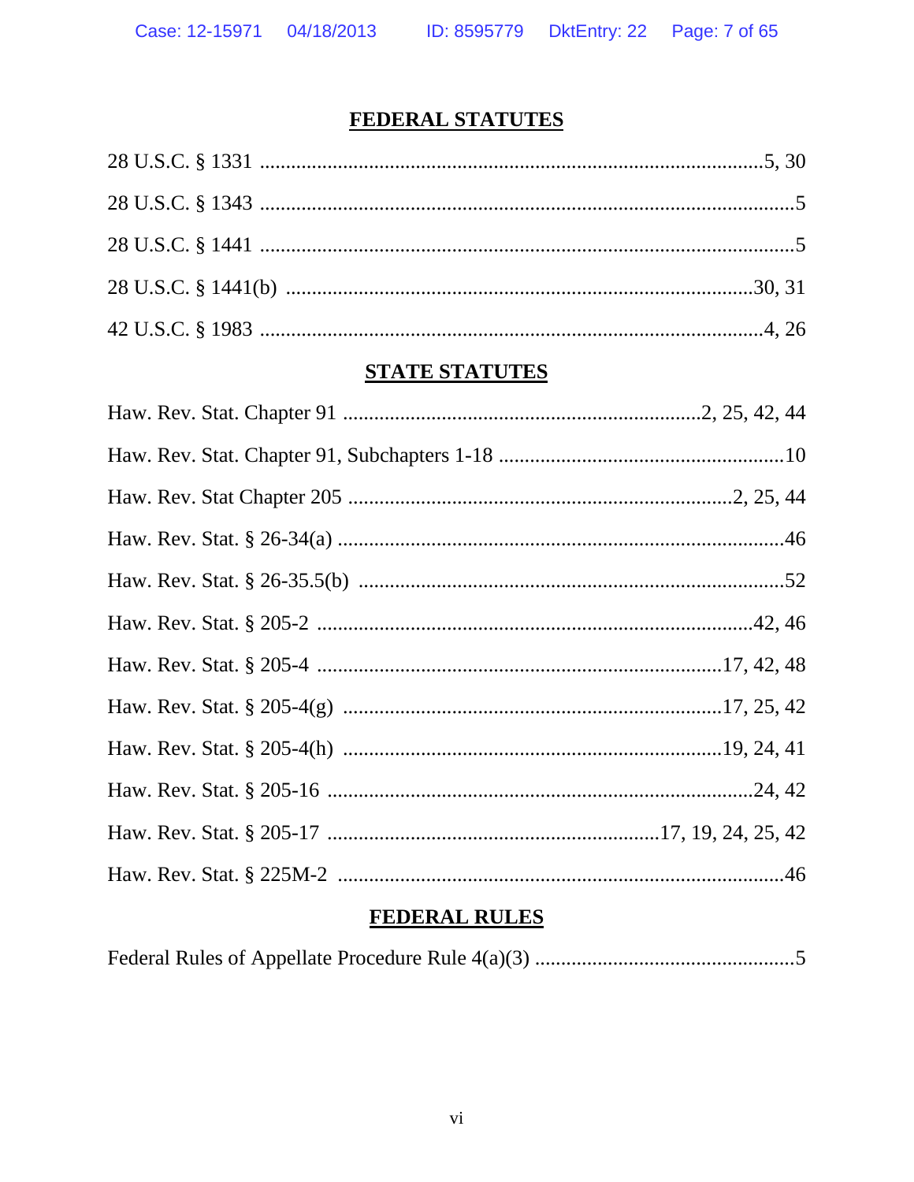## FEDERAL STATUTES

28 U.S.C. § 1331 ....................................................................................................5, 30

28 U.S.C. § 1343 ....................................................................................................5

28 U.S.C. § 1441 ....................................................................................................5

28 U.S.C. § 1441(b) ...............................................................................................30, 31

42 U.S.C. § 1983 ....................................................................................................4, 26

## STATE STATUTES

Haw. Rev. Stat. Chapter 91 ....................................................................2, 25, 42, 44

Haw. Rev. Stat. Chapter 91, Subchapters 1-18 ......................................................10

Haw. Rev. Stat Chapter 205 .........................................................................2, 25, 44

Haw. Rev. Stat. § 26-34(a) .......................................................................................46

Haw. Rev. Stat. § 26-35.5(b) ....................................................................................52

Haw. Rev. Stat. § 205-2 .......................................................................................42, 46

Haw. Rev. Stat. § 205-4 ....................................................................................17, 42, 48

Haw. Rev. Stat. § 205-4(g) ...............................................................................17, 25, 42

Haw. Rev. Stat. § 205-4(h) ...............................................................................19, 24, 41

Haw. Rev. Stat. § 205-16 .......................................................................................24, 42

Haw. Rev. Stat. § 205-17 ...........................................................................17, 19, 24, 25, 42

Haw. Rev. Stat. § 225M-2 .........................................................................................46

## FEDERAL RULES

Federal Rules of Appellate Procedure Rule 4(a)(3) ..................................................5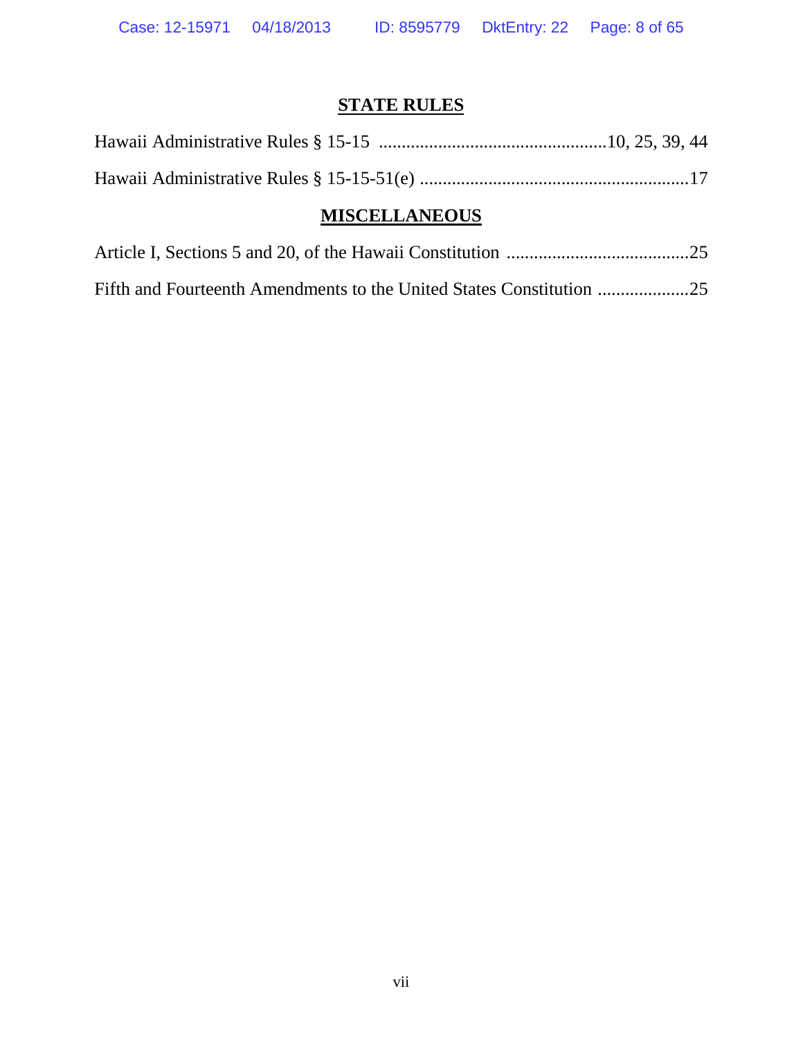## STATE RULES

Hawaii Administrative Rules § 15-15 ..................................................10, 25, 39, 44

Hawaii Administrative Rules § 15-15-51(e) ...........................................................17

## MISCELLANEOUS

Article I, Sections 5 and 20, of the Hawaii Constitution ........................................25

Fifth and Fourteenth Amendments to the United States Constitution ....................25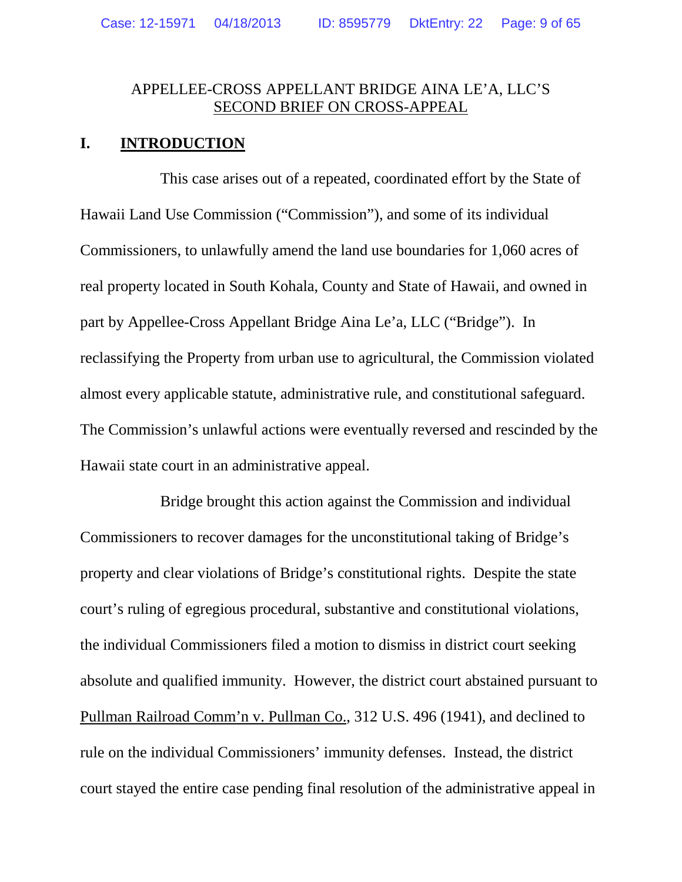APPELLEE-CROSS APPELLANT BRIDGE AINA LE'A, LLC'S
SECOND BRIEF ON CROSS-APPEAL

## I. INTRODUCTION

This case arises out of a repeated, coordinated effort by the State of Hawaii Land Use Commission ("Commission"), and some of its individual Commissioners, to unlawfully amend the land use boundaries for 1,060 acres of real property located in South Kohala, County and State of Hawaii, and owned in part by Appellee-Cross Appellant Bridge Aina Le'a, LLC ("Bridge"). In reclassifying the Property from urban use to agricultural, the Commission violated almost every applicable statute, administrative rule, and constitutional safeguard. The Commission's unlawful actions were eventually reversed and rescinded by the Hawaii state court in an administrative appeal.

Bridge brought this action against the Commission and individual Commissioners to recover damages for the unconstitutional taking of Bridge's property and clear violations of Bridge's constitutional rights. Despite the state court's ruling of egregious procedural, substantive and constitutional violations, the individual Commissioners filed a motion to dismiss in district court seeking absolute and qualified immunity. However, the district court abstained pursuant to Pullman Railroad Comm'n v. Pullman Co., 312 U.S. 496 (1941), and declined to rule on the individual Commissioners' immunity defenses. Instead, the district court stayed the entire case pending final resolution of the administrative appeal in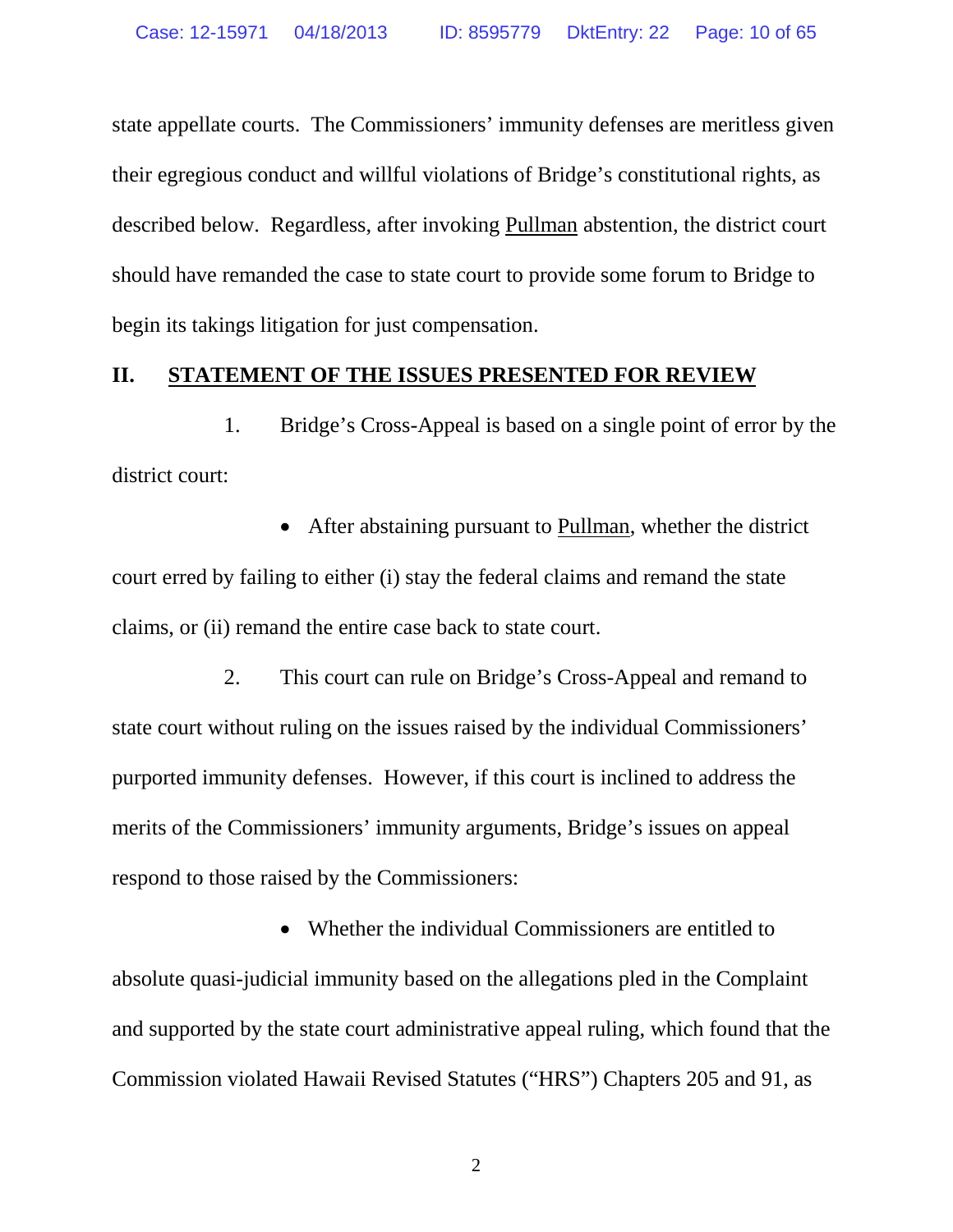state appellate courts. The Commissioners' immunity defenses are meritless given their egregious conduct and willful violations of Bridge's constitutional rights, as described below. Regardless, after invoking Pullman abstention, the district court should have remanded the case to state court to provide some forum to Bridge to begin its takings litigation for just compensation.

## II. STATEMENT OF THE ISSUES PRESENTED FOR REVIEW

1. Bridge's Cross-Appeal is based on a single point of error by the district court:

- After abstaining pursuant to Pullman, whether the district court erred by failing to either (i) stay the federal claims and remand the state claims, or (ii) remand the entire case back to state court.

2. This court can rule on Bridge's Cross-Appeal and remand to state court without ruling on the issues raised by the individual Commissioners' purported immunity defenses. However, if this court is inclined to address the merits of the Commissioners' immunity arguments, Bridge's issues on appeal respond to those raised by the Commissioners:

- Whether the individual Commissioners are entitled to absolute quasi-judicial immunity based on the allegations pled in the Complaint and supported by the state court administrative appeal ruling, which found that the Commission violated Hawaii Revised Statutes ("HRS") Chapters 205 and 91, as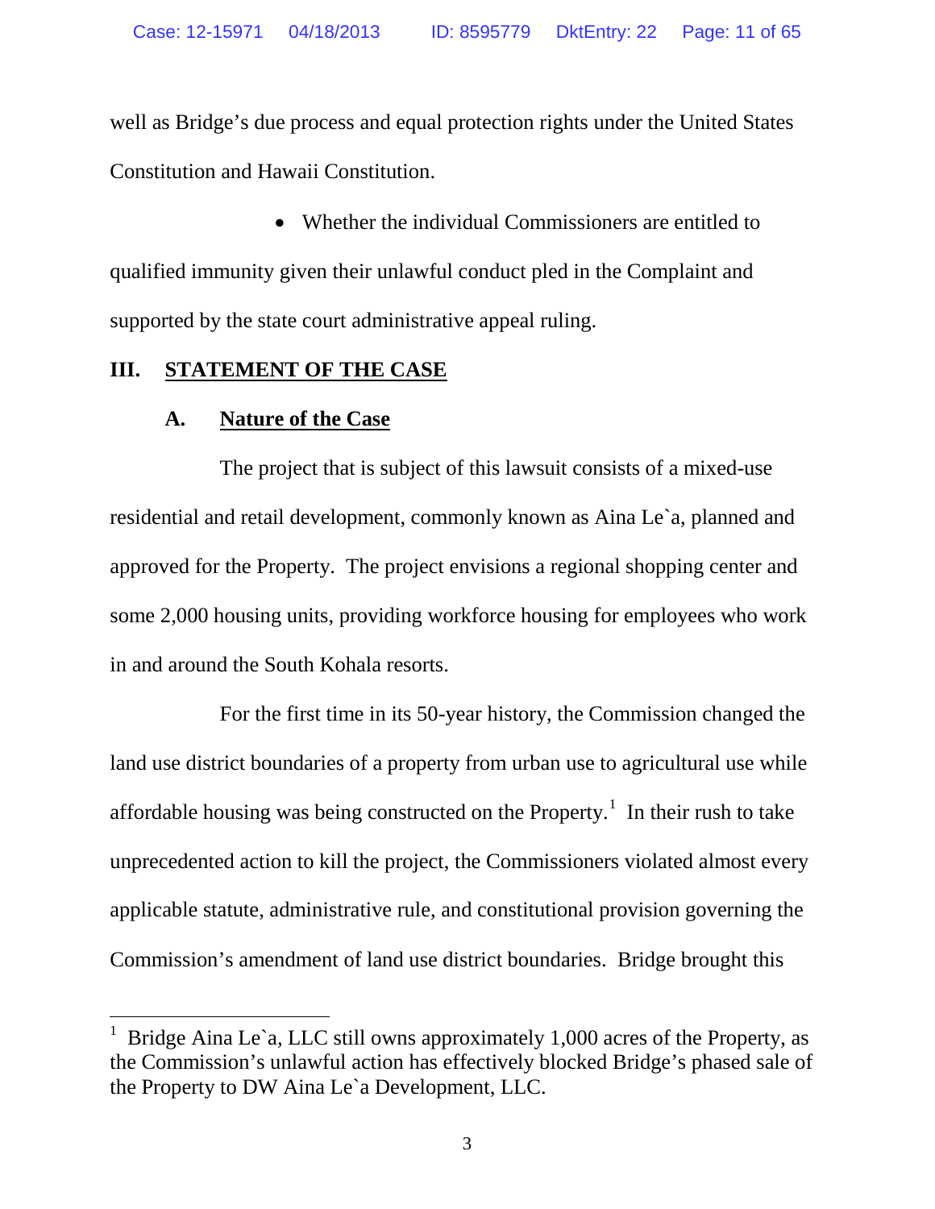well as Bridge's due process and equal protection rights under the United States Constitution and Hawaii Constitution.

- Whether the individual Commissioners are entitled to qualified immunity given their unlawful conduct pled in the Complaint and supported by the state court administrative appeal ruling.

## III. STATEMENT OF THE CASE

### A. Nature of the Case

The project that is subject of this lawsuit consists of a mixed-use residential and retail development, commonly known as Aina Le`a, planned and approved for the Property. The project envisions a regional shopping center and some 2,000 housing units, providing workforce housing for employees who work in and around the South Kohala resorts.

For the first time in its 50-year history, the Commission changed the land use district boundaries of a property from urban use to agricultural use while affordable housing was being constructed on the Property.[1] In their rush to take unprecedented action to kill the project, the Commissioners violated almost every applicable statute, administrative rule, and constitutional provision governing the Commission's amendment of land use district boundaries. Bridge brought this

---

[1] Bridge Aina Le`a, LLC still owns approximately 1,000 acres of the Property, as the Commission's unlawful action has effectively blocked Bridge's phased sale of the Property to DW Aina Le`a Development, LLC.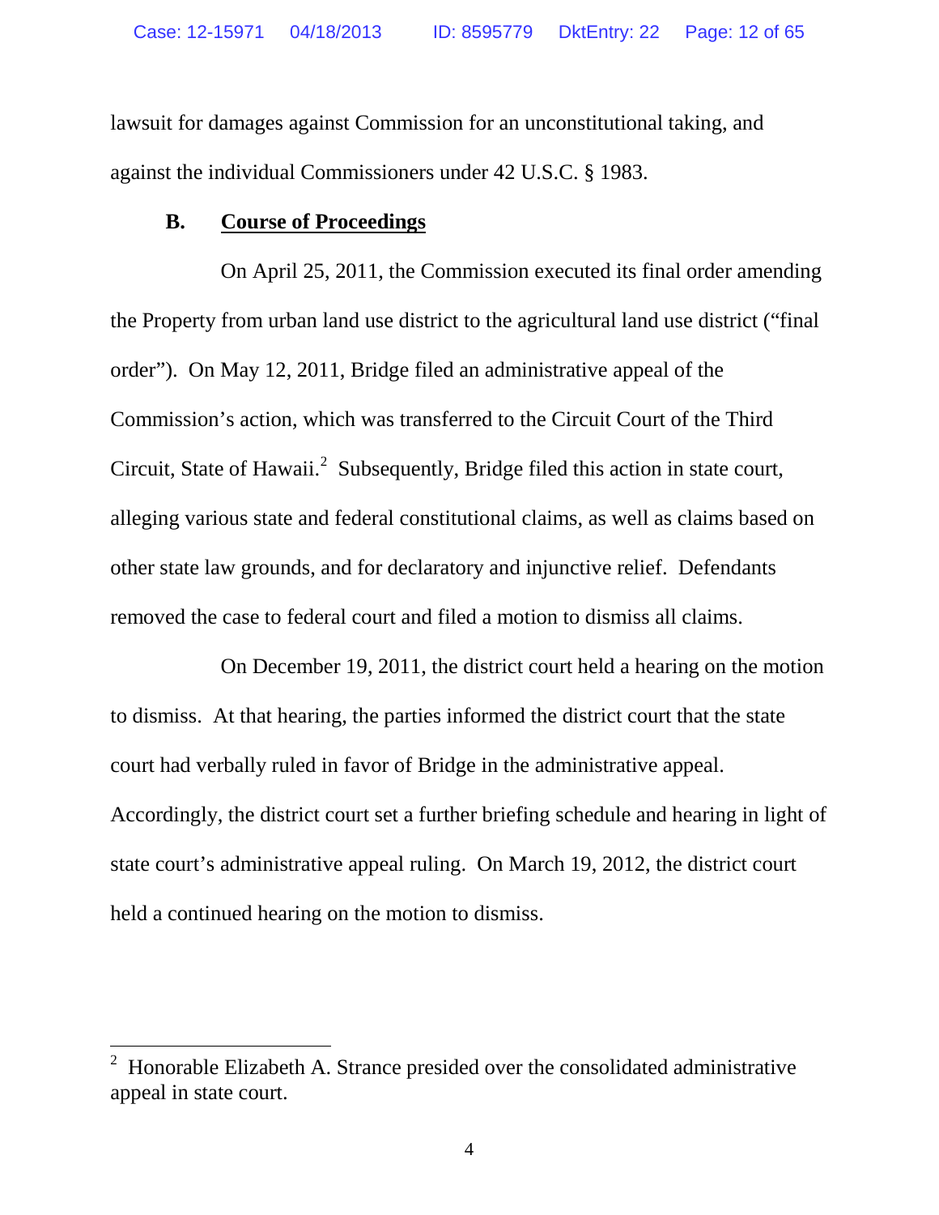lawsuit for damages against Commission for an unconstitutional taking, and against the individual Commissioners under 42 U.S.C. § 1983.

## B. Course of Proceedings

On April 25, 2011, the Commission executed its final order amending the Property from urban land use district to the agricultural land use district ("final order"). On May 12, 2011, Bridge filed an administrative appeal of the Commission's action, which was transferred to the Circuit Court of the Third Circuit, State of Hawaii.[2] Subsequently, Bridge filed this action in state court, alleging various state and federal constitutional claims, as well as claims based on other state law grounds, and for declaratory and injunctive relief. Defendants removed the case to federal court and filed a motion to dismiss all claims.

On December 19, 2011, the district court held a hearing on the motion to dismiss. At that hearing, the parties informed the district court that the state court had verbally ruled in favor of Bridge in the administrative appeal. Accordingly, the district court set a further briefing schedule and hearing in light of state court's administrative appeal ruling. On March 19, 2012, the district court held a continued hearing on the motion to dismiss.

---

[2] Honorable Elizabeth A. Strance presided over the consolidated administrative appeal in state court.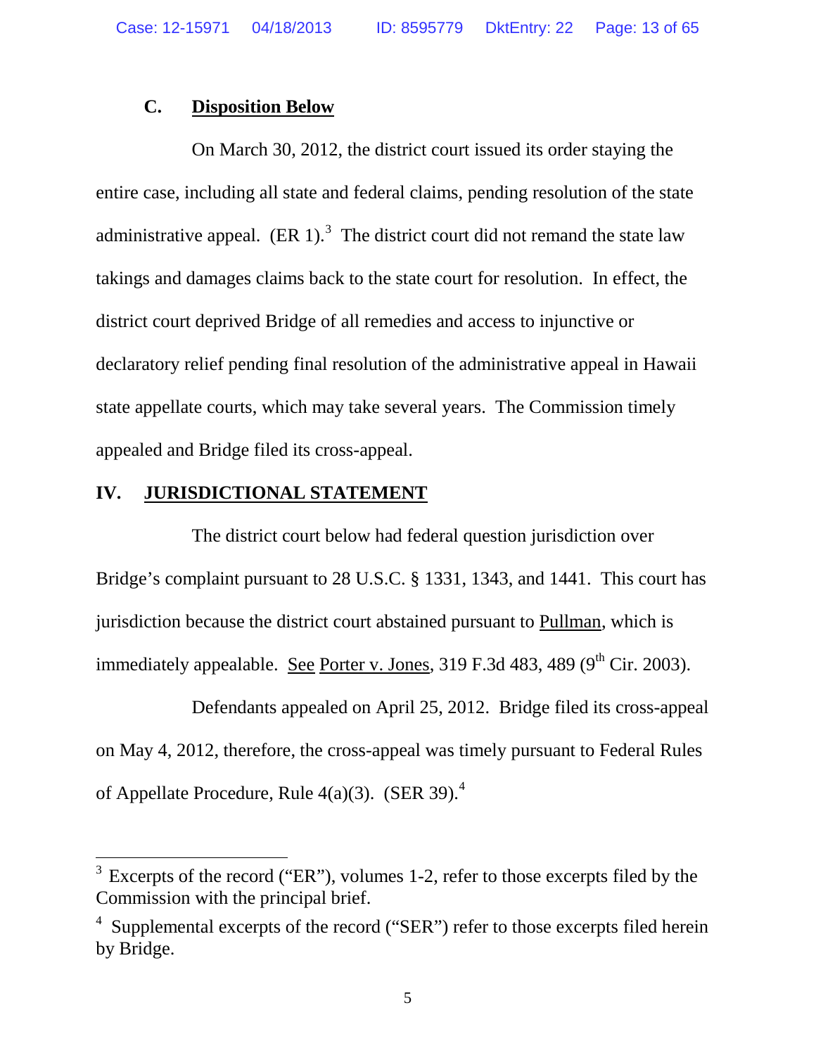### C. <u>Disposition Below</u>

On March 30, 2012, the district court issued its order staying the entire case, including all state and federal claims, pending resolution of the state administrative appeal. (ER 1).[3] The district court did not remand the state law takings and damages claims back to the state court for resolution. In effect, the district court deprived Bridge of all remedies and access to injunctive or declaratory relief pending final resolution of the administrative appeal in Hawaii state appellate courts, which may take several years. The Commission timely appealed and Bridge filed its cross-appeal.

## IV. <u>JURISDICTIONAL STATEMENT</u>

The district court below had federal question jurisdiction over Bridge's complaint pursuant to 28 U.S.C. § 1331, 1343, and 1441. This court has jurisdiction because the district court abstained pursuant to <u>Pullman</u>, which is immediately appealable. <u>See</u> <u>Porter v. Jones</u>, 319 F.3d 483, 489 (9th Cir. 2003).

Defendants appealed on April 25, 2012. Bridge filed its cross-appeal on May 4, 2012, therefore, the cross-appeal was timely pursuant to Federal Rules of Appellate Procedure, Rule 4(a)(3). (SER 39).[4]

---

[3] Excerpts of the record ("ER"), volumes 1-2, refer to those excerpts filed by the Commission with the principal brief.

[4] Supplemental excerpts of the record ("SER") refer to those excerpts filed herein by Bridge.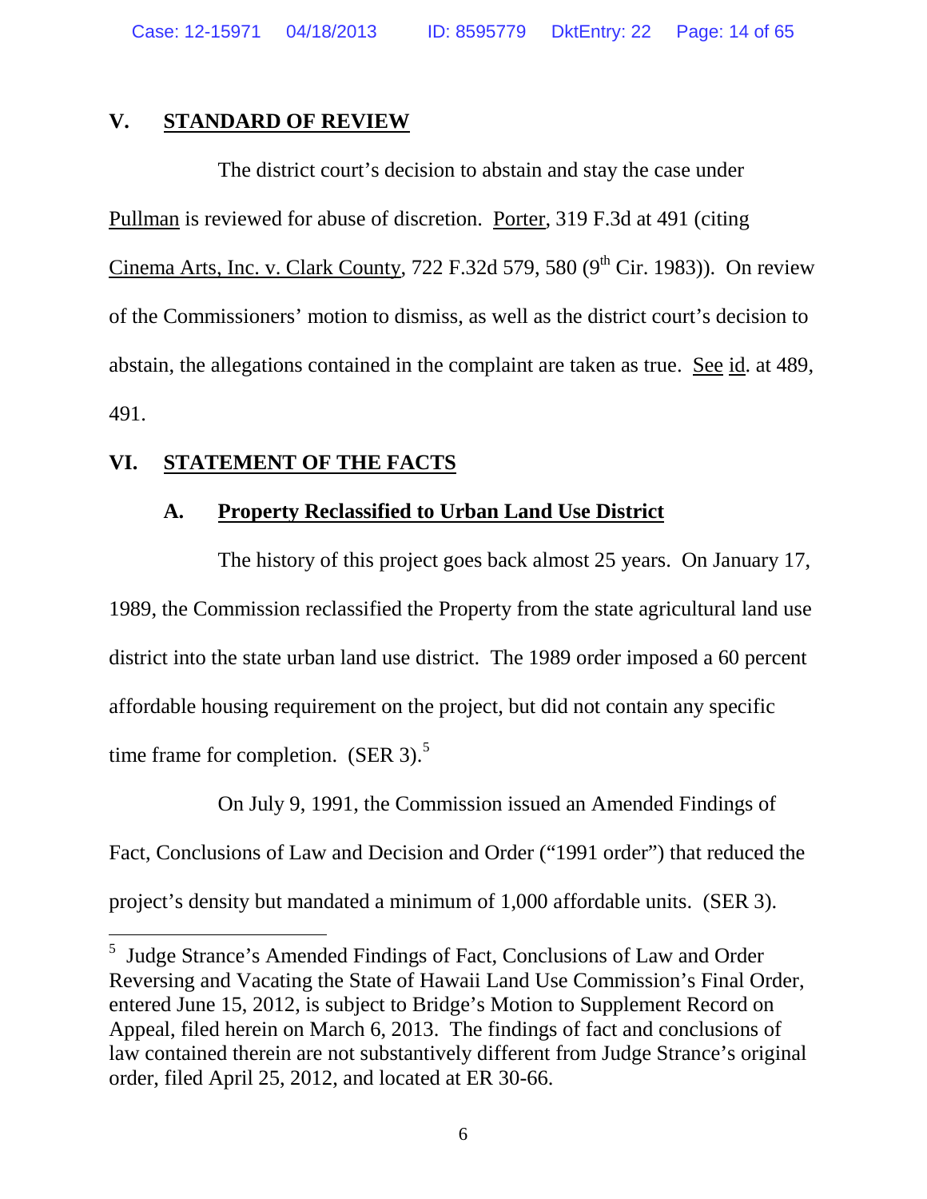## V. STANDARD OF REVIEW

The district court's decision to abstain and stay the case under Pullman is reviewed for abuse of discretion. Porter, 319 F.3d at 491 (citing Cinema Arts, Inc. v. Clark County, 722 F.32d 579, 580 (9th Cir. 1983)). On review of the Commissioners' motion to dismiss, as well as the district court's decision to abstain, the allegations contained in the complaint are taken as true. See id. at 489, 491.

## VI. STATEMENT OF THE FACTS

### A. Property Reclassified to Urban Land Use District

The history of this project goes back almost 25 years. On January 17, 1989, the Commission reclassified the Property from the state agricultural land use district into the state urban land use district. The 1989 order imposed a 60 percent affordable housing requirement on the project, but did not contain any specific time frame for completion. (SER 3).[5]

On July 9, 1991, the Commission issued an Amended Findings of Fact, Conclusions of Law and Decision and Order ("1991 order") that reduced the project's density but mandated a minimum of 1,000 affordable units. (SER 3).

---

[5] Judge Strance's Amended Findings of Fact, Conclusions of Law and Order Reversing and Vacating the State of Hawaii Land Use Commission's Final Order, entered June 15, 2012, is subject to Bridge's Motion to Supplement Record on Appeal, filed herein on March 6, 2013. The findings of fact and conclusions of law contained therein are not substantively different from Judge Strance's original order, filed April 25, 2012, and located at ER 30-66.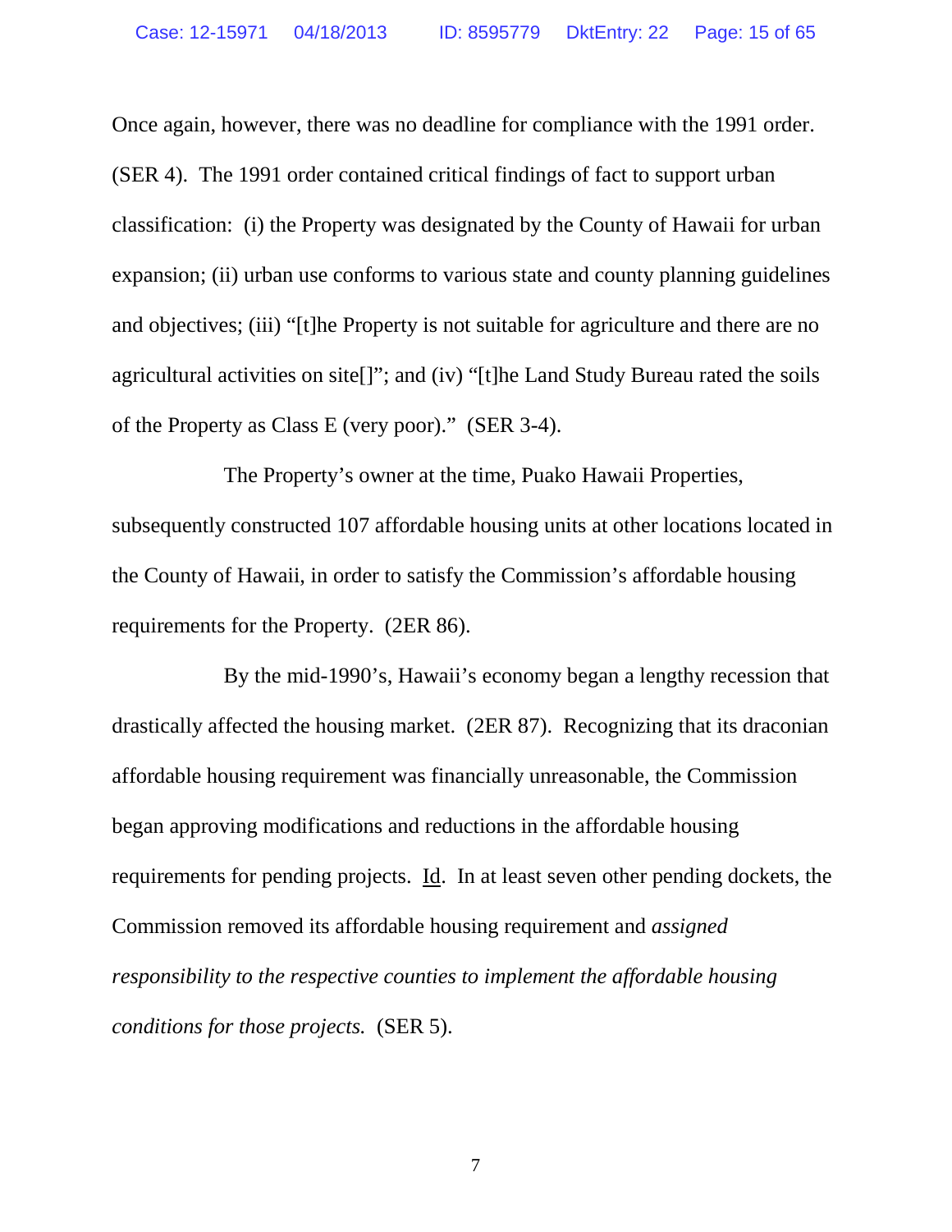Once again, however, there was no deadline for compliance with the 1991 order. (SER 4). The 1991 order contained critical findings of fact to support urban classification: (i) the Property was designated by the County of Hawaii for urban expansion; (ii) urban use conforms to various state and county planning guidelines and objectives; (iii) "[t]he Property is not suitable for agriculture and there are no agricultural activities on site[]"; and (iv) "[t]he Land Study Bureau rated the soils of the Property as Class E (very poor)." (SER 3-4).

The Property's owner at the time, Puako Hawaii Properties, subsequently constructed 107 affordable housing units at other locations located in the County of Hawaii, in order to satisfy the Commission's affordable housing requirements for the Property. (2ER 86).

By the mid-1990's, Hawaii's economy began a lengthy recession that drastically affected the housing market. (2ER 87). Recognizing that its draconian affordable housing requirement was financially unreasonable, the Commission began approving modifications and reductions in the affordable housing requirements for pending projects. Id. In at least seven other pending dockets, the Commission removed its affordable housing requirement and *assigned responsibility to the respective counties to implement the affordable housing conditions for those projects.* (SER 5).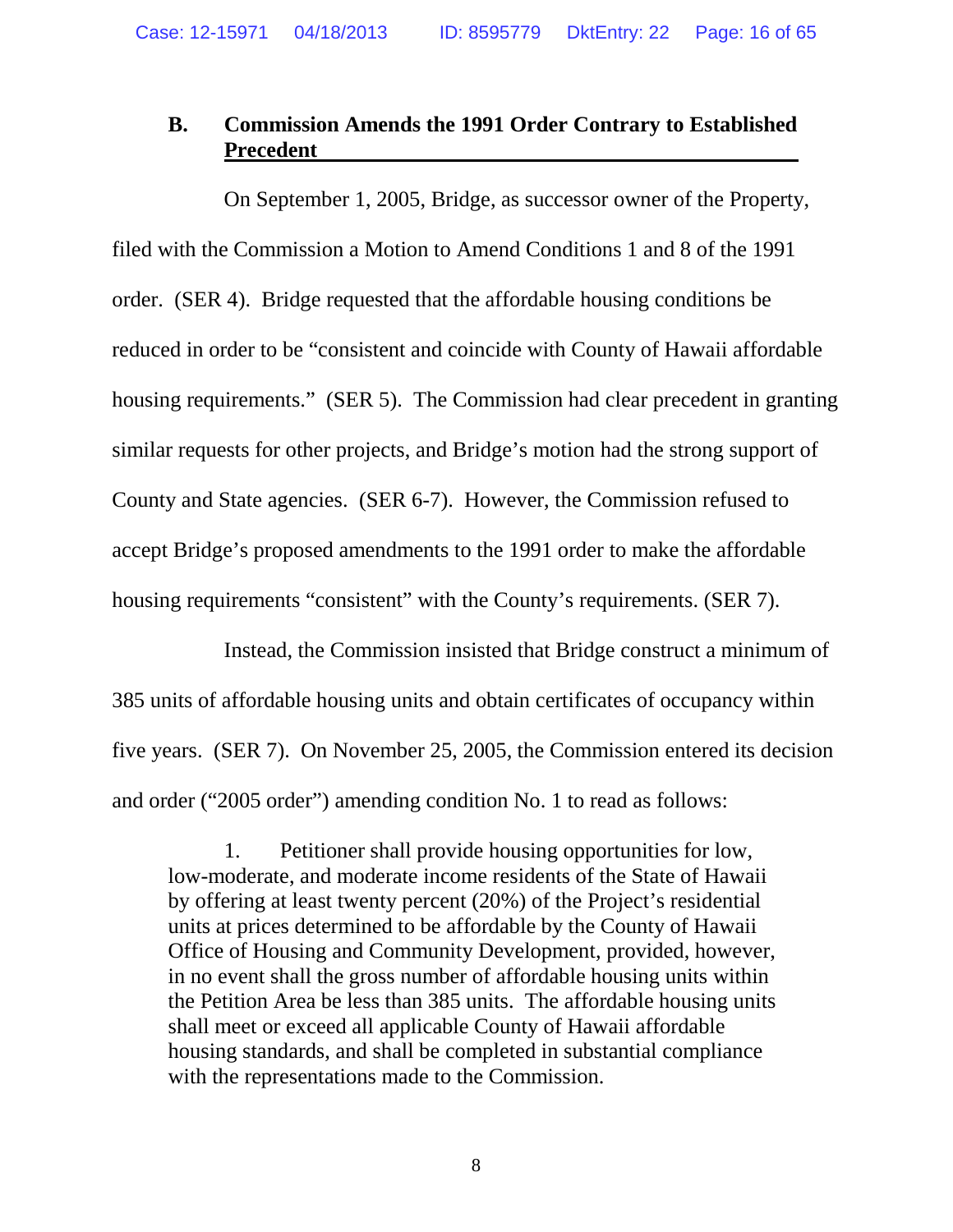### B. Commission Amends the 1991 Order Contrary to Established Precedent

On September 1, 2005, Bridge, as successor owner of the Property, filed with the Commission a Motion to Amend Conditions 1 and 8 of the 1991 order. (SER 4). Bridge requested that the affordable housing conditions be reduced in order to be "consistent and coincide with County of Hawaii affordable housing requirements." (SER 5). The Commission had clear precedent in granting similar requests for other projects, and Bridge's motion had the strong support of County and State agencies. (SER 6-7). However, the Commission refused to accept Bridge's proposed amendments to the 1991 order to make the affordable housing requirements "consistent" with the County's requirements. (SER 7).

Instead, the Commission insisted that Bridge construct a minimum of 385 units of affordable housing units and obtain certificates of occupancy within five years. (SER 7). On November 25, 2005, the Commission entered its decision and order ("2005 order") amending condition No. 1 to read as follows:

> 1. Petitioner shall provide housing opportunities for low, low-moderate, and moderate income residents of the State of Hawaii by offering at least twenty percent (20%) of the Project's residential units at prices determined to be affordable by the County of Hawaii Office of Housing and Community Development, provided, however, in no event shall the gross number of affordable housing units within the Petition Area be less than 385 units. The affordable housing units shall meet or exceed all applicable County of Hawaii affordable housing standards, and shall be completed in substantial compliance with the representations made to the Commission.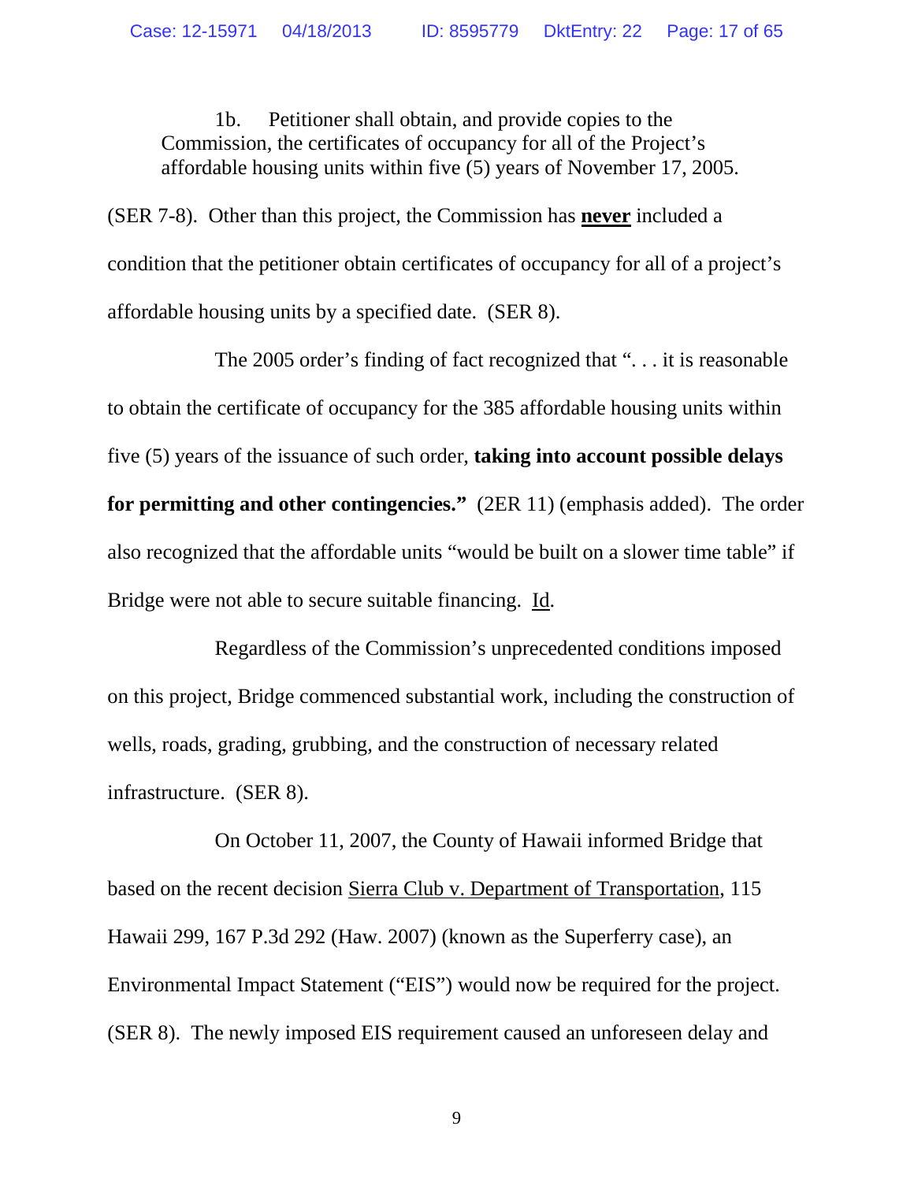> 1b. Petitioner shall obtain, and provide copies to the Commission, the certificates of occupancy for all of the Project's affordable housing units within five (5) years of November 17, 2005.

(SER 7-8). Other than this project, the Commission has <u>**never**</u> included a condition that the petitioner obtain certificates of occupancy for all of a project's affordable housing units by a specified date. (SER 8).

The 2005 order's finding of fact recognized that ". . . it is reasonable to obtain the certificate of occupancy for the 385 affordable housing units within five (5) years of the issuance of such order, **taking into account possible delays for permitting and other contingencies."** (2ER 11) (emphasis added). The order also recognized that the affordable units "would be built on a slower time table" if Bridge were not able to secure suitable financing. <u>Id</u>.

Regardless of the Commission's unprecedented conditions imposed on this project, Bridge commenced substantial work, including the construction of wells, roads, grading, grubbing, and the construction of necessary related infrastructure. (SER 8).

On October 11, 2007, the County of Hawaii informed Bridge that based on the recent decision <u>Sierra Club v. Department of Transportation</u>, 115 Hawaii 299, 167 P.3d 292 (Haw. 2007) (known as the Superferry case), an Environmental Impact Statement ("EIS") would now be required for the project. (SER 8). The newly imposed EIS requirement caused an unforeseen delay and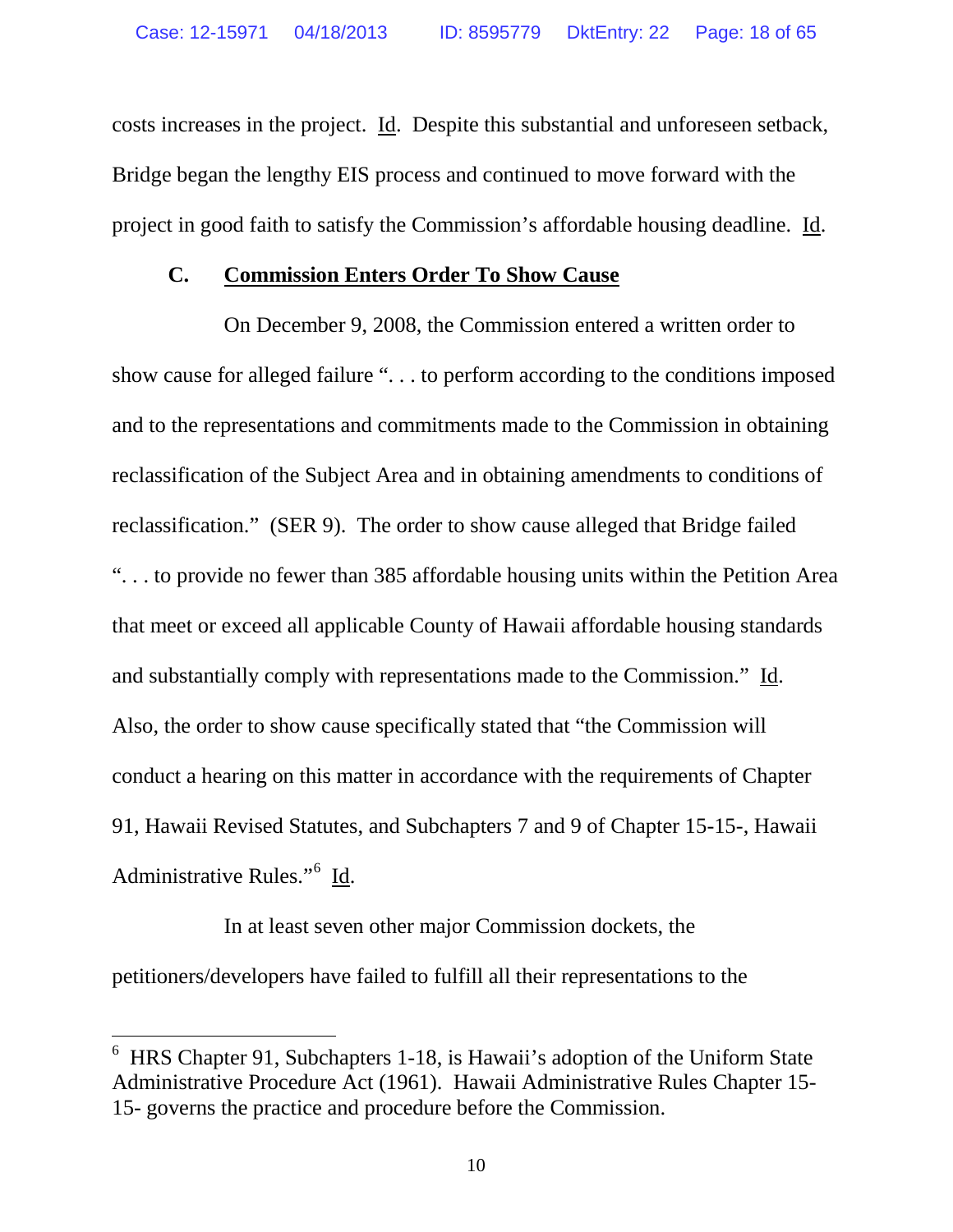costs increases in the project. Id. Despite this substantial and unforeseen setback, Bridge began the lengthy EIS process and continued to move forward with the project in good faith to satisfy the Commission's affordable housing deadline. Id.

### C. Commission Enters Order To Show Cause

On December 9, 2008, the Commission entered a written order to show cause for alleged failure ". . . to perform according to the conditions imposed and to the representations and commitments made to the Commission in obtaining reclassification of the Subject Area and in obtaining amendments to conditions of reclassification." (SER 9). The order to show cause alleged that Bridge failed ". . . to provide no fewer than 385 affordable housing units within the Petition Area that meet or exceed all applicable County of Hawaii affordable housing standards and substantially comply with representations made to the Commission." Id. Also, the order to show cause specifically stated that "the Commission will conduct a hearing on this matter in accordance with the requirements of Chapter 91, Hawaii Revised Statutes, and Subchapters 7 and 9 of Chapter 15-15-, Hawaii Administrative Rules."[6] Id.

In at least seven other major Commission dockets, the petitioners/developers have failed to fulfill all their representations to the

---

[6] HRS Chapter 91, Subchapters 1-18, is Hawaii's adoption of the Uniform State Administrative Procedure Act (1961). Hawaii Administrative Rules Chapter 15-15- governs the practice and procedure before the Commission.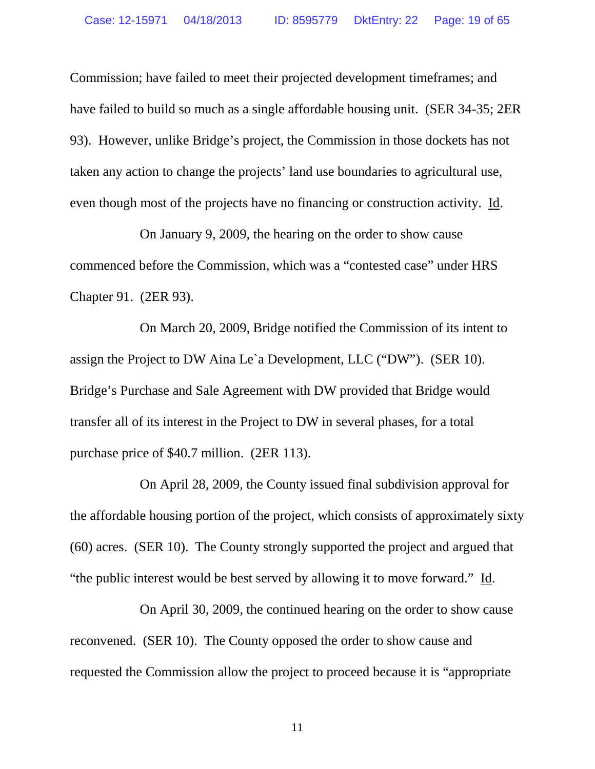Commission; have failed to meet their projected development timeframes; and have failed to build so much as a single affordable housing unit. (SER 34-35; 2ER 93). However, unlike Bridge's project, the Commission in those dockets has not taken any action to change the projects' land use boundaries to agricultural use, even though most of the projects have no financing or construction activity. Id.

On January 9, 2009, the hearing on the order to show cause commenced before the Commission, which was a "contested case" under HRS Chapter 91. (2ER 93).

On March 20, 2009, Bridge notified the Commission of its intent to assign the Project to DW Aina Le`a Development, LLC ("DW"). (SER 10). Bridge's Purchase and Sale Agreement with DW provided that Bridge would transfer all of its interest in the Project to DW in several phases, for a total purchase price of $40.7 million. (2ER 113).

On April 28, 2009, the County issued final subdivision approval for the affordable housing portion of the project, which consists of approximately sixty (60) acres. (SER 10). The County strongly supported the project and argued that "the public interest would be best served by allowing it to move forward." Id.

On April 30, 2009, the continued hearing on the order to show cause reconvened. (SER 10). The County opposed the order to show cause and requested the Commission allow the project to proceed because it is "appropriate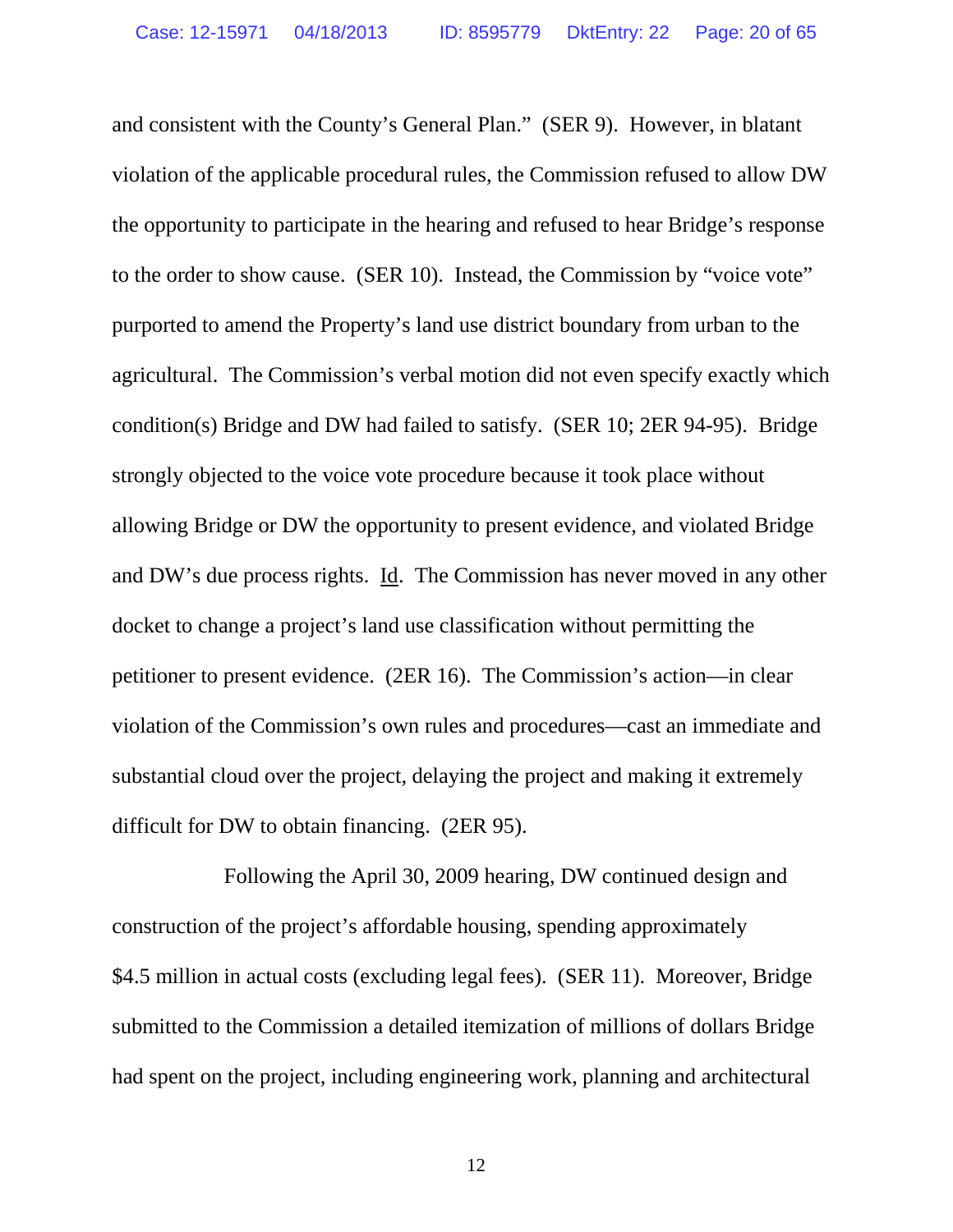and consistent with the County's General Plan." (SER 9). However, in blatant violation of the applicable procedural rules, the Commission refused to allow DW the opportunity to participate in the hearing and refused to hear Bridge's response to the order to show cause. (SER 10). Instead, the Commission by "voice vote" purported to amend the Property's land use district boundary from urban to the agricultural. The Commission's verbal motion did not even specify exactly which condition(s) Bridge and DW had failed to satisfy. (SER 10; 2ER 94-95). Bridge strongly objected to the voice vote procedure because it took place without allowing Bridge or DW the opportunity to present evidence, and violated Bridge and DW's due process rights. Id. The Commission has never moved in any other docket to change a project's land use classification without permitting the petitioner to present evidence. (2ER 16). The Commission's action—in clear violation of the Commission's own rules and procedures—cast an immediate and substantial cloud over the project, delaying the project and making it extremely difficult for DW to obtain financing. (2ER 95).

Following the April 30, 2009 hearing, DW continued design and construction of the project's affordable housing, spending approximately $4.5 million in actual costs (excluding legal fees). (SER 11). Moreover, Bridge submitted to the Commission a detailed itemization of millions of dollars Bridge had spent on the project, including engineering work, planning and architectural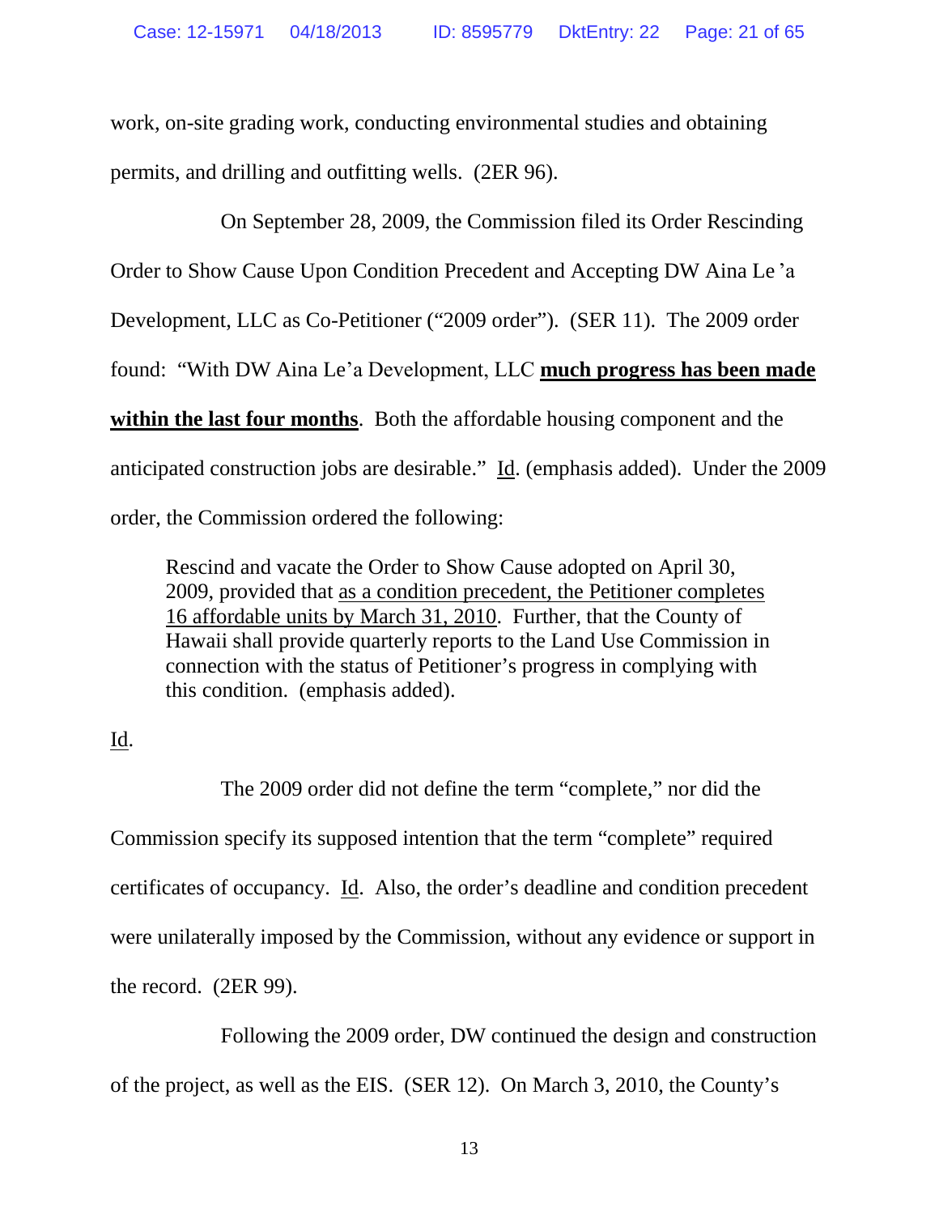work, on-site grading work, conducting environmental studies and obtaining permits, and drilling and outfitting wells. (2ER 96).

On September 28, 2009, the Commission filed its Order Rescinding Order to Show Cause Upon Condition Precedent and Accepting DW Aina Le 'a Development, LLC as Co-Petitioner ("2009 order"). (SER 11). The 2009 order found: "With DW Aina Le'a Development, LLC <u>**much progress has been made within the last four months**</u>. Both the affordable housing component and the anticipated construction jobs are desirable." <u>Id</u>. (emphasis added). Under the 2009 order, the Commission ordered the following:

> Rescind and vacate the Order to Show Cause adopted on April 30, 2009, provided that <u>as a condition precedent, the Petitioner completes 16 affordable units by March 31, 2010</u>. Further, that the County of Hawaii shall provide quarterly reports to the Land Use Commission in connection with the status of Petitioner's progress in complying with this condition. (emphasis added).

<u>Id</u>.

The 2009 order did not define the term "complete," nor did the Commission specify its supposed intention that the term "complete" required certificates of occupancy. <u>Id</u>. Also, the order's deadline and condition precedent were unilaterally imposed by the Commission, without any evidence or support in the record. (2ER 99).

Following the 2009 order, DW continued the design and construction of the project, as well as the EIS. (SER 12). On March 3, 2010, the County's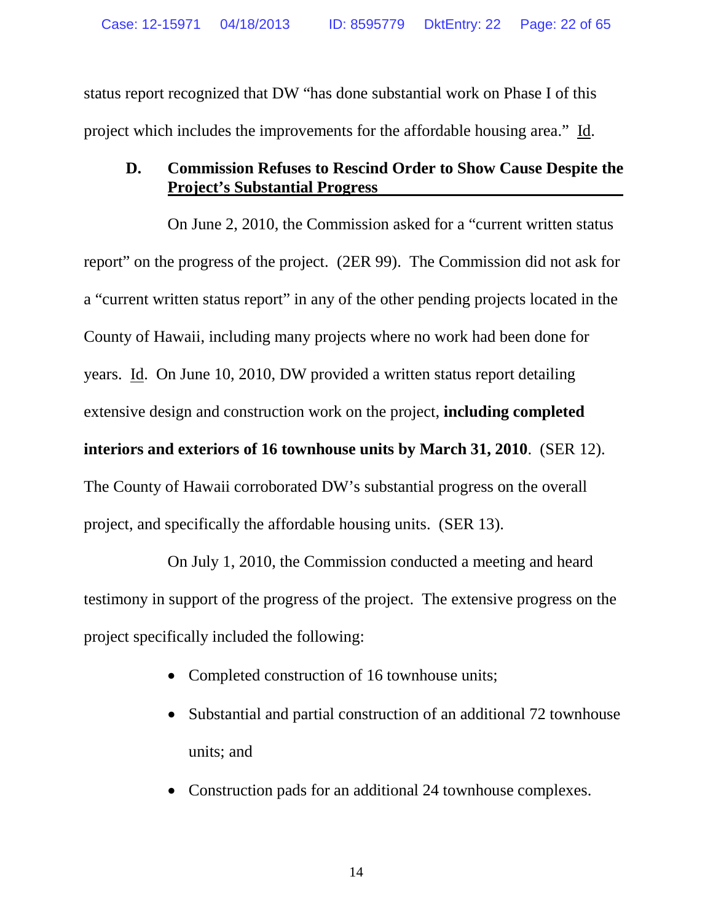status report recognized that DW "has done substantial work on Phase I of this project which includes the improvements for the affordable housing area." Id.

### D. Commission Refuses to Rescind Order to Show Cause Despite the Project's Substantial Progress

On June 2, 2010, the Commission asked for a "current written status report" on the progress of the project. (2ER 99). The Commission did not ask for a "current written status report" in any of the other pending projects located in the County of Hawaii, including many projects where no work had been done for years. Id. On June 10, 2010, DW provided a written status report detailing extensive design and construction work on the project, **including completed interiors and exteriors of 16 townhouse units by March 31, 2010**. (SER 12). The County of Hawaii corroborated DW's substantial progress on the overall project, and specifically the affordable housing units. (SER 13).

On July 1, 2010, the Commission conducted a meeting and heard testimony in support of the progress of the project. The extensive progress on the project specifically included the following:

- Completed construction of 16 townhouse units;
- Substantial and partial construction of an additional 72 townhouse units; and
- Construction pads for an additional 24 townhouse complexes.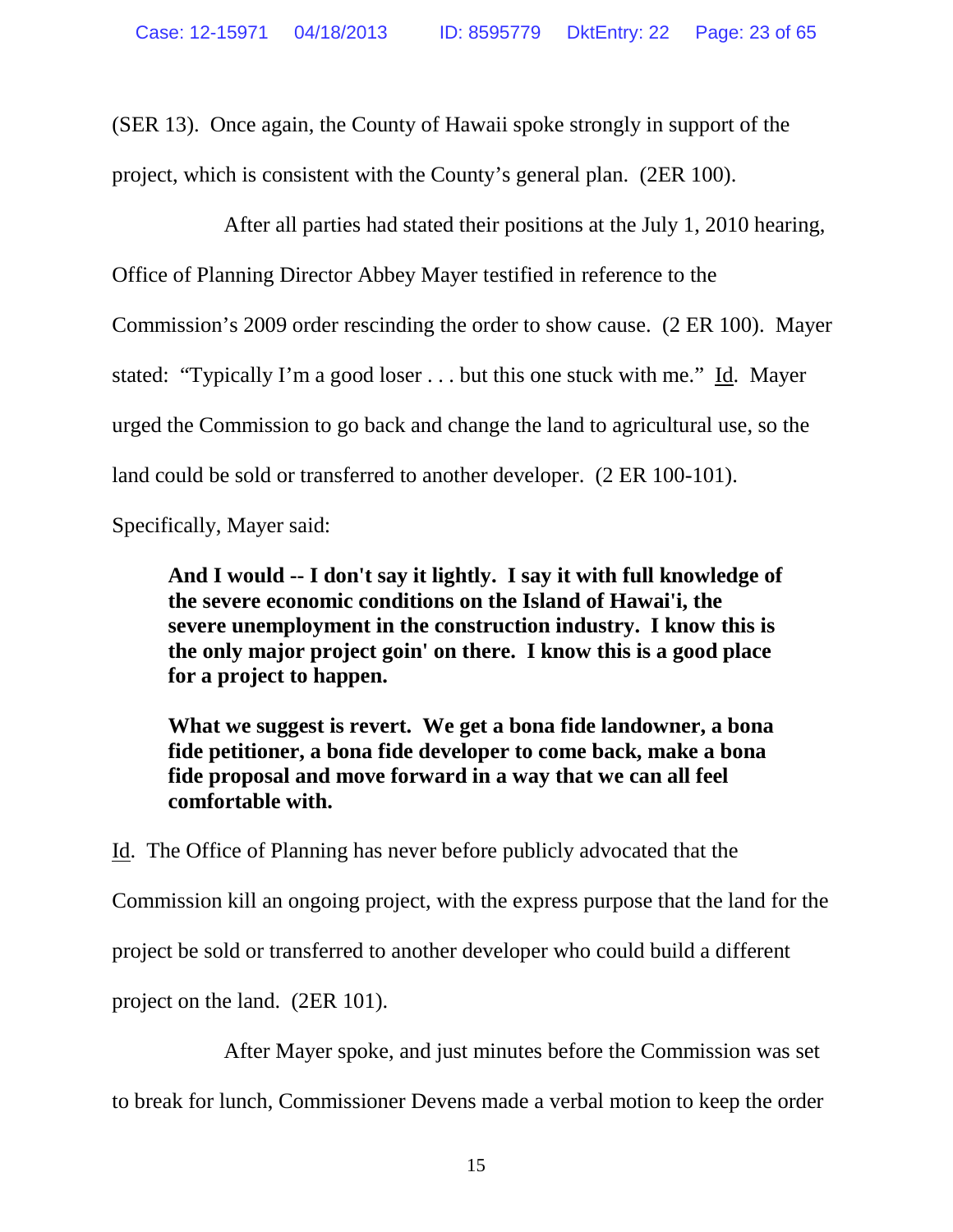(SER 13). Once again, the County of Hawaii spoke strongly in support of the project, which is consistent with the County's general plan. (2ER 100).

After all parties had stated their positions at the July 1, 2010 hearing, Office of Planning Director Abbey Mayer testified in reference to the Commission's 2009 order rescinding the order to show cause. (2 ER 100). Mayer stated: "Typically I'm a good loser . . . but this one stuck with me." Id. Mayer urged the Commission to go back and change the land to agricultural use, so the land could be sold or transferred to another developer. (2 ER 100-101). Specifically, Mayer said:

> **And I would -- I don't say it lightly. I say it with full knowledge of the severe economic conditions on the Island of Hawai'i, the severe unemployment in the construction industry. I know this is the only major project goin' on there. I know this is a good place for a project to happen.**
>
> **What we suggest is revert. We get a bona fide landowner, a bona fide petitioner, a bona fide developer to come back, make a bona fide proposal and move forward in a way that we can all feel comfortable with.**

Id. The Office of Planning has never before publicly advocated that the Commission kill an ongoing project, with the express purpose that the land for the project be sold or transferred to another developer who could build a different project on the land. (2ER 101).

After Mayer spoke, and just minutes before the Commission was set to break for lunch, Commissioner Devens made a verbal motion to keep the order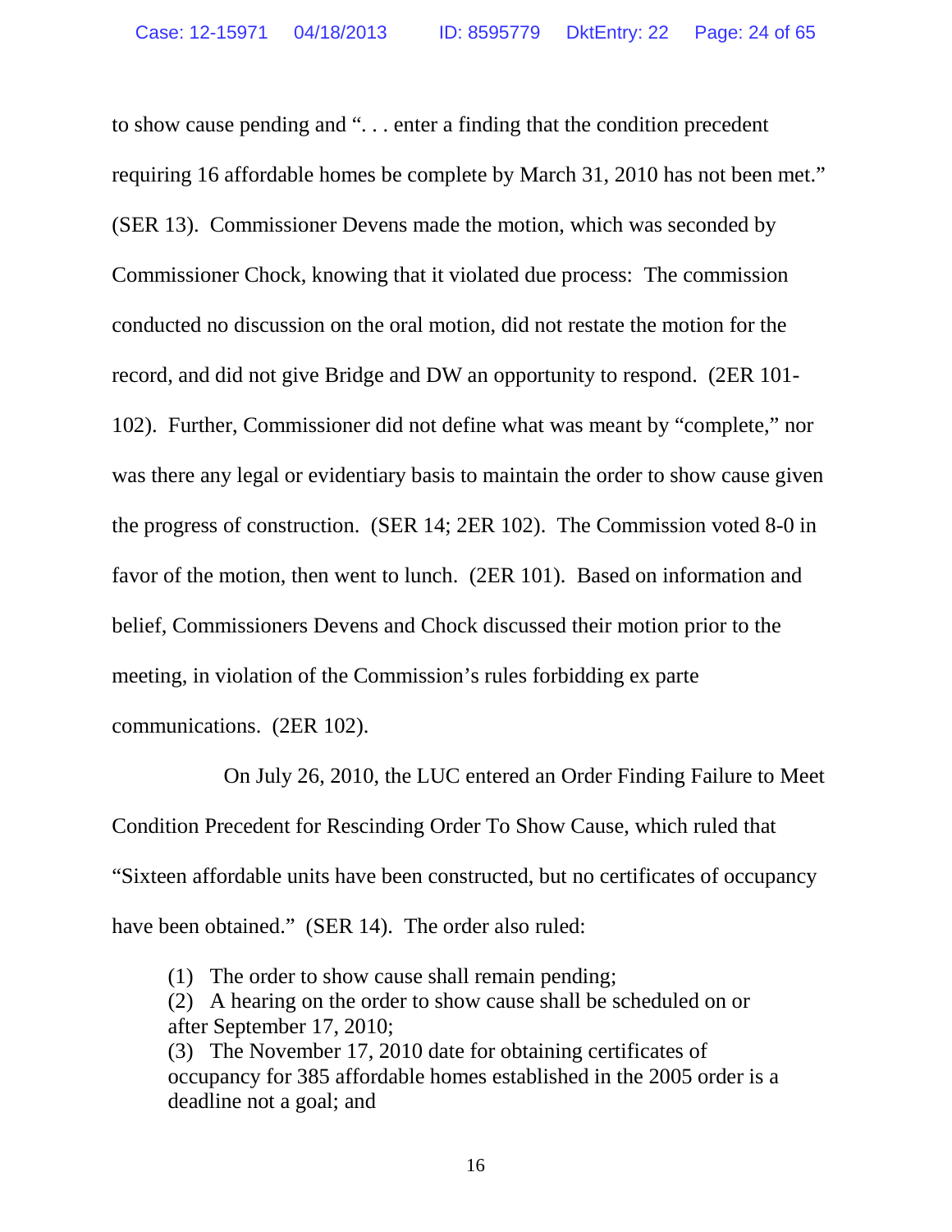to show cause pending and ". . . enter a finding that the condition precedent requiring 16 affordable homes be complete by March 31, 2010 has not been met." (SER 13). Commissioner Devens made the motion, which was seconded by Commissioner Chock, knowing that it violated due process: The commission conducted no discussion on the oral motion, did not restate the motion for the record, and did not give Bridge and DW an opportunity to respond. (2ER 101-102). Further, Commissioner did not define what was meant by "complete," nor was there any legal or evidentiary basis to maintain the order to show cause given the progress of construction. (SER 14; 2ER 102). The Commission voted 8-0 in favor of the motion, then went to lunch. (2ER 101). Based on information and belief, Commissioners Devens and Chock discussed their motion prior to the meeting, in violation of the Commission's rules forbidding ex parte communications. (2ER 102).

On July 26, 2010, the LUC entered an Order Finding Failure to Meet Condition Precedent for Rescinding Order To Show Cause, which ruled that "Sixteen affordable units have been constructed, but no certificates of occupancy have been obtained." (SER 14). The order also ruled:

> (1) The order to show cause shall remain pending;
> (2) A hearing on the order to show cause shall be scheduled on or after September 17, 2010;
> (3) The November 17, 2010 date for obtaining certificates of occupancy for 385 affordable homes established in the 2005 order is a deadline not a goal; and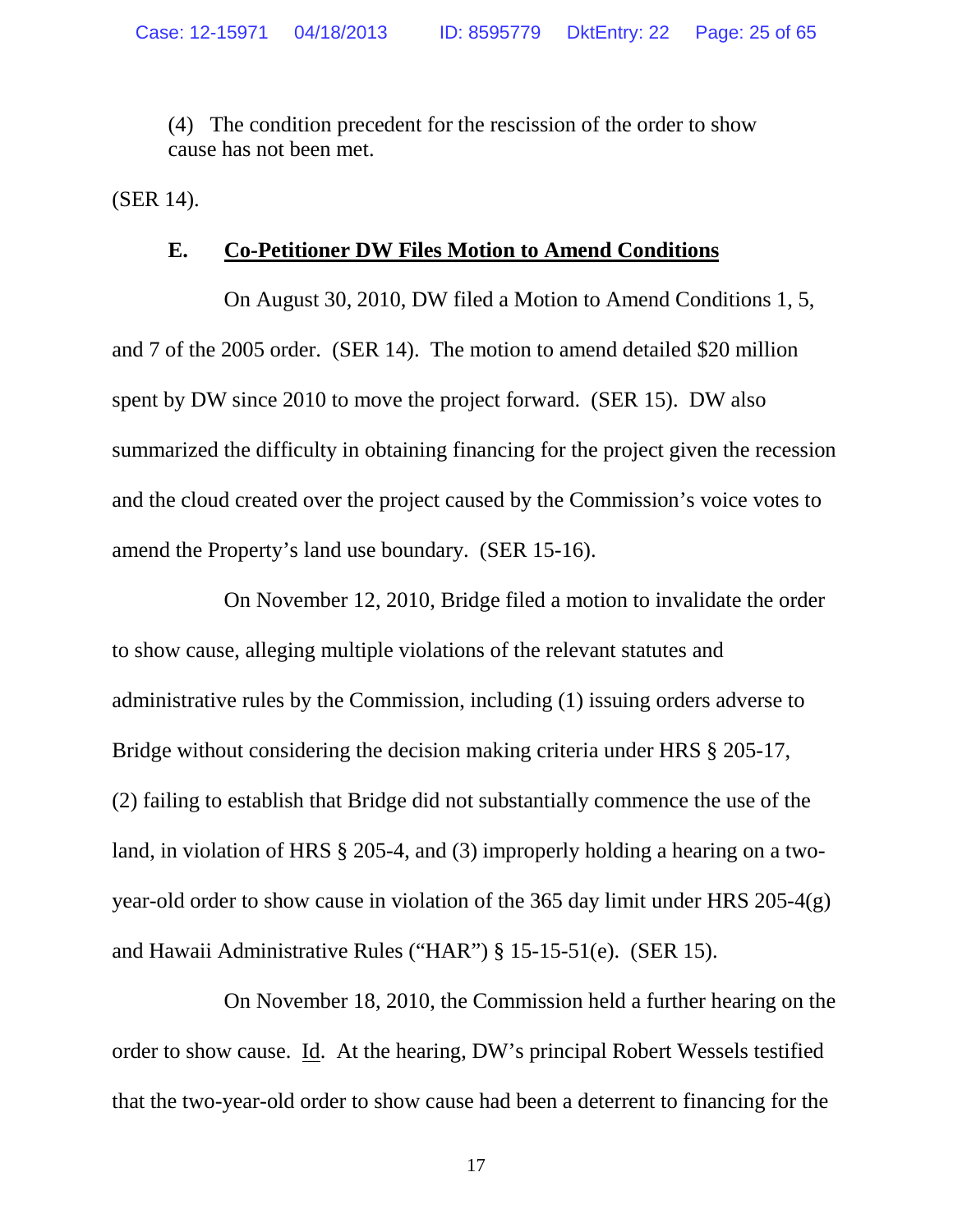(4) The condition precedent for the rescission of the order to show cause has not been met.

(SER 14).

### E. Co-Petitioner DW Files Motion to Amend Conditions

On August 30, 2010, DW filed a Motion to Amend Conditions 1, 5, and 7 of the 2005 order. (SER 14). The motion to amend detailed $20 million spent by DW since 2010 to move the project forward. (SER 15). DW also summarized the difficulty in obtaining financing for the project given the recession and the cloud created over the project caused by the Commission's voice votes to amend the Property's land use boundary. (SER 15-16).

On November 12, 2010, Bridge filed a motion to invalidate the order to show cause, alleging multiple violations of the relevant statutes and administrative rules by the Commission, including (1) issuing orders adverse to Bridge without considering the decision making criteria under HRS § 205-17, (2) failing to establish that Bridge did not substantially commence the use of the land, in violation of HRS § 205-4, and (3) improperly holding a hearing on a two-year-old order to show cause in violation of the 365 day limit under HRS 205-4(g) and Hawaii Administrative Rules ("HAR") § 15-15-51(e). (SER 15).

On November 18, 2010, the Commission held a further hearing on the order to show cause. Id. At the hearing, DW's principal Robert Wessels testified that the two-year-old order to show cause had been a deterrent to financing for the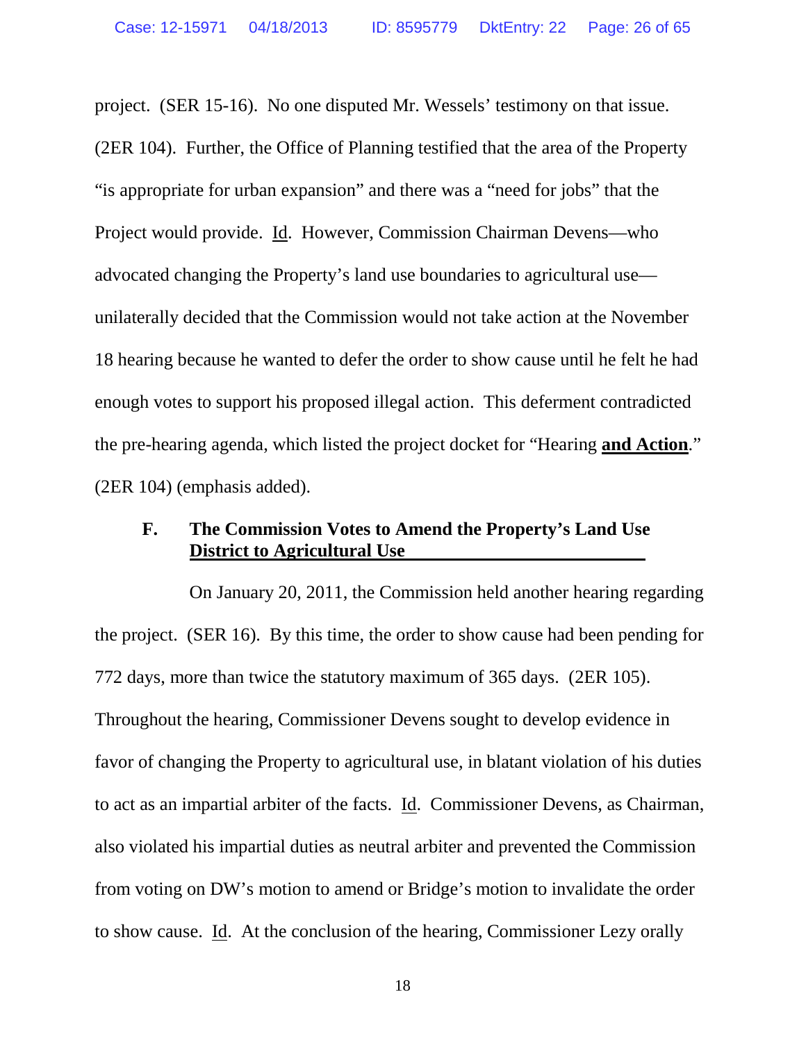project. (SER 15-16). No one disputed Mr. Wessels' testimony on that issue. (2ER 104). Further, the Office of Planning testified that the area of the Property "is appropriate for urban expansion" and there was a "need for jobs" that the Project would provide. Id. However, Commission Chairman Devens—who advocated changing the Property's land use boundaries to agricultural use—unilaterally decided that the Commission would not take action at the November 18 hearing because he wanted to defer the order to show cause until he felt he had enough votes to support his proposed illegal action. This deferment contradicted the pre-hearing agenda, which listed the project docket for "Hearing **and Action**." (2ER 104) (emphasis added).

### F. The Commission Votes to Amend the Property's Land Use District to Agricultural Use

On January 20, 2011, the Commission held another hearing regarding the project. (SER 16). By this time, the order to show cause had been pending for 772 days, more than twice the statutory maximum of 365 days. (2ER 105). Throughout the hearing, Commissioner Devens sought to develop evidence in favor of changing the Property to agricultural use, in blatant violation of his duties to act as an impartial arbiter of the facts. Id. Commissioner Devens, as Chairman, also violated his impartial duties as neutral arbiter and prevented the Commission from voting on DW's motion to amend or Bridge's motion to invalidate the order to show cause. Id. At the conclusion of the hearing, Commissioner Lezy orally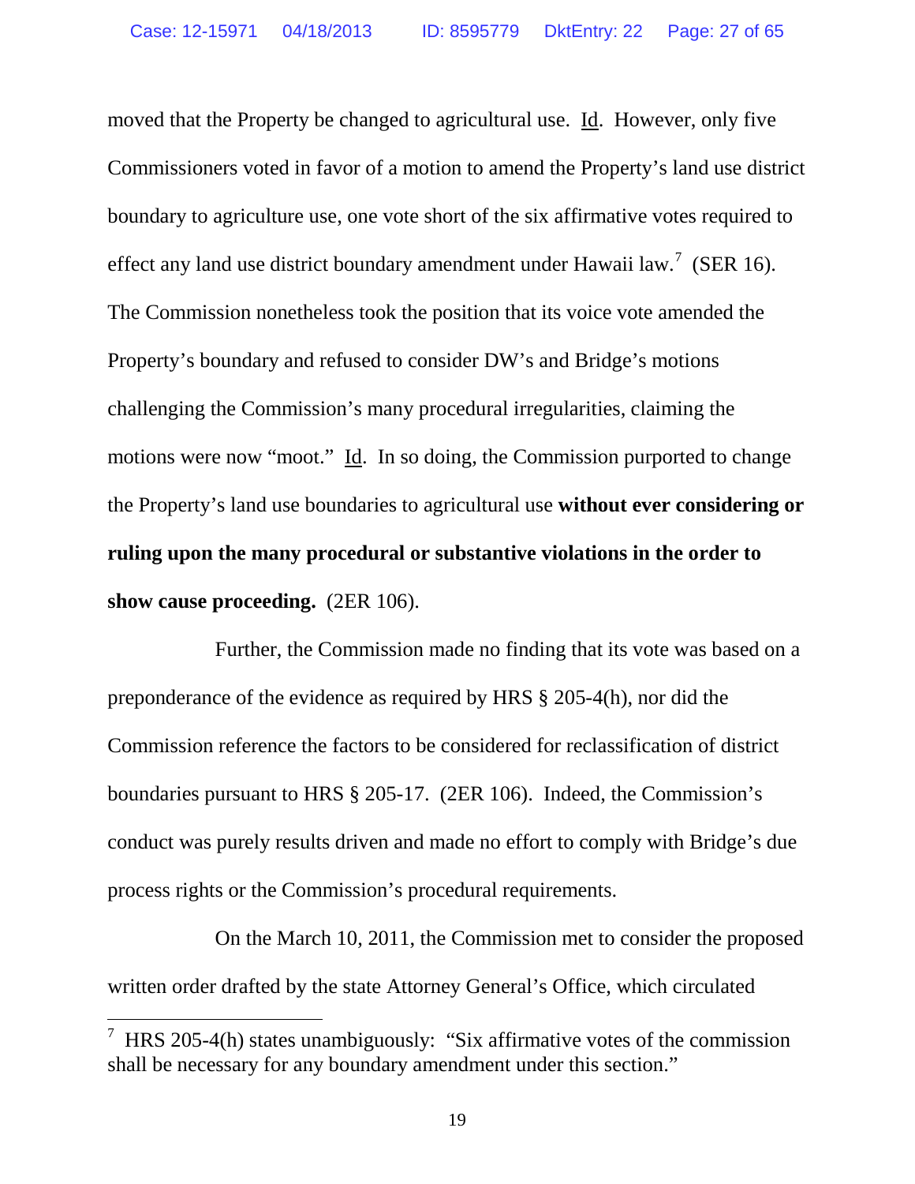moved that the Property be changed to agricultural use. Id. However, only five Commissioners voted in favor of a motion to amend the Property's land use district boundary to agriculture use, one vote short of the six affirmative votes required to effect any land use district boundary amendment under Hawaii law.[7] (SER 16). The Commission nonetheless took the position that its voice vote amended the Property's boundary and refused to consider DW's and Bridge's motions challenging the Commission's many procedural irregularities, claiming the motions were now "moot." Id. In so doing, the Commission purported to change the Property's land use boundaries to agricultural use **without ever considering or ruling upon the many procedural or substantive violations in the order to show cause proceeding.** (2ER 106).

Further, the Commission made no finding that its vote was based on a preponderance of the evidence as required by HRS § 205-4(h), nor did the Commission reference the factors to be considered for reclassification of district boundaries pursuant to HRS § 205-17. (2ER 106). Indeed, the Commission's conduct was purely results driven and made no effort to comply with Bridge's due process rights or the Commission's procedural requirements.

On the March 10, 2011, the Commission met to consider the proposed written order drafted by the state Attorney General's Office, which circulated

[7] HRS 205-4(h) states unambiguously: "Six affirmative votes of the commission shall be necessary for any boundary amendment under this section."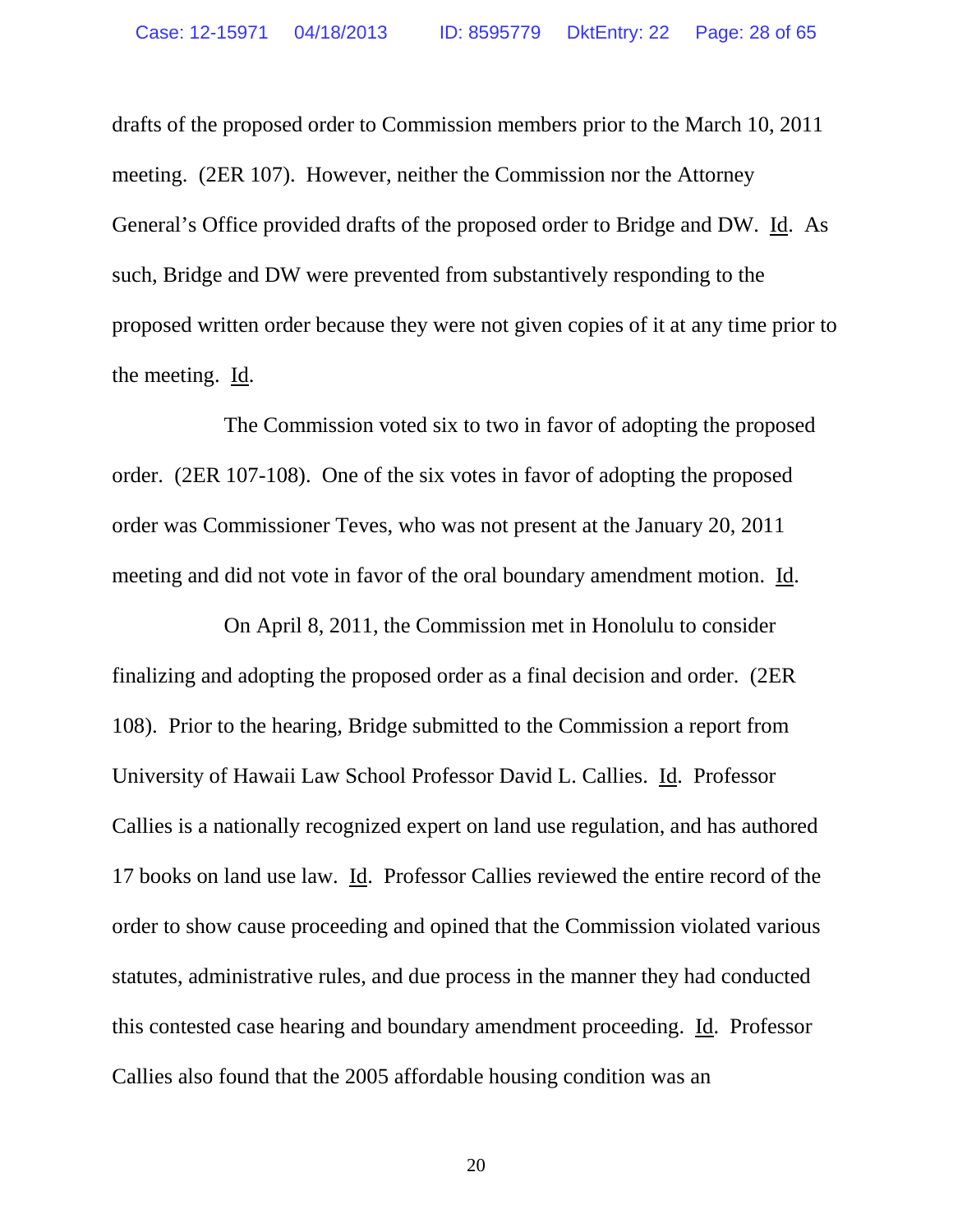drafts of the proposed order to Commission members prior to the March 10, 2011 meeting. (2ER 107). However, neither the Commission nor the Attorney General's Office provided drafts of the proposed order to Bridge and DW. Id. As such, Bridge and DW were prevented from substantively responding to the proposed written order because they were not given copies of it at any time prior to the meeting. Id.

The Commission voted six to two in favor of adopting the proposed order. (2ER 107-108). One of the six votes in favor of adopting the proposed order was Commissioner Teves, who was not present at the January 20, 2011 meeting and did not vote in favor of the oral boundary amendment motion. Id.

On April 8, 2011, the Commission met in Honolulu to consider finalizing and adopting the proposed order as a final decision and order. (2ER 108). Prior to the hearing, Bridge submitted to the Commission a report from University of Hawaii Law School Professor David L. Callies. Id. Professor Callies is a nationally recognized expert on land use regulation, and has authored 17 books on land use law. Id. Professor Callies reviewed the entire record of the order to show cause proceeding and opined that the Commission violated various statutes, administrative rules, and due process in the manner they had conducted this contested case hearing and boundary amendment proceeding. Id. Professor Callies also found that the 2005 affordable housing condition was an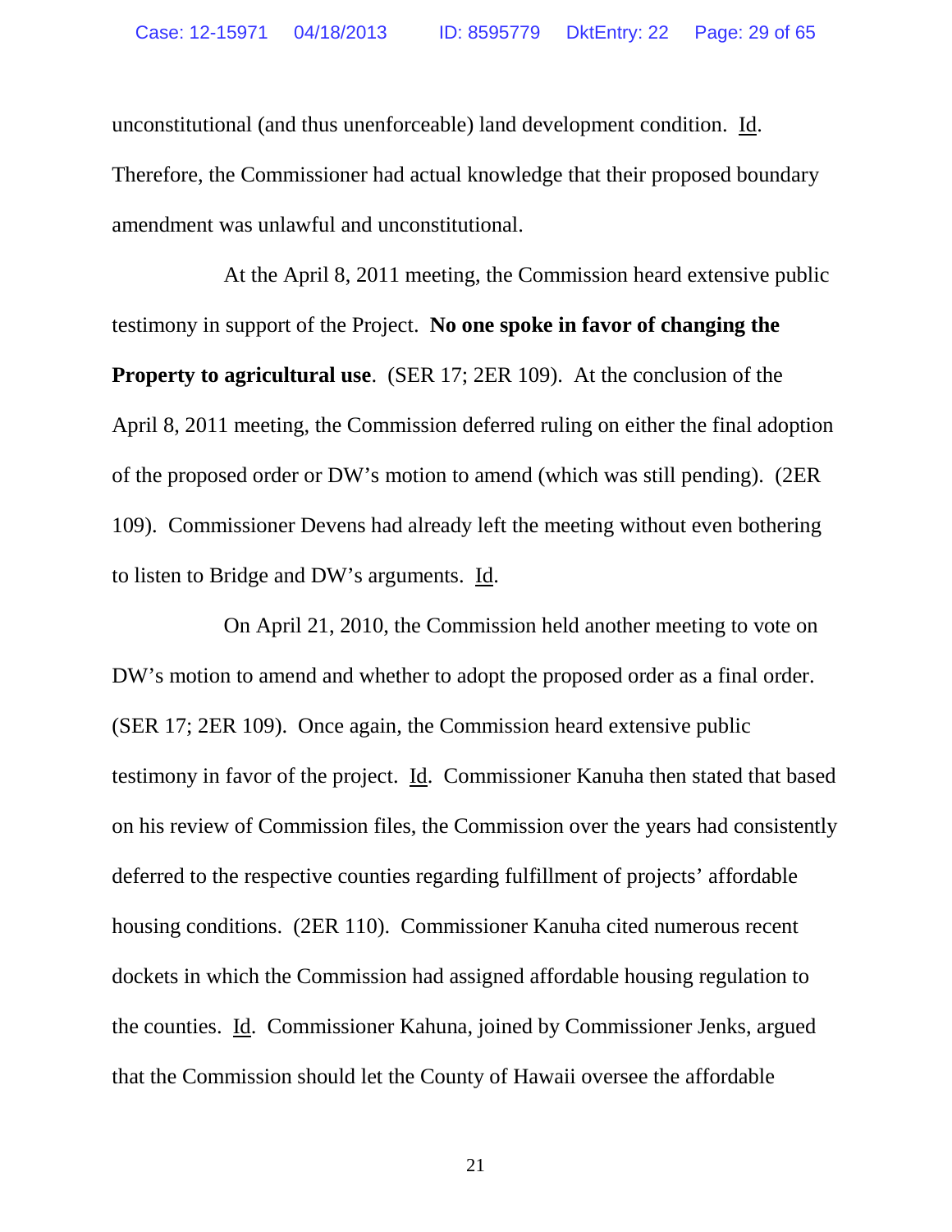unconstitutional (and thus unenforceable) land development condition. Id. Therefore, the Commissioner had actual knowledge that their proposed boundary amendment was unlawful and unconstitutional.

At the April 8, 2011 meeting, the Commission heard extensive public testimony in support of the Project. **No one spoke in favor of changing the Property to agricultural use**. (SER 17; 2ER 109). At the conclusion of the April 8, 2011 meeting, the Commission deferred ruling on either the final adoption of the proposed order or DW's motion to amend (which was still pending). (2ER 109). Commissioner Devens had already left the meeting without even bothering to listen to Bridge and DW's arguments. Id.

On April 21, 2010, the Commission held another meeting to vote on DW's motion to amend and whether to adopt the proposed order as a final order. (SER 17; 2ER 109). Once again, the Commission heard extensive public testimony in favor of the project. Id. Commissioner Kanuha then stated that based on his review of Commission files, the Commission over the years had consistently deferred to the respective counties regarding fulfillment of projects' affordable housing conditions. (2ER 110). Commissioner Kanuha cited numerous recent dockets in which the Commission had assigned affordable housing regulation to the counties. Id. Commissioner Kahuna, joined by Commissioner Jenks, argued that the Commission should let the County of Hawaii oversee the affordable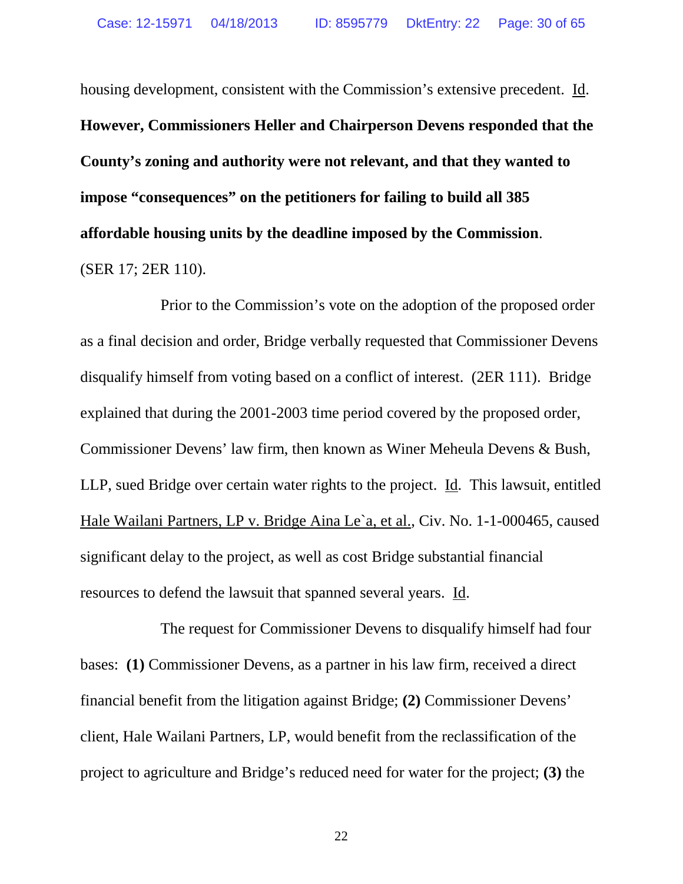housing development, consistent with the Commission's extensive precedent. Id. **However, Commissioners Heller and Chairperson Devens responded that the County's zoning and authority were not relevant, and that they wanted to impose "consequences" on the petitioners for failing to build all 385 affordable housing units by the deadline imposed by the Commission**. (SER 17; 2ER 110).

Prior to the Commission's vote on the adoption of the proposed order as a final decision and order, Bridge verbally requested that Commissioner Devens disqualify himself from voting based on a conflict of interest. (2ER 111). Bridge explained that during the 2001-2003 time period covered by the proposed order, Commissioner Devens' law firm, then known as Winer Meheula Devens & Bush, LLP, sued Bridge over certain water rights to the project. Id. This lawsuit, entitled Hale Wailani Partners, LP v. Bridge Aina Le`a, et al., Civ. No. 1-1-000465, caused significant delay to the project, as well as cost Bridge substantial financial resources to defend the lawsuit that spanned several years. Id.

The request for Commissioner Devens to disqualify himself had four bases: **(1)** Commissioner Devens, as a partner in his law firm, received a direct financial benefit from the litigation against Bridge; **(2)** Commissioner Devens' client, Hale Wailani Partners, LP, would benefit from the reclassification of the project to agriculture and Bridge's reduced need for water for the project; **(3)** the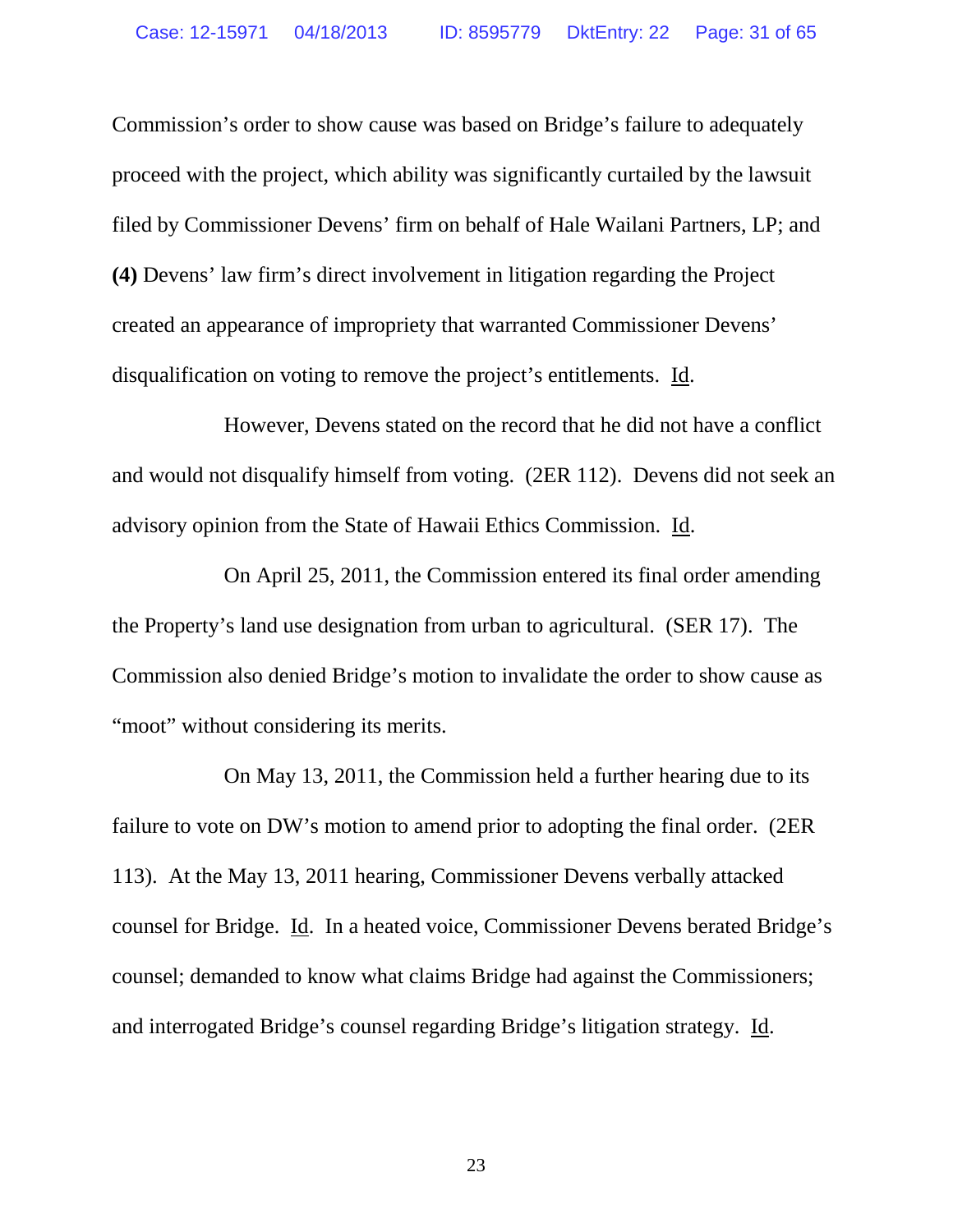Commission's order to show cause was based on Bridge's failure to adequately proceed with the project, which ability was significantly curtailed by the lawsuit filed by Commissioner Devens' firm on behalf of Hale Wailani Partners, LP; and **(4)** Devens' law firm's direct involvement in litigation regarding the Project created an appearance of impropriety that warranted Commissioner Devens' disqualification on voting to remove the project's entitlements. Id.

However, Devens stated on the record that he did not have a conflict and would not disqualify himself from voting. (2ER 112). Devens did not seek an advisory opinion from the State of Hawaii Ethics Commission. Id.

On April 25, 2011, the Commission entered its final order amending the Property's land use designation from urban to agricultural. (SER 17). The Commission also denied Bridge's motion to invalidate the order to show cause as "moot" without considering its merits.

On May 13, 2011, the Commission held a further hearing due to its failure to vote on DW's motion to amend prior to adopting the final order. (2ER 113). At the May 13, 2011 hearing, Commissioner Devens verbally attacked counsel for Bridge. Id. In a heated voice, Commissioner Devens berated Bridge's counsel; demanded to know what claims Bridge had against the Commissioners; and interrogated Bridge's counsel regarding Bridge's litigation strategy. Id.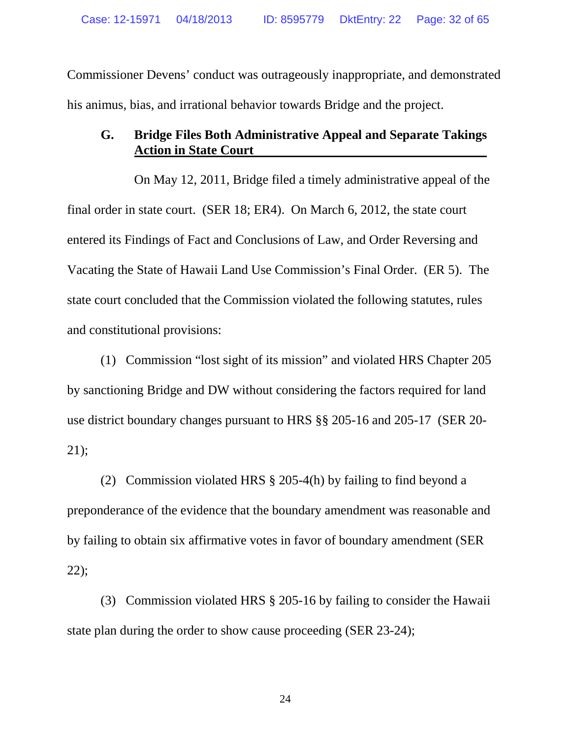Commissioner Devens' conduct was outrageously inappropriate, and demonstrated his animus, bias, and irrational behavior towards Bridge and the project.

### G. Bridge Files Both Administrative Appeal and Separate Takings Action in State Court

On May 12, 2011, Bridge filed a timely administrative appeal of the final order in state court. (SER 18; ER4). On March 6, 2012, the state court entered its Findings of Fact and Conclusions of Law, and Order Reversing and Vacating the State of Hawaii Land Use Commission's Final Order. (ER 5). The state court concluded that the Commission violated the following statutes, rules and constitutional provisions:

(1) Commission "lost sight of its mission" and violated HRS Chapter 205 by sanctioning Bridge and DW without considering the factors required for land use district boundary changes pursuant to HRS §§ 205-16 and 205-17 (SER 20-21);

(2) Commission violated HRS § 205-4(h) by failing to find beyond a preponderance of the evidence that the boundary amendment was reasonable and by failing to obtain six affirmative votes in favor of boundary amendment (SER 22);

(3) Commission violated HRS § 205-16 by failing to consider the Hawaii state plan during the order to show cause proceeding (SER 23-24);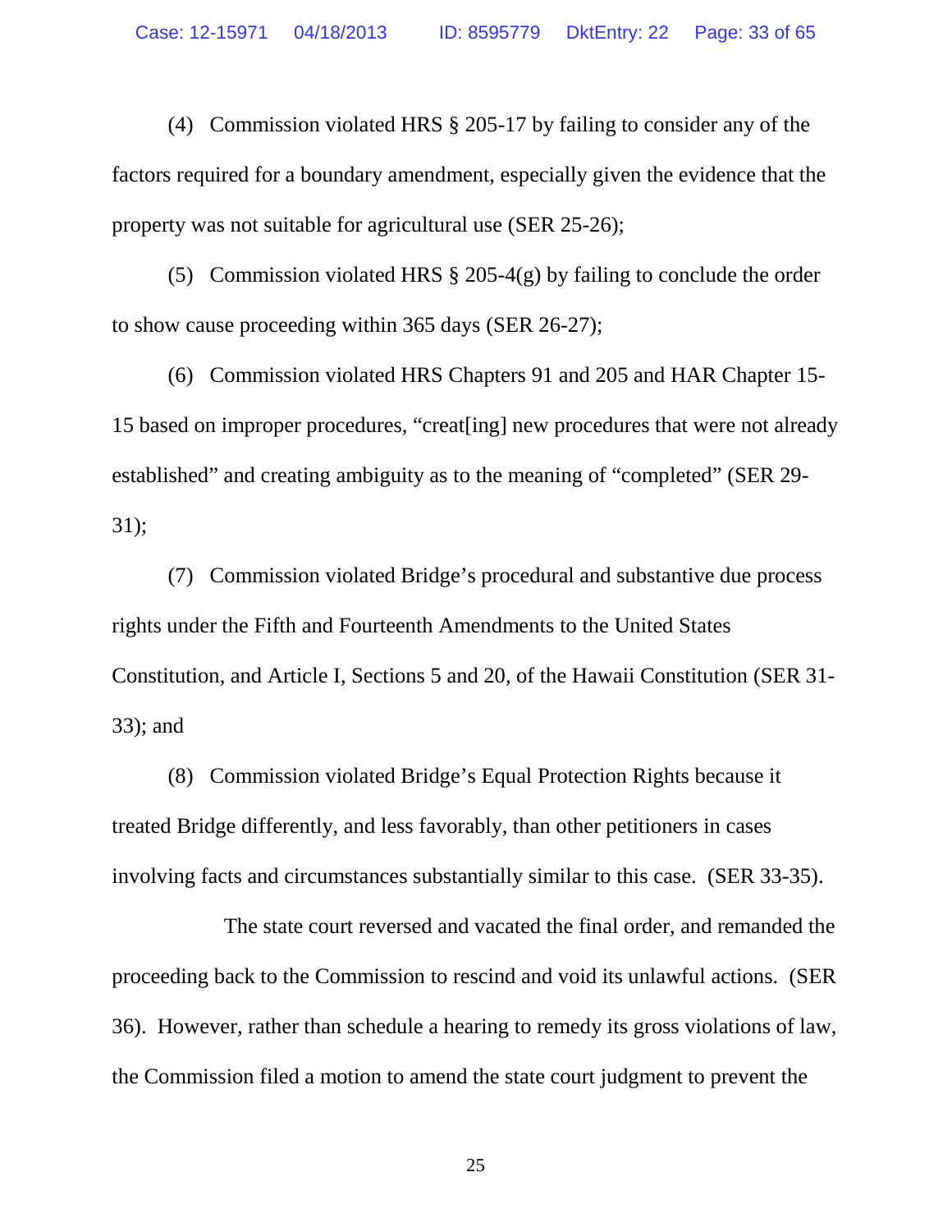(4) Commission violated HRS § 205-17 by failing to consider any of the factors required for a boundary amendment, especially given the evidence that the property was not suitable for agricultural use (SER 25-26);

(5) Commission violated HRS § 205-4(g) by failing to conclude the order to show cause proceeding within 365 days (SER 26-27);

(6) Commission violated HRS Chapters 91 and 205 and HAR Chapter 15-15 based on improper procedures, "creat[ing] new procedures that were not already established" and creating ambiguity as to the meaning of "completed" (SER 29-31);

(7) Commission violated Bridge's procedural and substantive due process rights under the Fifth and Fourteenth Amendments to the United States Constitution, and Article I, Sections 5 and 20, of the Hawaii Constitution (SER 31-33); and

(8) Commission violated Bridge's Equal Protection Rights because it treated Bridge differently, and less favorably, than other petitioners in cases involving facts and circumstances substantially similar to this case. (SER 33-35).

The state court reversed and vacated the final order, and remanded the proceeding back to the Commission to rescind and void its unlawful actions. (SER 36). However, rather than schedule a hearing to remedy its gross violations of law, the Commission filed a motion to amend the state court judgment to prevent the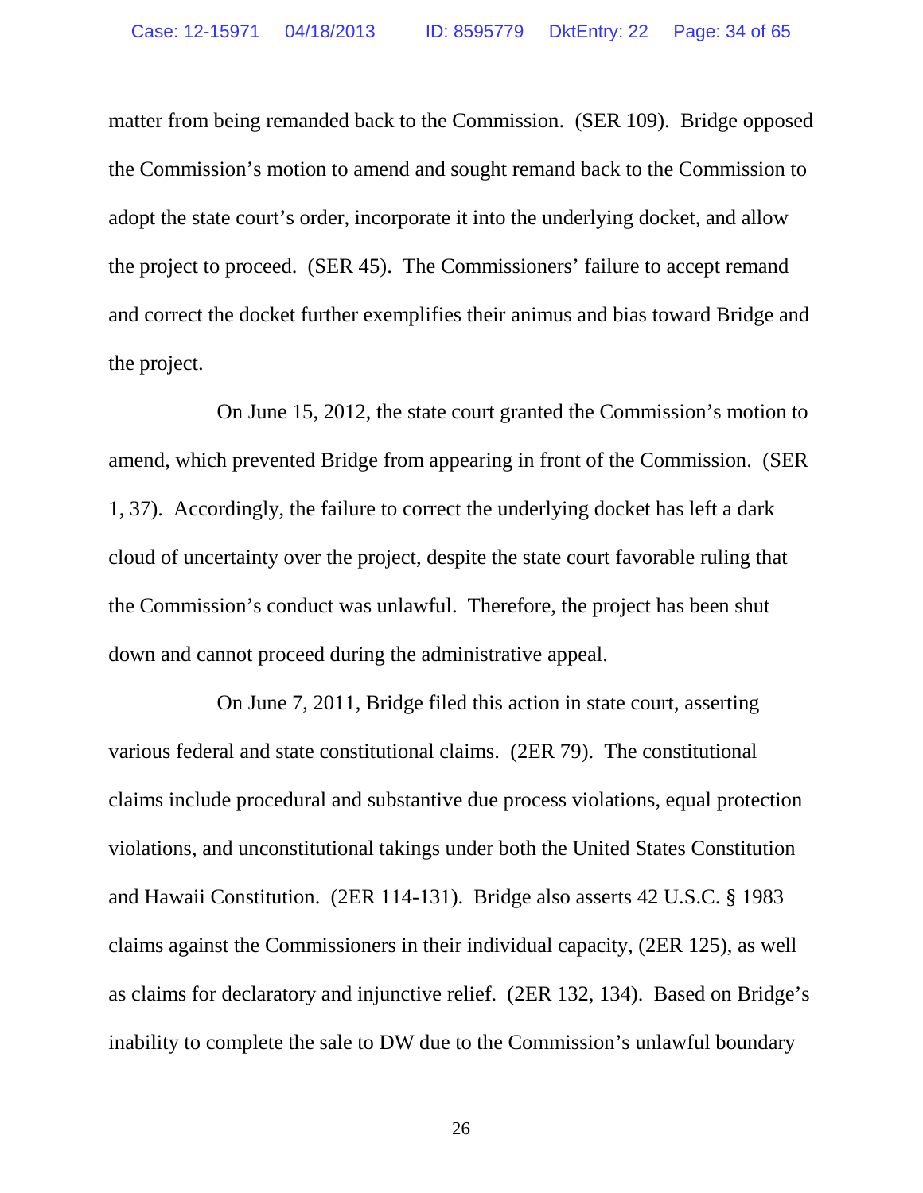matter from being remanded back to the Commission. (SER 109). Bridge opposed the Commission's motion to amend and sought remand back to the Commission to adopt the state court's order, incorporate it into the underlying docket, and allow the project to proceed. (SER 45). The Commissioners' failure to accept remand and correct the docket further exemplifies their animus and bias toward Bridge and the project.

On June 15, 2012, the state court granted the Commission's motion to amend, which prevented Bridge from appearing in front of the Commission. (SER 1, 37). Accordingly, the failure to correct the underlying docket has left a dark cloud of uncertainty over the project, despite the state court favorable ruling that the Commission's conduct was unlawful. Therefore, the project has been shut down and cannot proceed during the administrative appeal.

On June 7, 2011, Bridge filed this action in state court, asserting various federal and state constitutional claims. (2ER 79). The constitutional claims include procedural and substantive due process violations, equal protection violations, and unconstitutional takings under both the United States Constitution and Hawaii Constitution. (2ER 114-131). Bridge also asserts 42 U.S.C. § 1983 claims against the Commissioners in their individual capacity, (2ER 125), as well as claims for declaratory and injunctive relief. (2ER 132, 134). Based on Bridge's inability to complete the sale to DW due to the Commission's unlawful boundary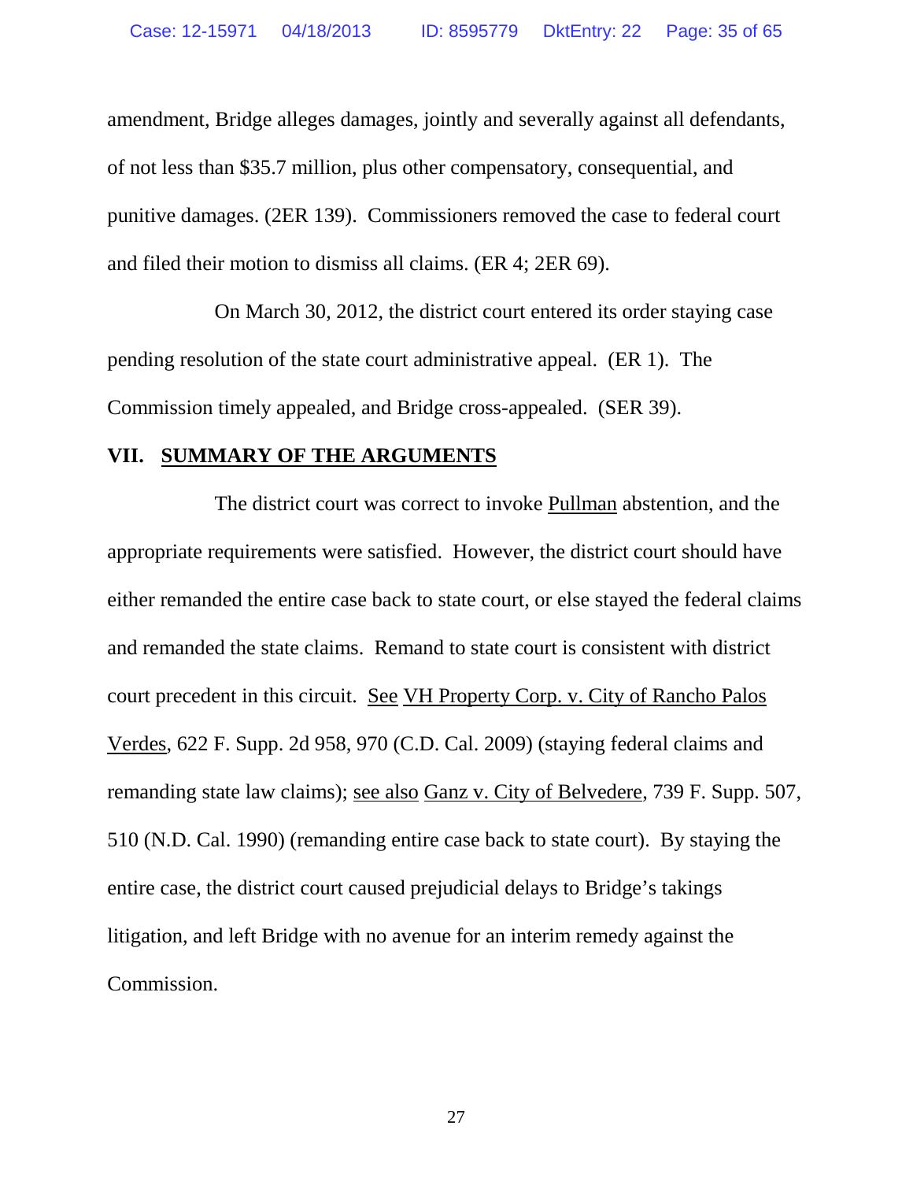amendment, Bridge alleges damages, jointly and severally against all defendants, of not less than $35.7 million, plus other compensatory, consequential, and punitive damages. (2ER 139). Commissioners removed the case to federal court and filed their motion to dismiss all claims. (ER 4; 2ER 69).

On March 30, 2012, the district court entered its order staying case pending resolution of the state court administrative appeal. (ER 1). The Commission timely appealed, and Bridge cross-appealed. (SER 39).

## VII. SUMMARY OF THE ARGUMENTS

The district court was correct to invoke Pullman abstention, and the appropriate requirements were satisfied. However, the district court should have either remanded the entire case back to state court, or else stayed the federal claims and remanded the state claims. Remand to state court is consistent with district court precedent in this circuit. See VH Property Corp. v. City of Rancho Palos Verdes, 622 F. Supp. 2d 958, 970 (C.D. Cal. 2009) (staying federal claims and remanding state law claims); see also Ganz v. City of Belvedere, 739 F. Supp. 507, 510 (N.D. Cal. 1990) (remanding entire case back to state court). By staying the entire case, the district court caused prejudicial delays to Bridge's takings litigation, and left Bridge with no avenue for an interim remedy against the Commission.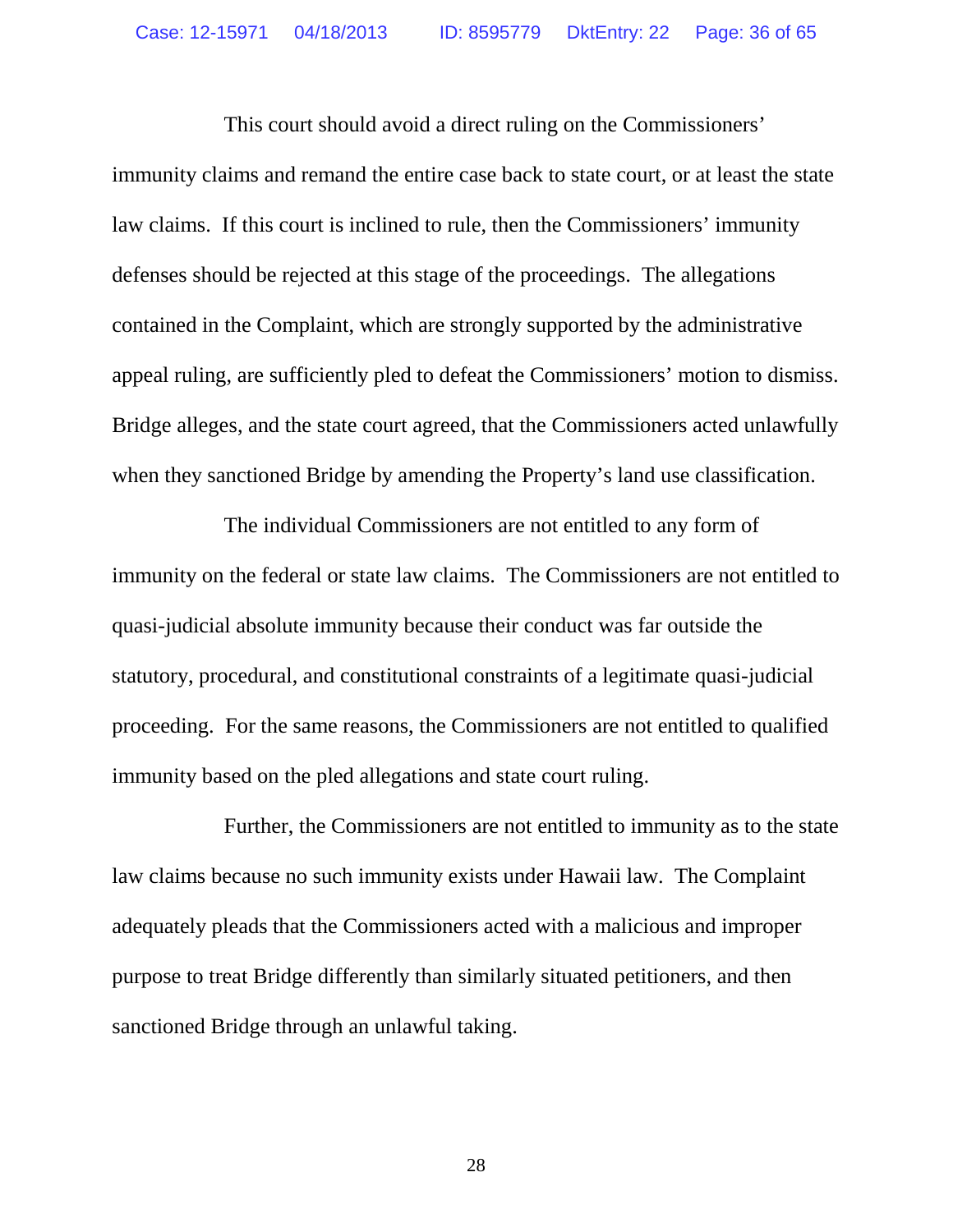This court should avoid a direct ruling on the Commissioners' immunity claims and remand the entire case back to state court, or at least the state law claims. If this court is inclined to rule, then the Commissioners' immunity defenses should be rejected at this stage of the proceedings. The allegations contained in the Complaint, which are strongly supported by the administrative appeal ruling, are sufficiently pled to defeat the Commissioners' motion to dismiss. Bridge alleges, and the state court agreed, that the Commissioners acted unlawfully when they sanctioned Bridge by amending the Property's land use classification.

The individual Commissioners are not entitled to any form of immunity on the federal or state law claims. The Commissioners are not entitled to quasi-judicial absolute immunity because their conduct was far outside the statutory, procedural, and constitutional constraints of a legitimate quasi-judicial proceeding. For the same reasons, the Commissioners are not entitled to qualified immunity based on the pled allegations and state court ruling.

Further, the Commissioners are not entitled to immunity as to the state law claims because no such immunity exists under Hawaii law. The Complaint adequately pleads that the Commissioners acted with a malicious and improper purpose to treat Bridge differently than similarly situated petitioners, and then sanctioned Bridge through an unlawful taking.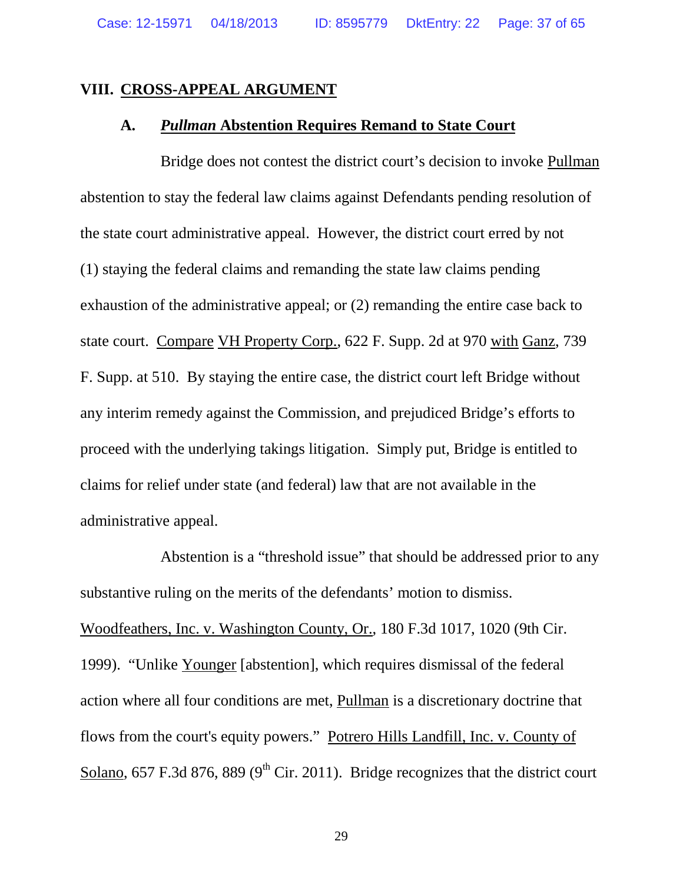## VIII. CROSS-APPEAL ARGUMENT

### A. *Pullman* Abstention Requires Remand to State Court

Bridge does not contest the district court's decision to invoke Pullman abstention to stay the federal law claims against Defendants pending resolution of the state court administrative appeal. However, the district court erred by not (1) staying the federal claims and remanding the state law claims pending exhaustion of the administrative appeal; or (2) remanding the entire case back to state court. Compare VH Property Corp., 622 F. Supp. 2d at 970 with Ganz, 739 F. Supp. at 510. By staying the entire case, the district court left Bridge without any interim remedy against the Commission, and prejudiced Bridge's efforts to proceed with the underlying takings litigation. Simply put, Bridge is entitled to claims for relief under state (and federal) law that are not available in the administrative appeal.

Abstention is a "threshold issue" that should be addressed prior to any substantive ruling on the merits of the defendants' motion to dismiss. Woodfeathers, Inc. v. Washington County, Or., 180 F.3d 1017, 1020 (9th Cir. 1999). "Unlike Younger [abstention], which requires dismissal of the federal action where all four conditions are met, Pullman is a discretionary doctrine that flows from the court's equity powers." Potrero Hills Landfill, Inc. v. County of Solano, 657 F.3d 876, 889 (9th Cir. 2011). Bridge recognizes that the district court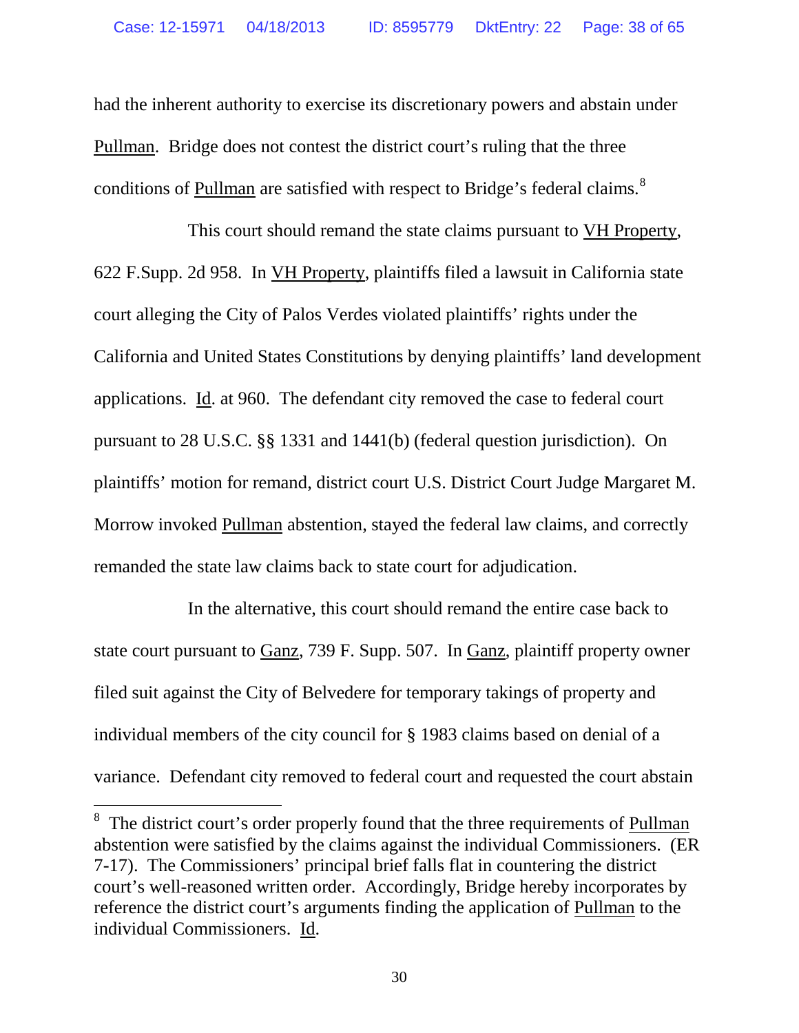had the inherent authority to exercise its discretionary powers and abstain under Pullman. Bridge does not contest the district court's ruling that the three conditions of Pullman are satisfied with respect to Bridge's federal claims.[8]

This court should remand the state claims pursuant to VH Property, 622 F.Supp. 2d 958. In VH Property, plaintiffs filed a lawsuit in California state court alleging the City of Palos Verdes violated plaintiffs' rights under the California and United States Constitutions by denying plaintiffs' land development applications. Id. at 960. The defendant city removed the case to federal court pursuant to 28 U.S.C. §§ 1331 and 1441(b) (federal question jurisdiction). On plaintiffs' motion for remand, district court U.S. District Court Judge Margaret M. Morrow invoked Pullman abstention, stayed the federal law claims, and correctly remanded the state law claims back to state court for adjudication.

In the alternative, this court should remand the entire case back to state court pursuant to Ganz, 739 F. Supp. 507. In Ganz, plaintiff property owner filed suit against the City of Belvedere for temporary takings of property and individual members of the city council for § 1983 claims based on denial of a variance. Defendant city removed to federal court and requested the court abstain

---

[8] The district court's order properly found that the three requirements of Pullman abstention were satisfied by the claims against the individual Commissioners. (ER 7-17). The Commissioners' principal brief falls flat in countering the district court's well-reasoned written order. Accordingly, Bridge hereby incorporates by reference the district court's arguments finding the application of Pullman to the individual Commissioners. Id.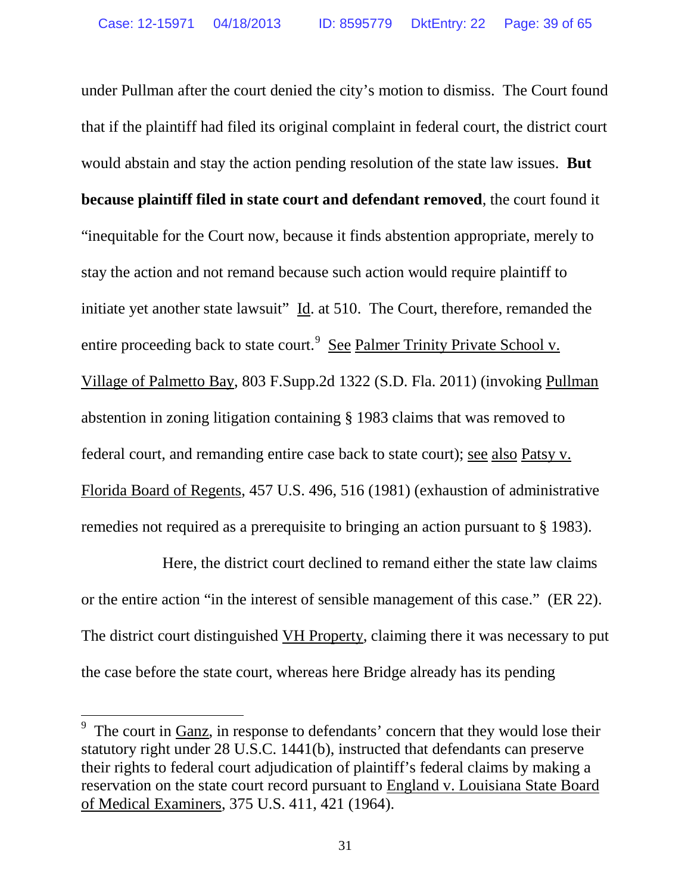under Pullman after the court denied the city's motion to dismiss. The Court found that if the plaintiff had filed its original complaint in federal court, the district court would abstain and stay the action pending resolution of the state law issues. **But because plaintiff filed in state court and defendant removed**, the court found it "inequitable for the Court now, because it finds abstention appropriate, merely to stay the action and not remand because such action would require plaintiff to initiate yet another state lawsuit" Id. at 510. The Court, therefore, remanded the entire proceeding back to state court.[9] See Palmer Trinity Private School v. Village of Palmetto Bay, 803 F.Supp.2d 1322 (S.D. Fla. 2011) (invoking Pullman abstention in zoning litigation containing § 1983 claims that was removed to federal court, and remanding entire case back to state court); see also Patsy v. Florida Board of Regents, 457 U.S. 496, 516 (1981) (exhaustion of administrative remedies not required as a prerequisite to bringing an action pursuant to § 1983).

Here, the district court declined to remand either the state law claims or the entire action "in the interest of sensible management of this case." (ER 22). The district court distinguished VH Property, claiming there it was necessary to put the case before the state court, whereas here Bridge already has its pending

[9] The court in Ganz, in response to defendants' concern that they would lose their statutory right under 28 U.S.C. 1441(b), instructed that defendants can preserve their rights to federal court adjudication of plaintiff's federal claims by making a reservation on the state court record pursuant to England v. Louisiana State Board of Medical Examiners, 375 U.S. 411, 421 (1964).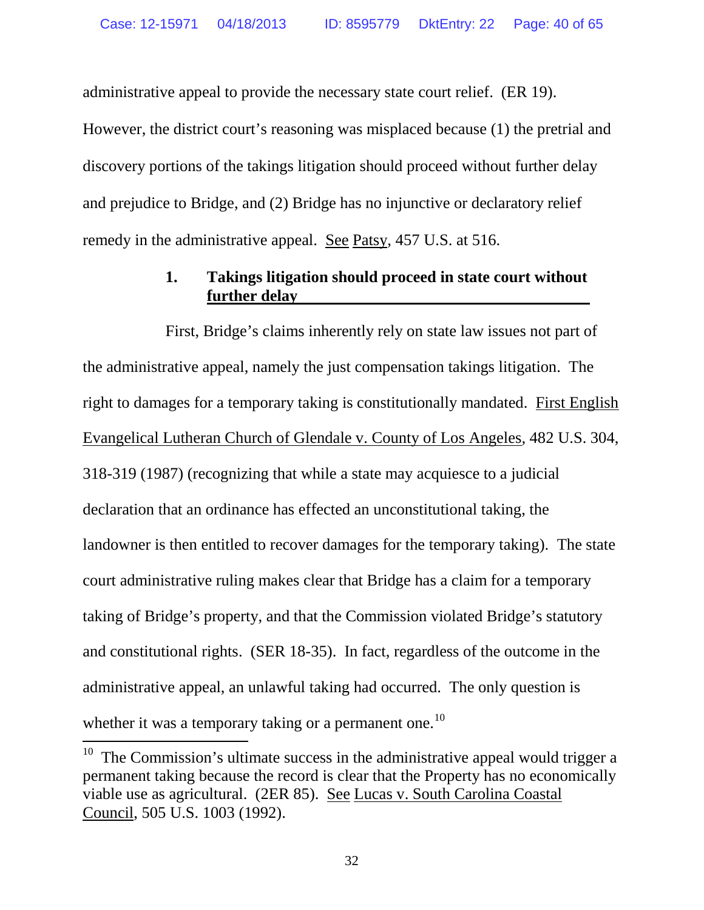administrative appeal to provide the necessary state court relief. (ER 19). However, the district court's reasoning was misplaced because (1) the pretrial and discovery portions of the takings litigation should proceed without further delay and prejudice to Bridge, and (2) Bridge has no injunctive or declaratory relief remedy in the administrative appeal. See Patsy, 457 U.S. at 516.

### 1. Takings litigation should proceed in state court without further delay

First, Bridge's claims inherently rely on state law issues not part of the administrative appeal, namely the just compensation takings litigation. The right to damages for a temporary taking is constitutionally mandated. First English Evangelical Lutheran Church of Glendale v. County of Los Angeles, 482 U.S. 304, 318-319 (1987) (recognizing that while a state may acquiesce to a judicial declaration that an ordinance has effected an unconstitutional taking, the landowner is then entitled to recover damages for the temporary taking). The state court administrative ruling makes clear that Bridge has a claim for a temporary taking of Bridge's property, and that the Commission violated Bridge's statutory and constitutional rights. (SER 18-35). In fact, regardless of the outcome in the administrative appeal, an unlawful taking had occurred. The only question is whether it was a temporary taking or a permanent one.[10]

[10] The Commission's ultimate success in the administrative appeal would trigger a permanent taking because the record is clear that the Property has no economically viable use as agricultural. (2ER 85). See Lucas v. South Carolina Coastal Council, 505 U.S. 1003 (1992).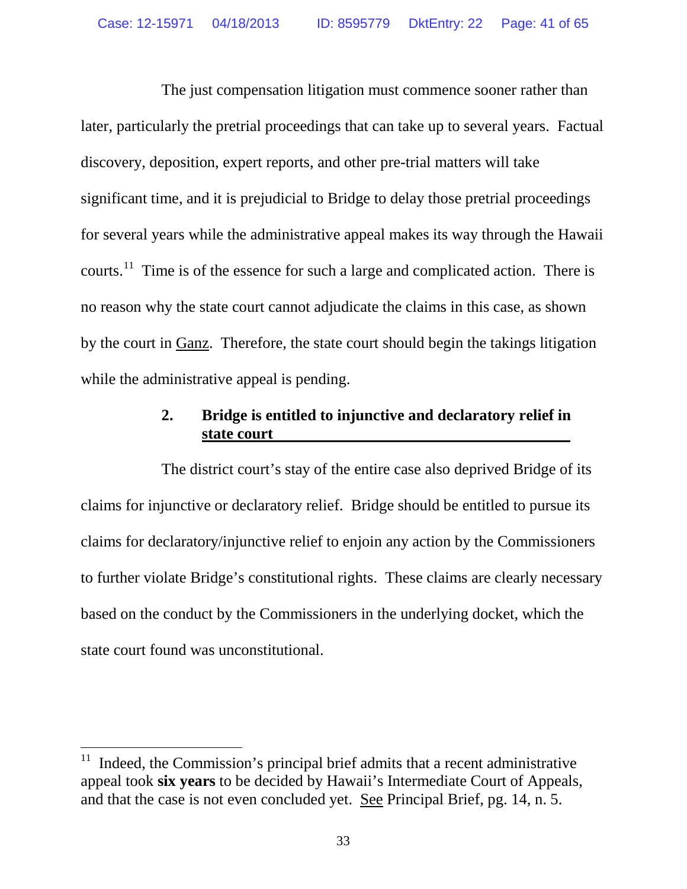The just compensation litigation must commence sooner rather than later, particularly the pretrial proceedings that can take up to several years. Factual discovery, deposition, expert reports, and other pre-trial matters will take significant time, and it is prejudicial to Bridge to delay those pretrial proceedings for several years while the administrative appeal makes its way through the Hawaii courts.[11] Time is of the essence for such a large and complicated action. There is no reason why the state court cannot adjudicate the claims in this case, as shown by the court in Ganz. Therefore, the state court should begin the takings litigation while the administrative appeal is pending.

#### 2. Bridge is entitled to injunctive and declaratory relief in state court

The district court's stay of the entire case also deprived Bridge of its claims for injunctive or declaratory relief. Bridge should be entitled to pursue its claims for declaratory/injunctive relief to enjoin any action by the Commissioners to further violate Bridge's constitutional rights. These claims are clearly necessary based on the conduct by the Commissioners in the underlying docket, which the state court found was unconstitutional.

---

[11] Indeed, the Commission's principal brief admits that a recent administrative appeal took **six years** to be decided by Hawaii's Intermediate Court of Appeals, and that the case is not even concluded yet. See Principal Brief, pg. 14, n. 5.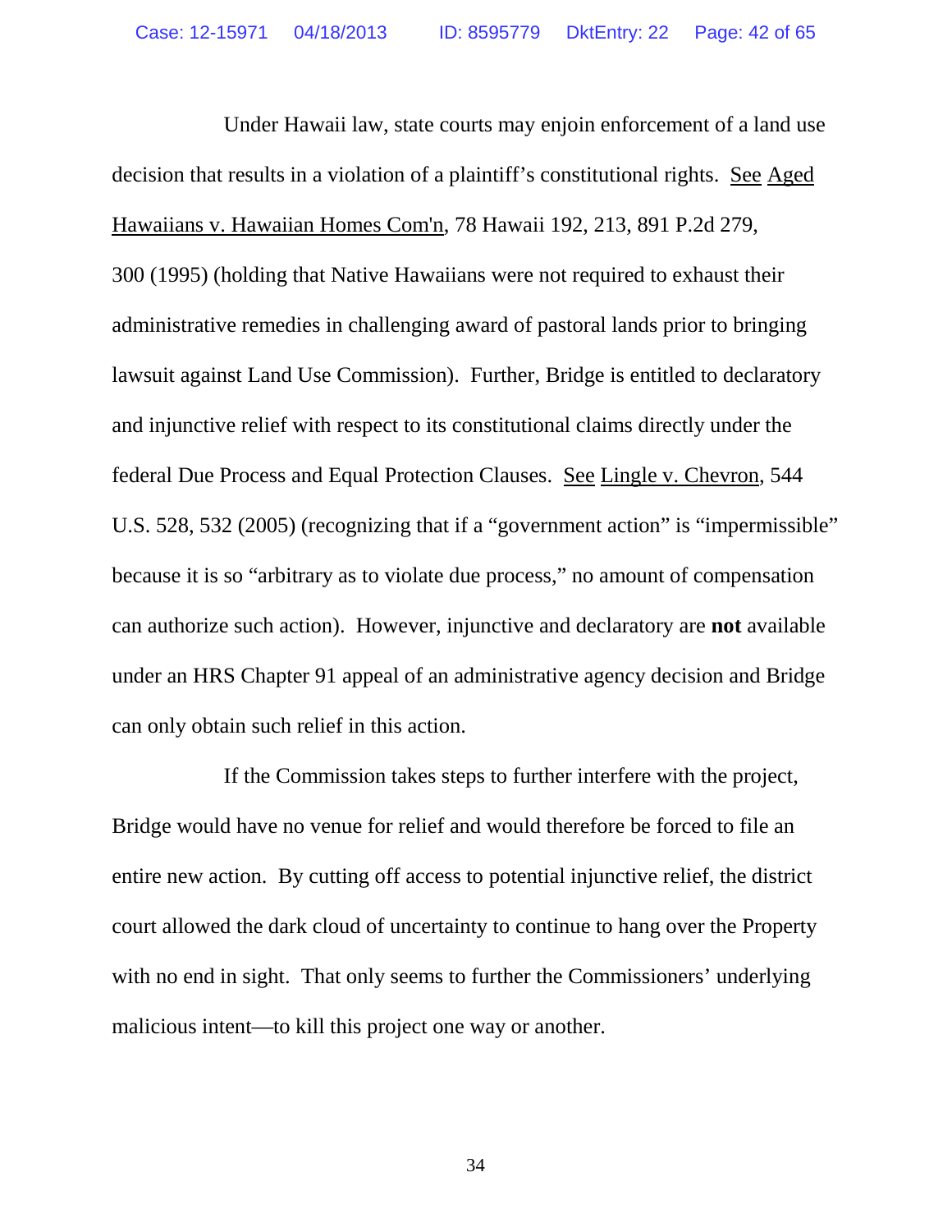Under Hawaii law, state courts may enjoin enforcement of a land use decision that results in a violation of a plaintiff's constitutional rights. See Aged Hawaiians v. Hawaiian Homes Com'n, 78 Hawaii 192, 213, 891 P.2d 279, 300 (1995) (holding that Native Hawaiians were not required to exhaust their administrative remedies in challenging award of pastoral lands prior to bringing lawsuit against Land Use Commission). Further, Bridge is entitled to declaratory and injunctive relief with respect to its constitutional claims directly under the federal Due Process and Equal Protection Clauses. See Lingle v. Chevron, 544 U.S. 528, 532 (2005) (recognizing that if a "government action" is "impermissible" because it is so "arbitrary as to violate due process," no amount of compensation can authorize such action). However, injunctive and declaratory are **not** available under an HRS Chapter 91 appeal of an administrative agency decision and Bridge can only obtain such relief in this action.

If the Commission takes steps to further interfere with the project, Bridge would have no venue for relief and would therefore be forced to file an entire new action. By cutting off access to potential injunctive relief, the district court allowed the dark cloud of uncertainty to continue to hang over the Property with no end in sight. That only seems to further the Commissioners' underlying malicious intent—to kill this project one way or another.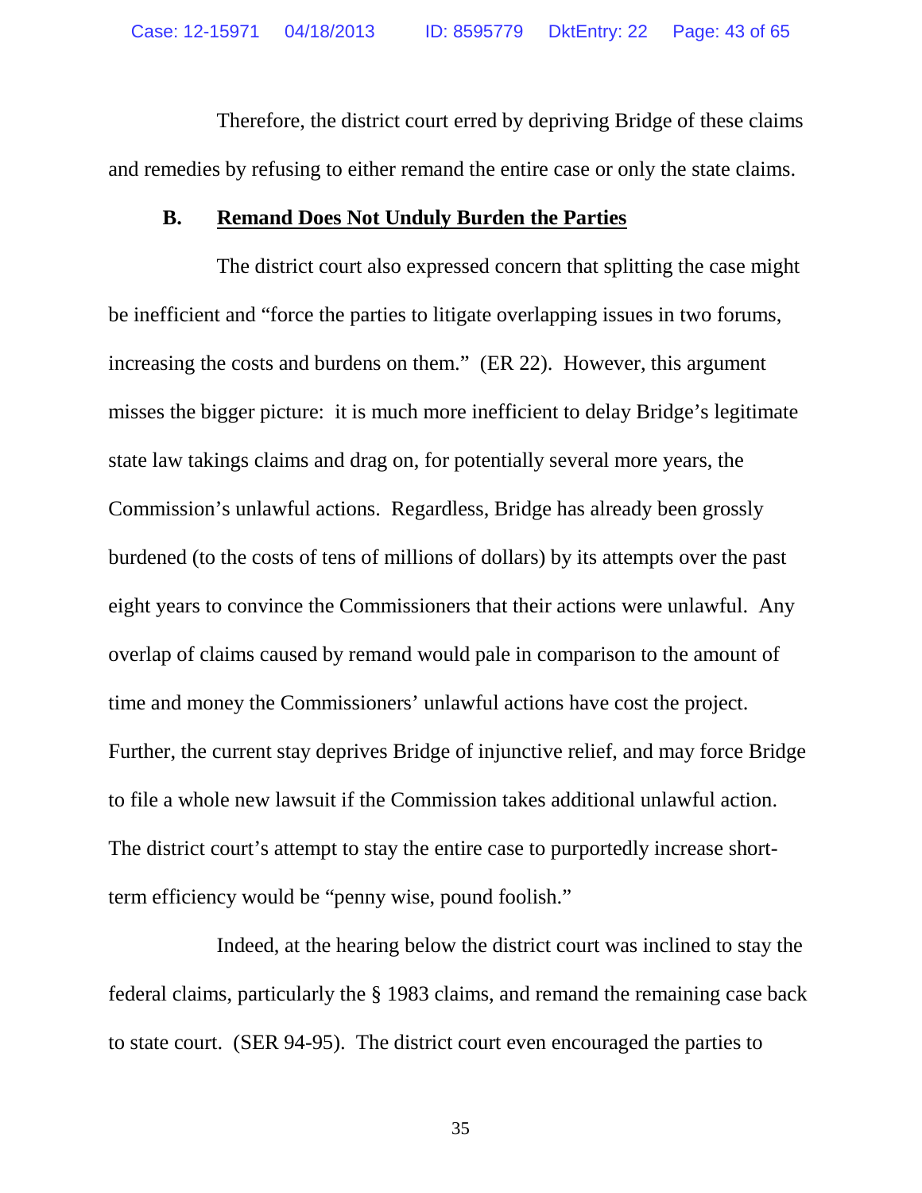Therefore, the district court erred by depriving Bridge of these claims and remedies by refusing to either remand the entire case or only the state claims.

### B. Remand Does Not Unduly Burden the Parties

The district court also expressed concern that splitting the case might be inefficient and "force the parties to litigate overlapping issues in two forums, increasing the costs and burdens on them." (ER 22). However, this argument misses the bigger picture: it is much more inefficient to delay Bridge's legitimate state law takings claims and drag on, for potentially several more years, the Commission's unlawful actions. Regardless, Bridge has already been grossly burdened (to the costs of tens of millions of dollars) by its attempts over the past eight years to convince the Commissioners that their actions were unlawful. Any overlap of claims caused by remand would pale in comparison to the amount of time and money the Commissioners' unlawful actions have cost the project. Further, the current stay deprives Bridge of injunctive relief, and may force Bridge to file a whole new lawsuit if the Commission takes additional unlawful action. The district court's attempt to stay the entire case to purportedly increase short-term efficiency would be "penny wise, pound foolish."

Indeed, at the hearing below the district court was inclined to stay the federal claims, particularly the § 1983 claims, and remand the remaining case back to state court. (SER 94-95). The district court even encouraged the parties to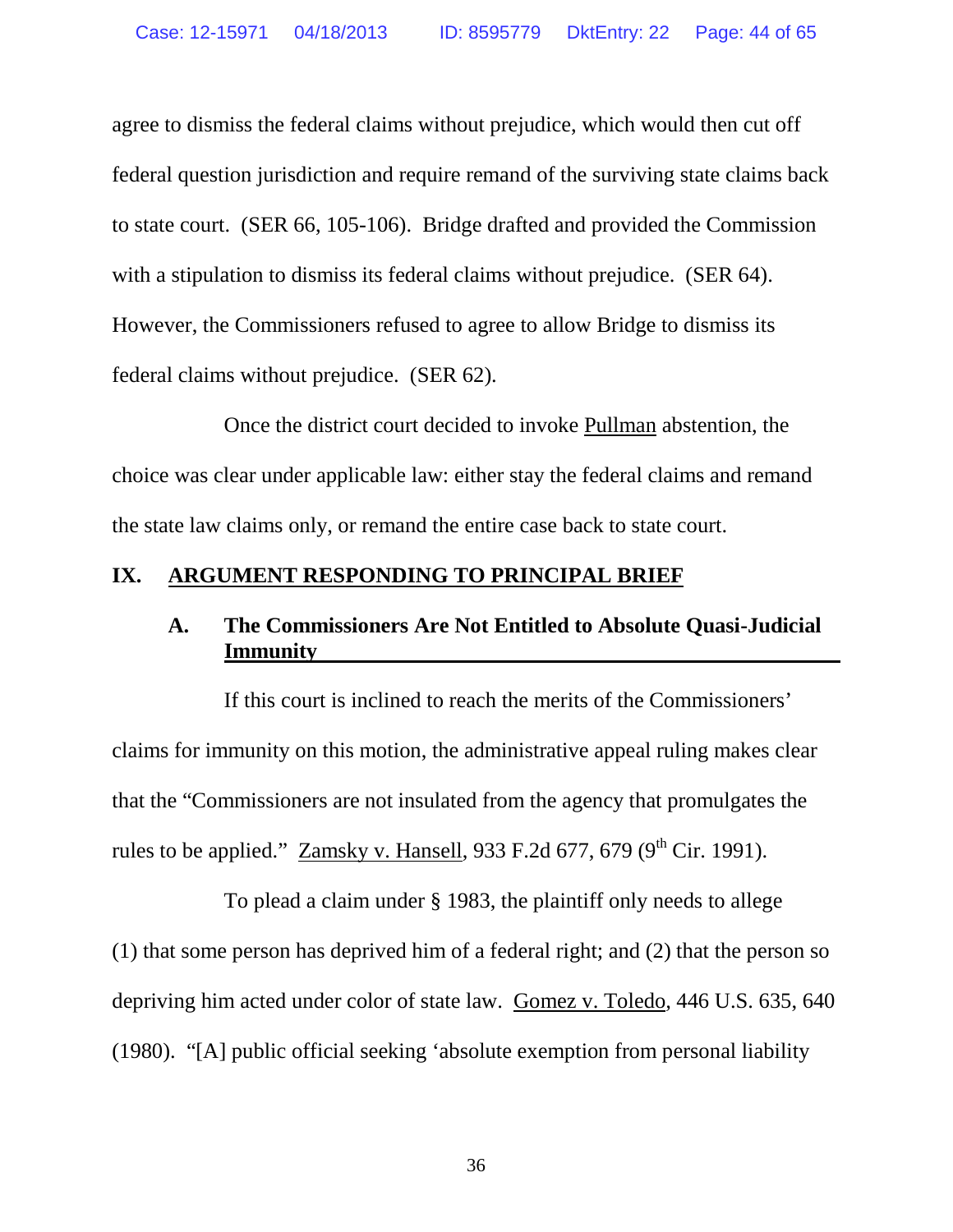agree to dismiss the federal claims without prejudice, which would then cut off federal question jurisdiction and require remand of the surviving state claims back to state court. (SER 66, 105-106). Bridge drafted and provided the Commission with a stipulation to dismiss its federal claims without prejudice. (SER 64). However, the Commissioners refused to agree to allow Bridge to dismiss its federal claims without prejudice. (SER 62).

Once the district court decided to invoke Pullman abstention, the choice was clear under applicable law: either stay the federal claims and remand the state law claims only, or remand the entire case back to state court.

## IX. ARGUMENT RESPONDING TO PRINCIPAL BRIEF

### A. The Commissioners Are Not Entitled to Absolute Quasi-Judicial Immunity

If this court is inclined to reach the merits of the Commissioners' claims for immunity on this motion, the administrative appeal ruling makes clear that the "Commissioners are not insulated from the agency that promulgates the rules to be applied." Zamsky v. Hansell, 933 F.2d 677, 679 (9th Cir. 1991).

To plead a claim under § 1983, the plaintiff only needs to allege (1) that some person has deprived him of a federal right; and (2) that the person so depriving him acted under color of state law. Gomez v. Toledo, 446 U.S. 635, 640 (1980). "[A] public official seeking 'absolute exemption from personal liability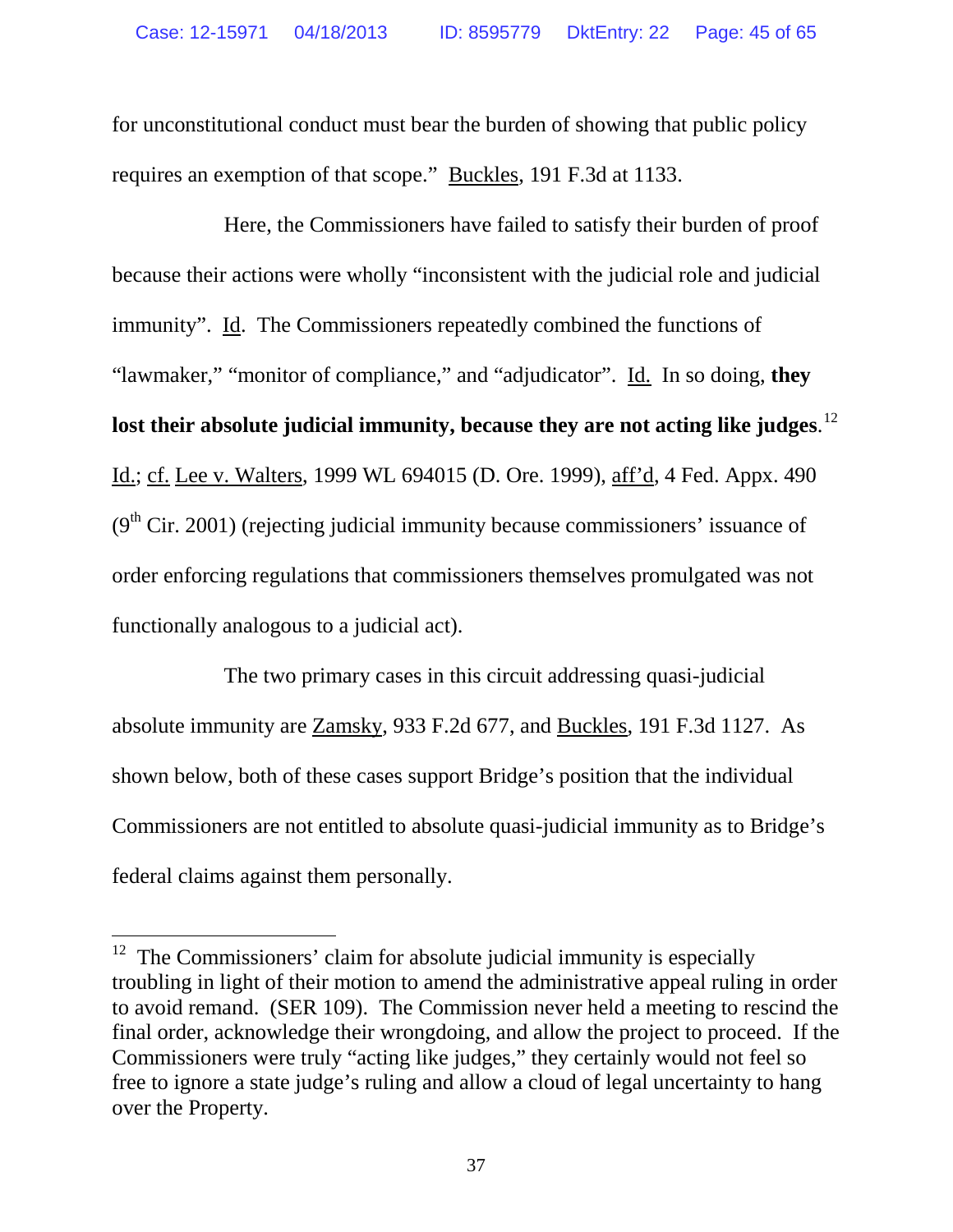for unconstitutional conduct must bear the burden of showing that public policy requires an exemption of that scope." Buckles, 191 F.3d at 1133.

Here, the Commissioners have failed to satisfy their burden of proof because their actions were wholly "inconsistent with the judicial role and judicial immunity". Id. The Commissioners repeatedly combined the functions of "lawmaker," "monitor of compliance," and "adjudicator". Id. In so doing, **they lost their absolute judicial immunity, because they are not acting like judges**.[12] Id.; cf. Lee v. Walters, 1999 WL 694015 (D. Ore. 1999), aff'd, 4 Fed. Appx. 490 (9th Cir. 2001) (rejecting judicial immunity because commissioners' issuance of order enforcing regulations that commissioners themselves promulgated was not functionally analogous to a judicial act).

The two primary cases in this circuit addressing quasi-judicial absolute immunity are Zamsky, 933 F.2d 677, and Buckles, 191 F.3d 1127. As shown below, both of these cases support Bridge's position that the individual Commissioners are not entitled to absolute quasi-judicial immunity as to Bridge's federal claims against them personally.

---

[12] The Commissioners' claim for absolute judicial immunity is especially troubling in light of their motion to amend the administrative appeal ruling in order to avoid remand. (SER 109). The Commission never held a meeting to rescind the final order, acknowledge their wrongdoing, and allow the project to proceed. If the Commissioners were truly "acting like judges," they certainly would not feel so free to ignore a state judge's ruling and allow a cloud of legal uncertainty to hang over the Property.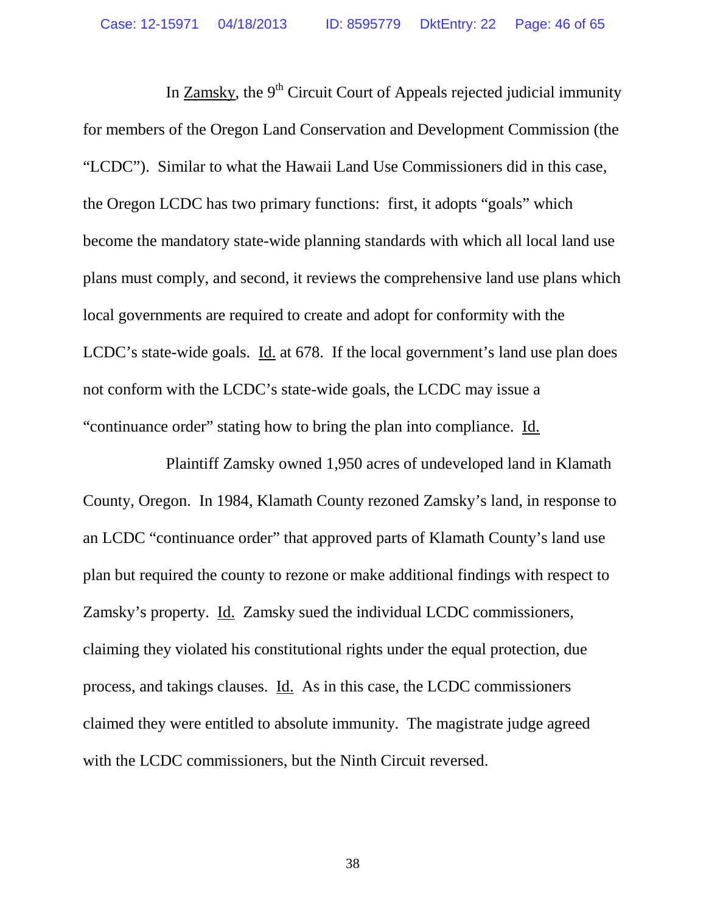In Zamsky, the 9th Circuit Court of Appeals rejected judicial immunity for members of the Oregon Land Conservation and Development Commission (the "LCDC"). Similar to what the Hawaii Land Use Commissioners did in this case, the Oregon LCDC has two primary functions: first, it adopts "goals" which become the mandatory state-wide planning standards with which all local land use plans must comply, and second, it reviews the comprehensive land use plans which local governments are required to create and adopt for conformity with the LCDC's state-wide goals. Id. at 678. If the local government's land use plan does not conform with the LCDC's state-wide goals, the LCDC may issue a "continuance order" stating how to bring the plan into compliance. Id.

Plaintiff Zamsky owned 1,950 acres of undeveloped land in Klamath County, Oregon. In 1984, Klamath County rezoned Zamsky's land, in response to an LCDC "continuance order" that approved parts of Klamath County's land use plan but required the county to rezone or make additional findings with respect to Zamsky's property. Id. Zamsky sued the individual LCDC commissioners, claiming they violated his constitutional rights under the equal protection, due process, and takings clauses. Id. As in this case, the LCDC commissioners claimed they were entitled to absolute immunity. The magistrate judge agreed with the LCDC commissioners, but the Ninth Circuit reversed.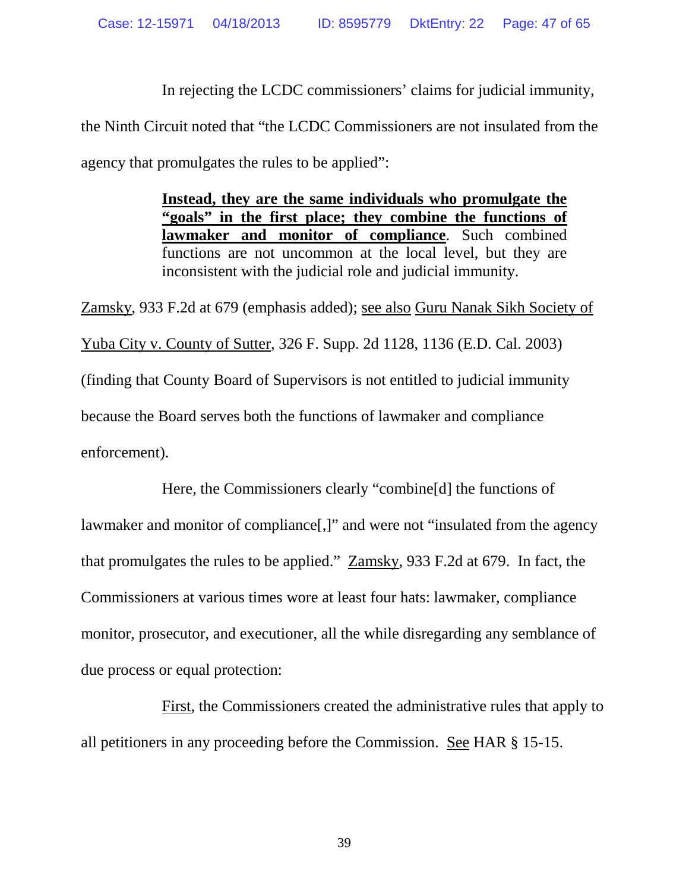In rejecting the LCDC commissioners' claims for judicial immunity, the Ninth Circuit noted that "the LCDC Commissioners are not insulated from the agency that promulgates the rules to be applied":

> **Instead, they are the same individuals who promulgate the "goals" in the first place; they combine the functions of lawmaker and monitor of compliance**. Such combined functions are not uncommon at the local level, but they are inconsistent with the judicial role and judicial immunity.

Zamsky, 933 F.2d at 679 (emphasis added); see also Guru Nanak Sikh Society of Yuba City v. County of Sutter, 326 F. Supp. 2d 1128, 1136 (E.D. Cal. 2003) (finding that County Board of Supervisors is not entitled to judicial immunity because the Board serves both the functions of lawmaker and compliance enforcement).

Here, the Commissioners clearly "combine[d] the functions of lawmaker and monitor of compliance[,]" and were not "insulated from the agency that promulgates the rules to be applied." Zamsky, 933 F.2d at 679. In fact, the Commissioners at various times wore at least four hats: lawmaker, compliance monitor, prosecutor, and executioner, all the while disregarding any semblance of due process or equal protection:

First, the Commissioners created the administrative rules that apply to all petitioners in any proceeding before the Commission. See HAR § 15-15.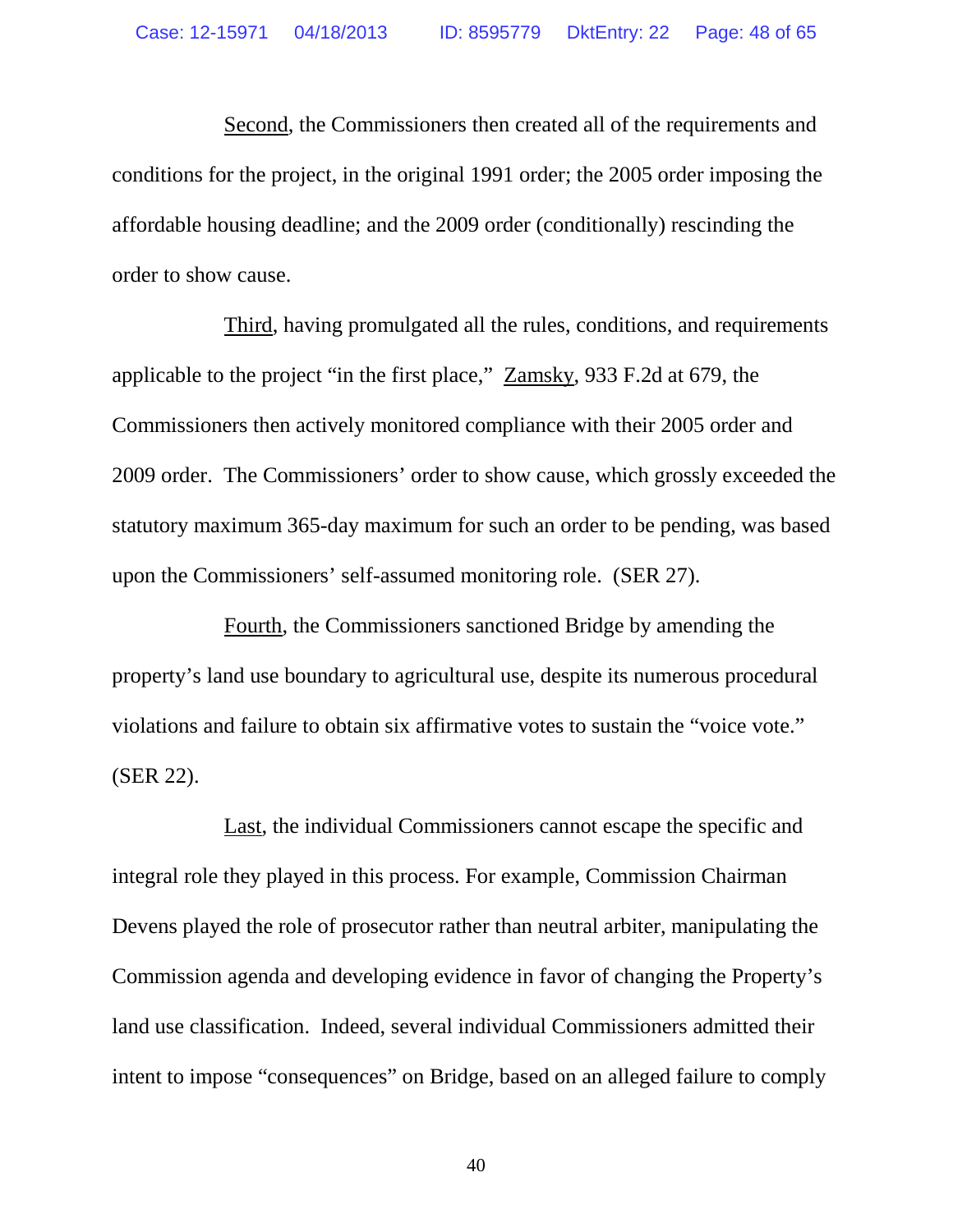Second, the Commissioners then created all of the requirements and conditions for the project, in the original 1991 order; the 2005 order imposing the affordable housing deadline; and the 2009 order (conditionally) rescinding the order to show cause.

Third, having promulgated all the rules, conditions, and requirements applicable to the project "in the first place," Zamsky, 933 F.2d at 679, the Commissioners then actively monitored compliance with their 2005 order and 2009 order. The Commissioners' order to show cause, which grossly exceeded the statutory maximum 365-day maximum for such an order to be pending, was based upon the Commissioners' self-assumed monitoring role. (SER 27).

Fourth, the Commissioners sanctioned Bridge by amending the property's land use boundary to agricultural use, despite its numerous procedural violations and failure to obtain six affirmative votes to sustain the "voice vote." (SER 22).

Last, the individual Commissioners cannot escape the specific and integral role they played in this process. For example, Commission Chairman Devens played the role of prosecutor rather than neutral arbiter, manipulating the Commission agenda and developing evidence in favor of changing the Property's land use classification. Indeed, several individual Commissioners admitted their intent to impose "consequences" on Bridge, based on an alleged failure to comply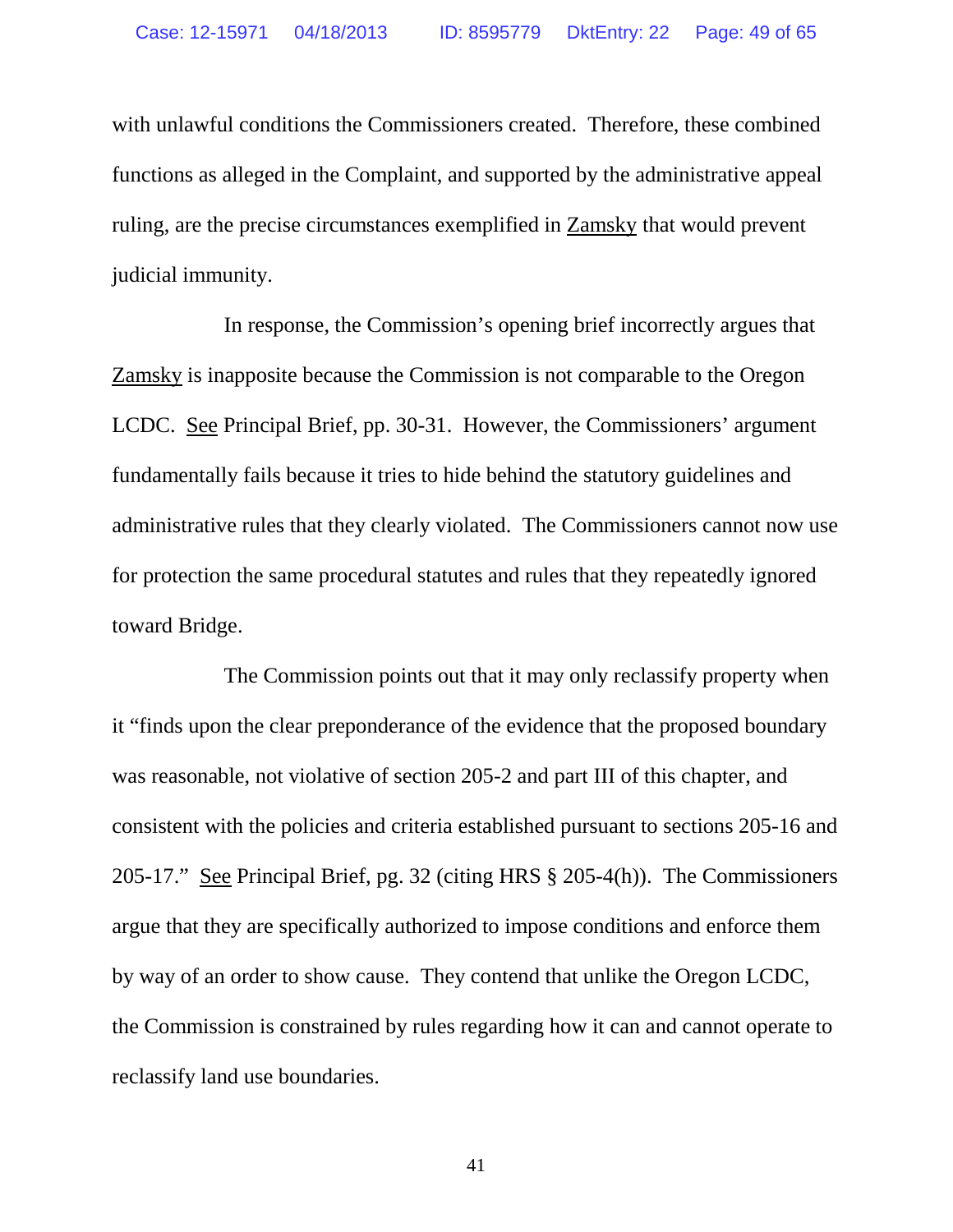with unlawful conditions the Commissioners created. Therefore, these combined functions as alleged in the Complaint, and supported by the administrative appeal ruling, are the precise circumstances exemplified in Zamsky that would prevent judicial immunity.

In response, the Commission's opening brief incorrectly argues that Zamsky is inapposite because the Commission is not comparable to the Oregon LCDC. See Principal Brief, pp. 30-31. However, the Commissioners' argument fundamentally fails because it tries to hide behind the statutory guidelines and administrative rules that they clearly violated. The Commissioners cannot now use for protection the same procedural statutes and rules that they repeatedly ignored toward Bridge.

The Commission points out that it may only reclassify property when it "finds upon the clear preponderance of the evidence that the proposed boundary was reasonable, not violative of section 205-2 and part III of this chapter, and consistent with the policies and criteria established pursuant to sections 205-16 and 205-17." See Principal Brief, pg. 32 (citing HRS § 205-4(h)). The Commissioners argue that they are specifically authorized to impose conditions and enforce them by way of an order to show cause. They contend that unlike the Oregon LCDC, the Commission is constrained by rules regarding how it can and cannot operate to reclassify land use boundaries.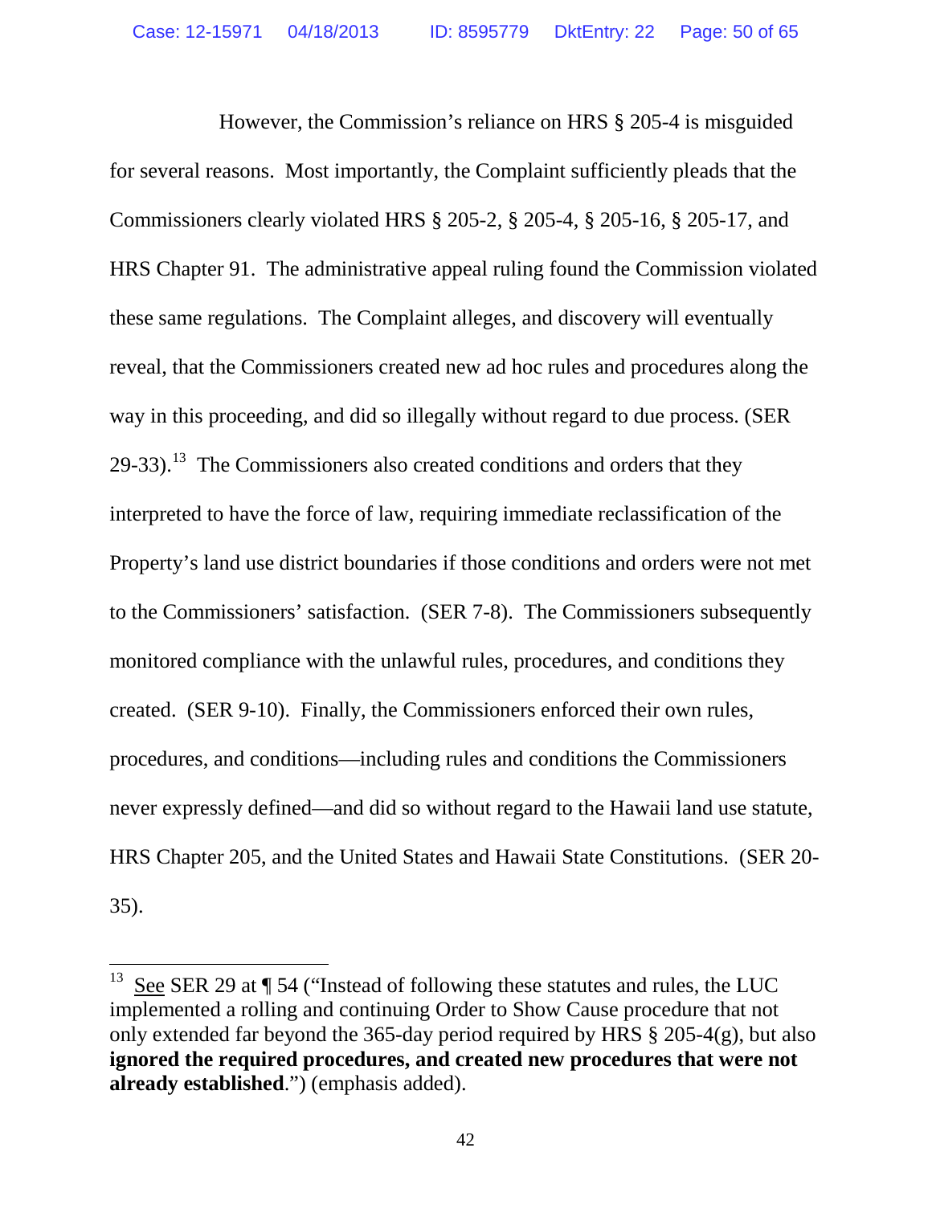However, the Commission's reliance on HRS § 205-4 is misguided for several reasons. Most importantly, the Complaint sufficiently pleads that the Commissioners clearly violated HRS § 205-2, § 205-4, § 205-16, § 205-17, and HRS Chapter 91. The administrative appeal ruling found the Commission violated these same regulations. The Complaint alleges, and discovery will eventually reveal, that the Commissioners created new ad hoc rules and procedures along the way in this proceeding, and did so illegally without regard to due process. (SER 29-33).[13] The Commissioners also created conditions and orders that they interpreted to have the force of law, requiring immediate reclassification of the Property's land use district boundaries if those conditions and orders were not met to the Commissioners' satisfaction. (SER 7-8). The Commissioners subsequently monitored compliance with the unlawful rules, procedures, and conditions they created. (SER 9-10). Finally, the Commissioners enforced their own rules, procedures, and conditions—including rules and conditions the Commissioners never expressly defined—and did so without regard to the Hawaii land use statute, HRS Chapter 205, and the United States and Hawaii State Constitutions. (SER 20-35).

---

[13] See SER 29 at ¶ 54 ("Instead of following these statutes and rules, the LUC implemented a rolling and continuing Order to Show Cause procedure that not only extended far beyond the 365-day period required by HRS § 205-4(g), but also **ignored the required procedures, and created new procedures that were not already established**.") (emphasis added).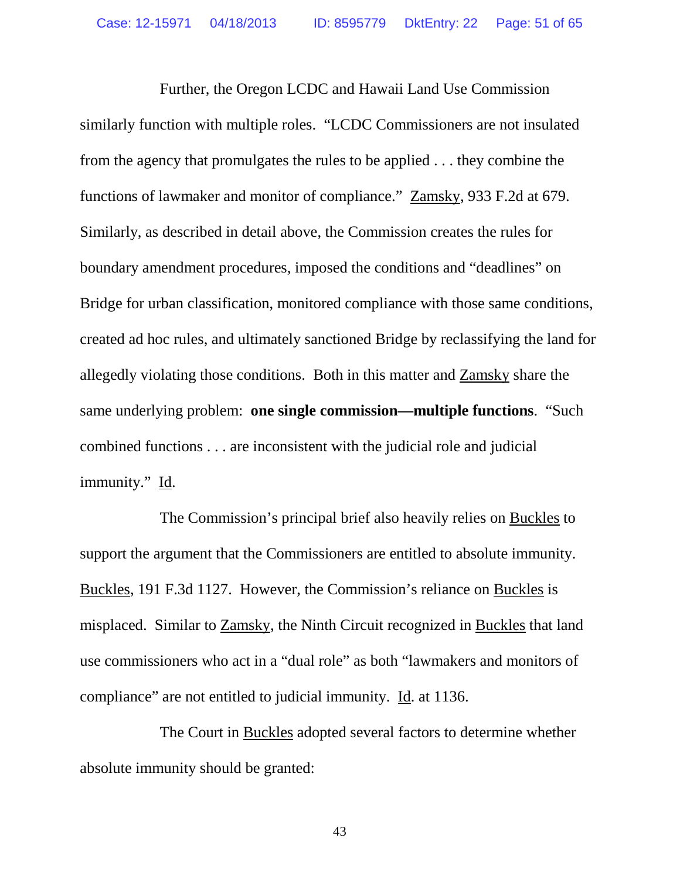Further, the Oregon LCDC and Hawaii Land Use Commission similarly function with multiple roles. "LCDC Commissioners are not insulated from the agency that promulgates the rules to be applied . . . they combine the functions of lawmaker and monitor of compliance." Zamsky, 933 F.2d at 679. Similarly, as described in detail above, the Commission creates the rules for boundary amendment procedures, imposed the conditions and "deadlines" on Bridge for urban classification, monitored compliance with those same conditions, created ad hoc rules, and ultimately sanctioned Bridge by reclassifying the land for allegedly violating those conditions. Both in this matter and Zamsky share the same underlying problem: **one single commission—multiple functions**. "Such combined functions . . . are inconsistent with the judicial role and judicial immunity." Id.

The Commission's principal brief also heavily relies on Buckles to support the argument that the Commissioners are entitled to absolute immunity. Buckles, 191 F.3d 1127. However, the Commission's reliance on Buckles is misplaced. Similar to Zamsky, the Ninth Circuit recognized in Buckles that land use commissioners who act in a "dual role" as both "lawmakers and monitors of compliance" are not entitled to judicial immunity. Id. at 1136.

The Court in Buckles adopted several factors to determine whether absolute immunity should be granted: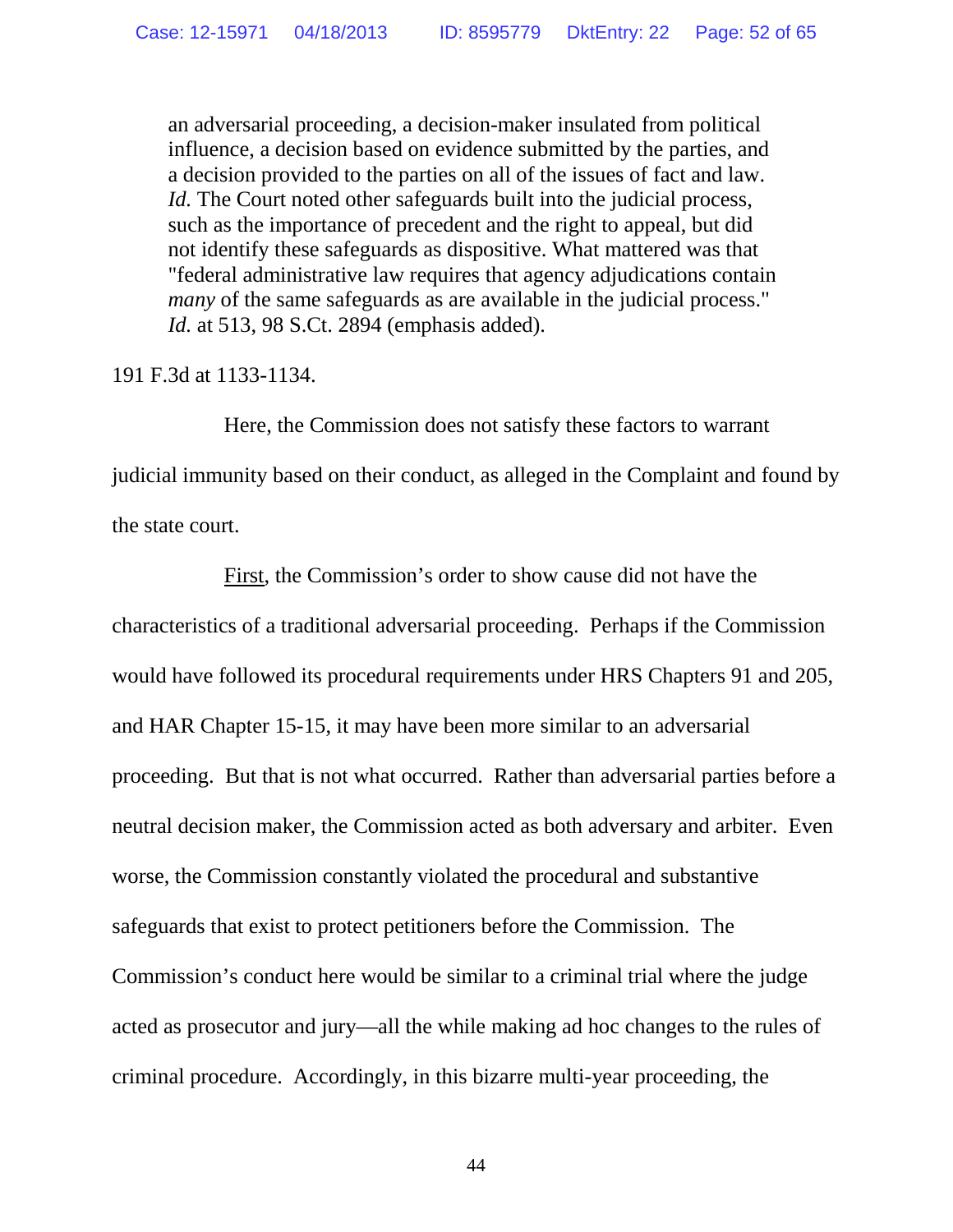> an adversarial proceeding, a decision-maker insulated from political influence, a decision based on evidence submitted by the parties, and a decision provided to the parties on all of the issues of fact and law. *Id.* The Court noted other safeguards built into the judicial process, such as the importance of precedent and the right to appeal, but did not identify these safeguards as dispositive. What mattered was that "federal administrative law requires that agency adjudications contain *many* of the same safeguards as are available in the judicial process." *Id.* at 513, 98 S.Ct. 2894 (emphasis added).

191 F.3d at 1133-1134.

Here, the Commission does not satisfy these factors to warrant judicial immunity based on their conduct, as alleged in the Complaint and found by the state court.

First, the Commission's order to show cause did not have the characteristics of a traditional adversarial proceeding. Perhaps if the Commission would have followed its procedural requirements under HRS Chapters 91 and 205, and HAR Chapter 15-15, it may have been more similar to an adversarial proceeding. But that is not what occurred. Rather than adversarial parties before a neutral decision maker, the Commission acted as both adversary and arbiter. Even worse, the Commission constantly violated the procedural and substantive safeguards that exist to protect petitioners before the Commission. The Commission's conduct here would be similar to a criminal trial where the judge acted as prosecutor and jury—all the while making ad hoc changes to the rules of criminal procedure. Accordingly, in this bizarre multi-year proceeding, the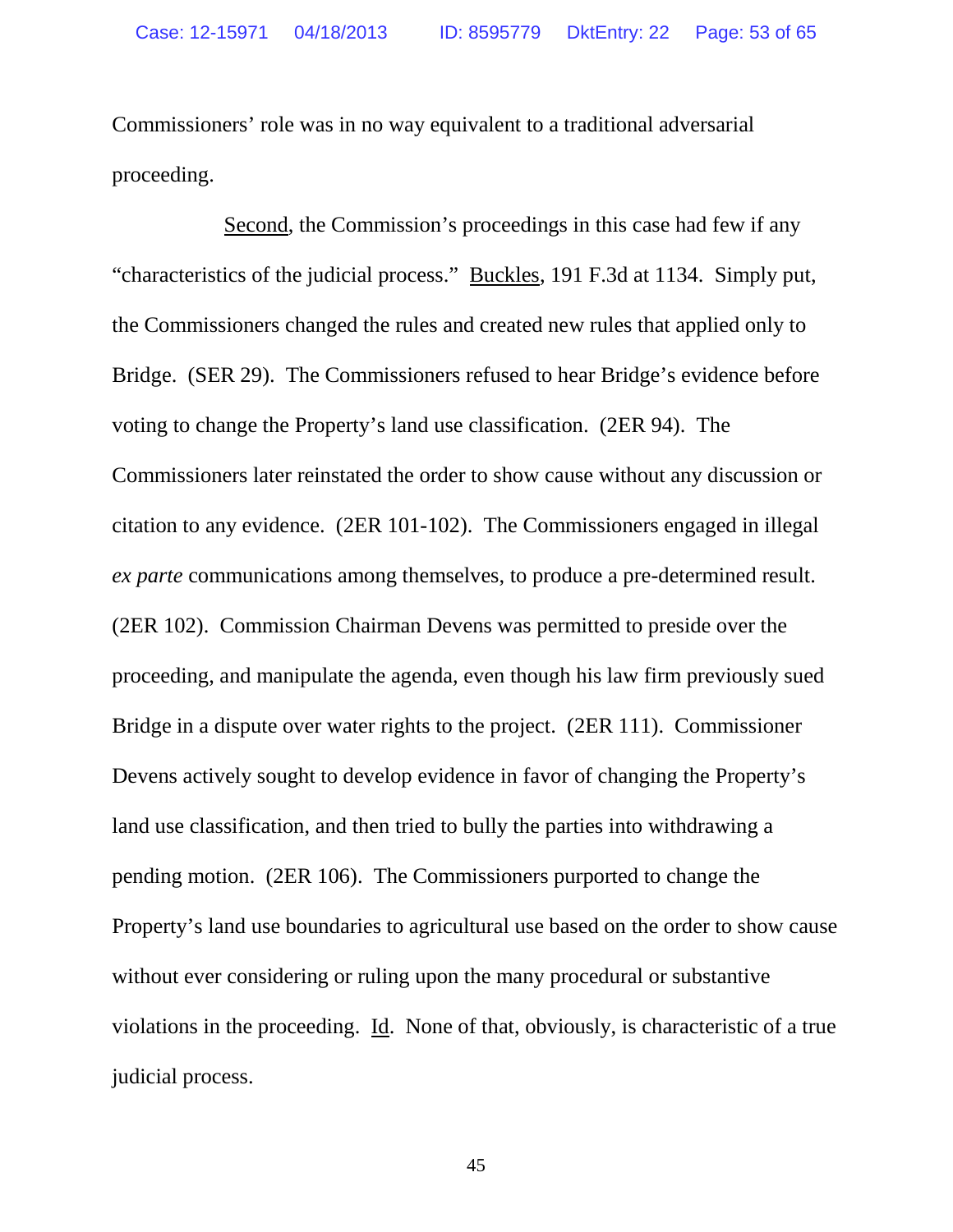Commissioners' role was in no way equivalent to a traditional adversarial proceeding.

Second, the Commission's proceedings in this case had few if any "characteristics of the judicial process." Buckles, 191 F.3d at 1134. Simply put, the Commissioners changed the rules and created new rules that applied only to Bridge. (SER 29). The Commissioners refused to hear Bridge's evidence before voting to change the Property's land use classification. (2ER 94). The Commissioners later reinstated the order to show cause without any discussion or citation to any evidence. (2ER 101-102). The Commissioners engaged in illegal *ex parte* communications among themselves, to produce a pre-determined result. (2ER 102). Commission Chairman Devens was permitted to preside over the proceeding, and manipulate the agenda, even though his law firm previously sued Bridge in a dispute over water rights to the project. (2ER 111). Commissioner Devens actively sought to develop evidence in favor of changing the Property's land use classification, and then tried to bully the parties into withdrawing a pending motion. (2ER 106). The Commissioners purported to change the Property's land use boundaries to agricultural use based on the order to show cause without ever considering or ruling upon the many procedural or substantive violations in the proceeding. Id. None of that, obviously, is characteristic of a true judicial process.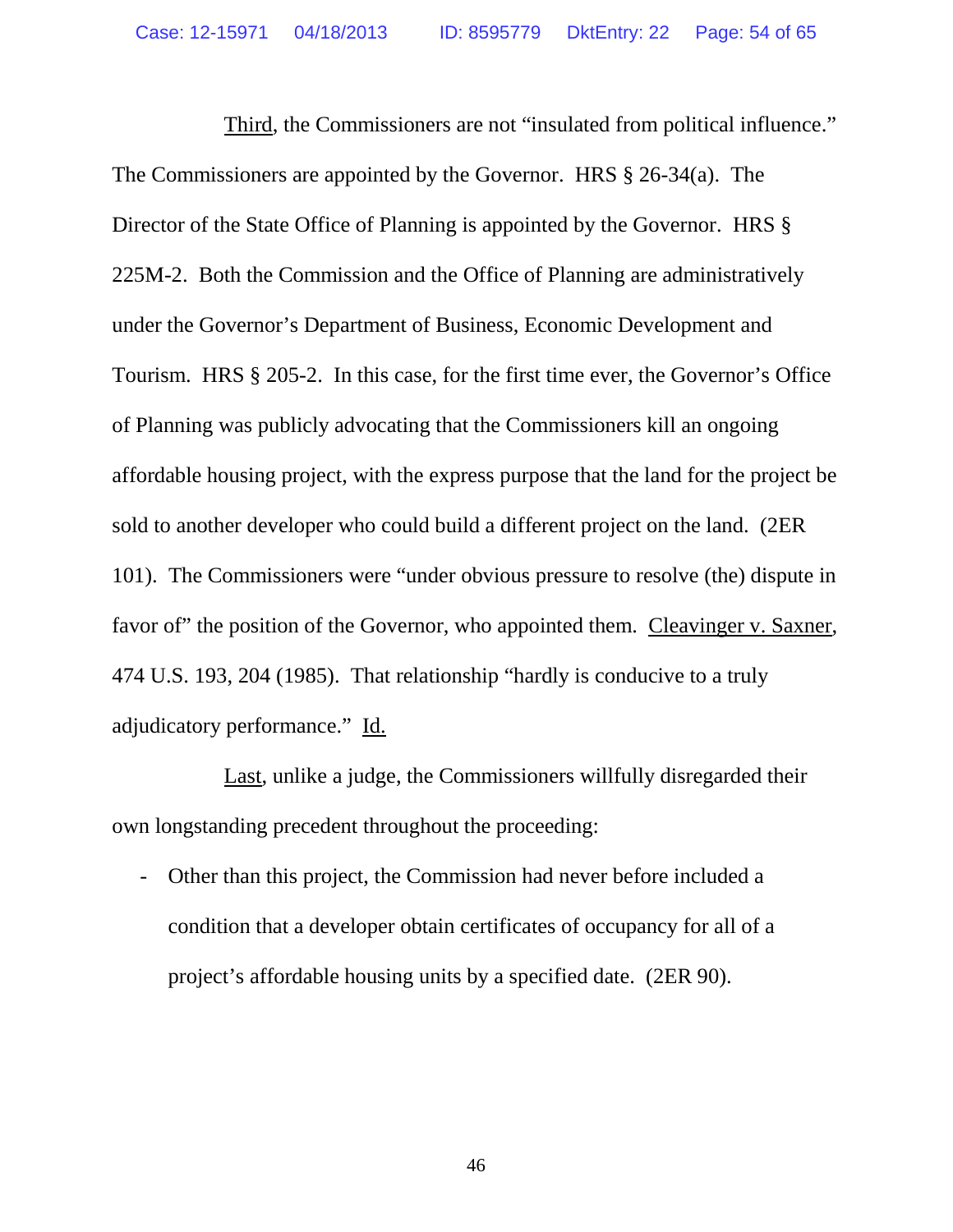Third, the Commissioners are not "insulated from political influence." The Commissioners are appointed by the Governor. HRS § 26-34(a). The Director of the State Office of Planning is appointed by the Governor. HRS § 225M-2. Both the Commission and the Office of Planning are administratively under the Governor's Department of Business, Economic Development and Tourism. HRS § 205-2. In this case, for the first time ever, the Governor's Office of Planning was publicly advocating that the Commissioners kill an ongoing affordable housing project, with the express purpose that the land for the project be sold to another developer who could build a different project on the land. (2ER 101). The Commissioners were "under obvious pressure to resolve (the) dispute in favor of" the position of the Governor, who appointed them. Cleavinger v. Saxner, 474 U.S. 193, 204 (1985). That relationship "hardly is conducive to a truly adjudicatory performance." Id.

Last, unlike a judge, the Commissioners willfully disregarded their own longstanding precedent throughout the proceeding:

- Other than this project, the Commission had never before included a condition that a developer obtain certificates of occupancy for all of a project's affordable housing units by a specified date. (2ER 90).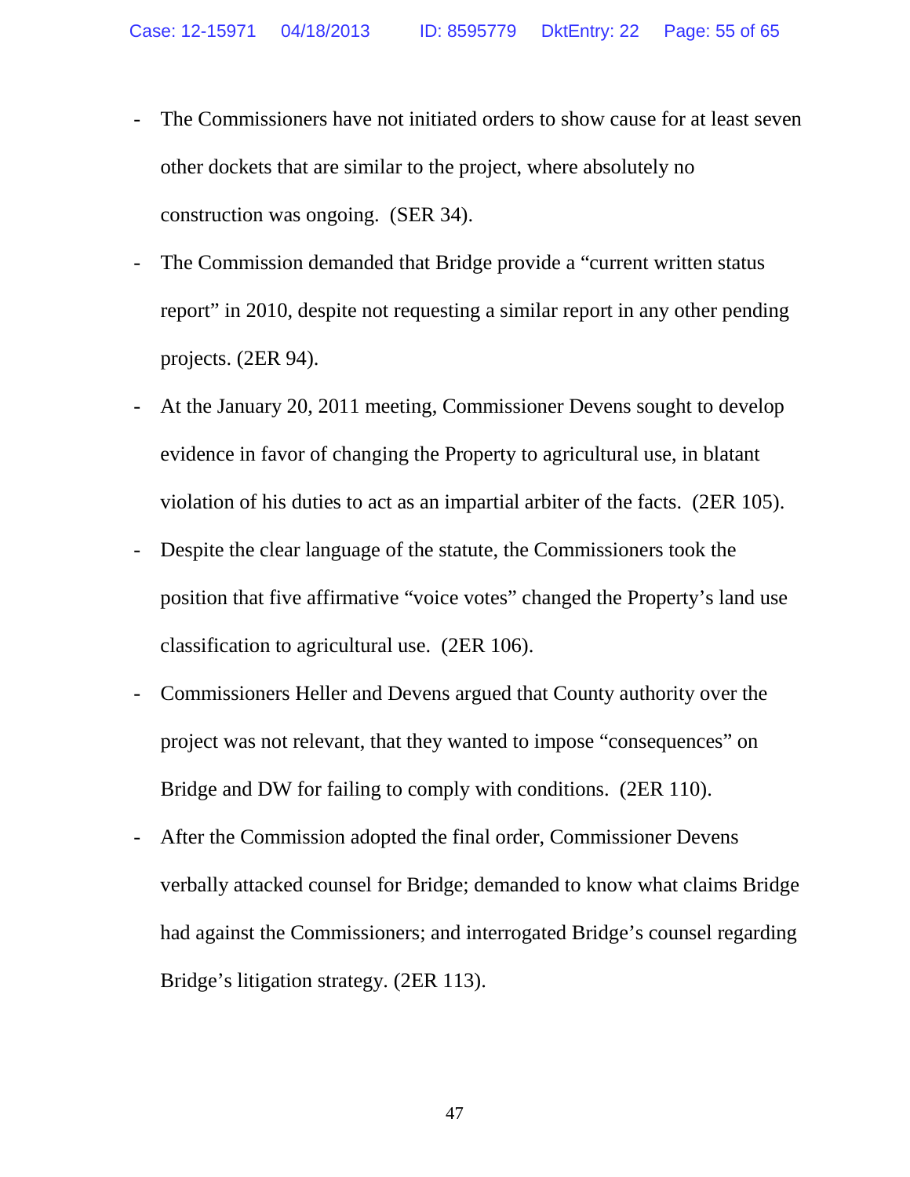- The Commissioners have not initiated orders to show cause for at least seven other dockets that are similar to the project, where absolutely no construction was ongoing. (SER 34).
- The Commission demanded that Bridge provide a "current written status report" in 2010, despite not requesting a similar report in any other pending projects. (2ER 94).
- At the January 20, 2011 meeting, Commissioner Devens sought to develop evidence in favor of changing the Property to agricultural use, in blatant violation of his duties to act as an impartial arbiter of the facts. (2ER 105).
- Despite the clear language of the statute, the Commissioners took the position that five affirmative "voice votes" changed the Property's land use classification to agricultural use. (2ER 106).
- Commissioners Heller and Devens argued that County authority over the project was not relevant, that they wanted to impose "consequences" on Bridge and DW for failing to comply with conditions. (2ER 110).
- After the Commission adopted the final order, Commissioner Devens verbally attacked counsel for Bridge; demanded to know what claims Bridge had against the Commissioners; and interrogated Bridge's counsel regarding Bridge's litigation strategy. (2ER 113).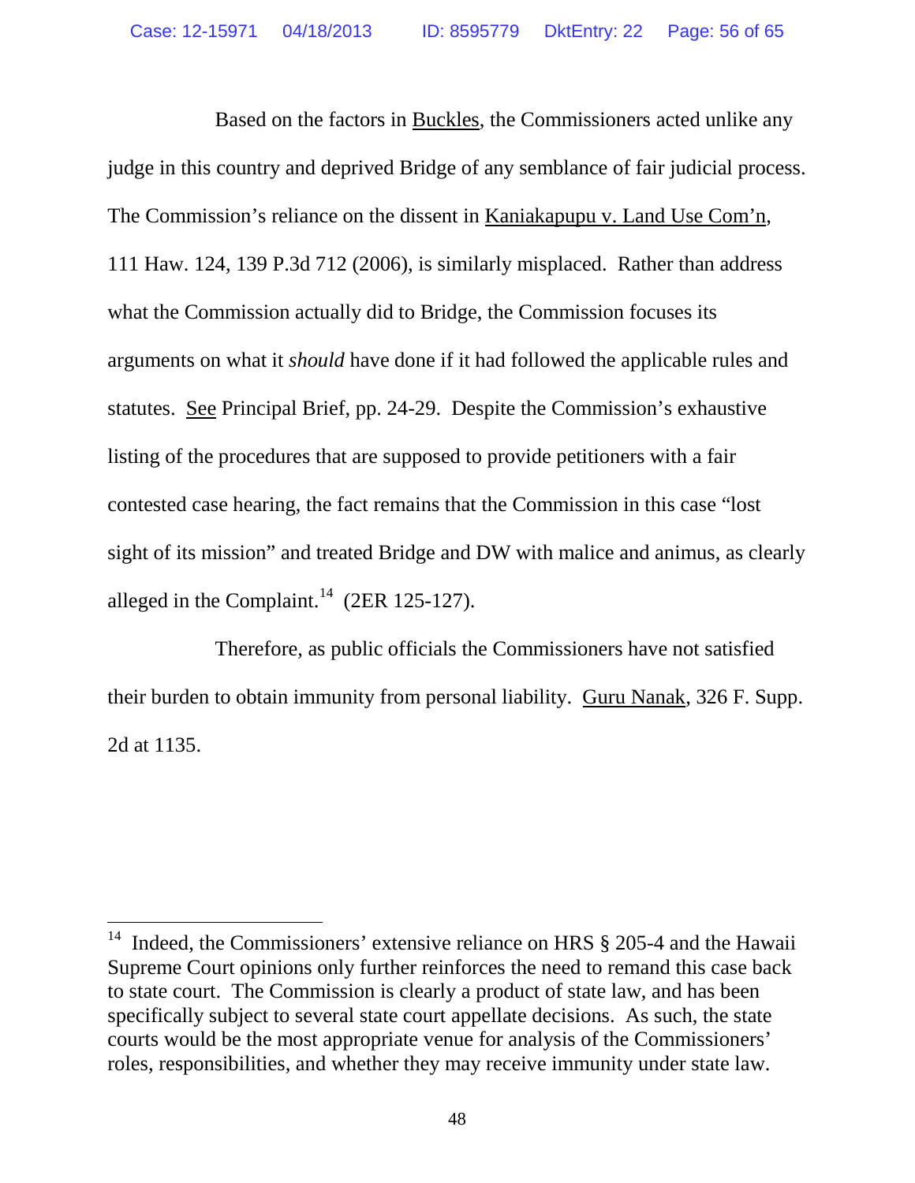Based on the factors in Buckles, the Commissioners acted unlike any judge in this country and deprived Bridge of any semblance of fair judicial process. The Commission's reliance on the dissent in Kaniakapupu v. Land Use Com'n, 111 Haw. 124, 139 P.3d 712 (2006), is similarly misplaced. Rather than address what the Commission actually did to Bridge, the Commission focuses its arguments on what it *should* have done if it had followed the applicable rules and statutes. See Principal Brief, pp. 24-29. Despite the Commission's exhaustive listing of the procedures that are supposed to provide petitioners with a fair contested case hearing, the fact remains that the Commission in this case "lost sight of its mission" and treated Bridge and DW with malice and animus, as clearly alleged in the Complaint.[14] (2ER 125-127).

Therefore, as public officials the Commissioners have not satisfied their burden to obtain immunity from personal liability. Guru Nanak, 326 F. Supp. 2d at 1135.

---

[14] Indeed, the Commissioners' extensive reliance on HRS § 205-4 and the Hawaii Supreme Court opinions only further reinforces the need to remand this case back to state court. The Commission is clearly a product of state law, and has been specifically subject to several state court appellate decisions. As such, the state courts would be the most appropriate venue for analysis of the Commissioners' roles, responsibilities, and whether they may receive immunity under state law.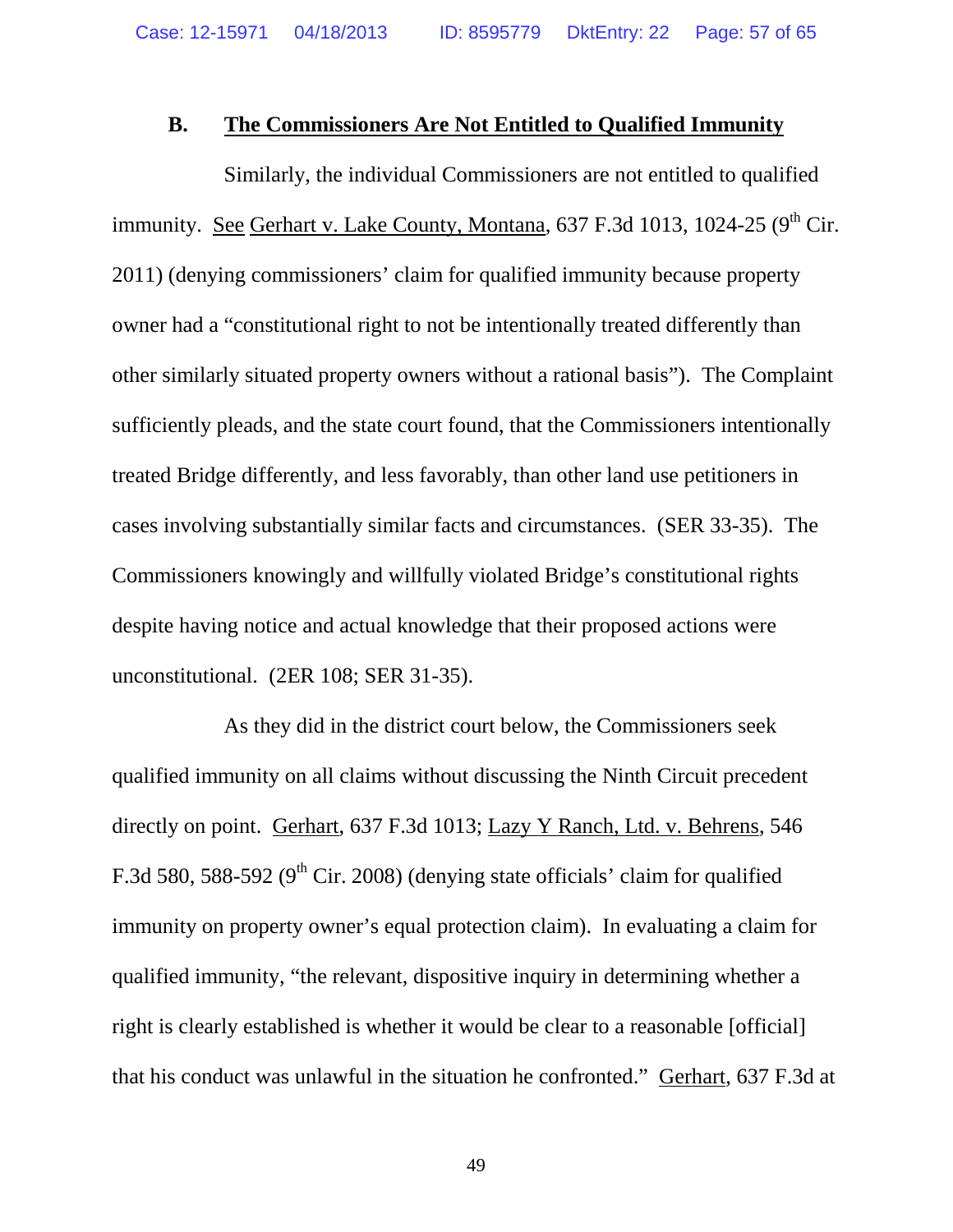### B. The Commissioners Are Not Entitled to Qualified Immunity

Similarly, the individual Commissioners are not entitled to qualified immunity. See Gerhart v. Lake County, Montana, 637 F.3d 1013, 1024-25 (9th Cir. 2011) (denying commissioners' claim for qualified immunity because property owner had a "constitutional right to not be intentionally treated differently than other similarly situated property owners without a rational basis"). The Complaint sufficiently pleads, and the state court found, that the Commissioners intentionally treated Bridge differently, and less favorably, than other land use petitioners in cases involving substantially similar facts and circumstances. (SER 33-35). The Commissioners knowingly and willfully violated Bridge's constitutional rights despite having notice and actual knowledge that their proposed actions were unconstitutional. (2ER 108; SER 31-35).

As they did in the district court below, the Commissioners seek qualified immunity on all claims without discussing the Ninth Circuit precedent directly on point. Gerhart, 637 F.3d 1013; Lazy Y Ranch, Ltd. v. Behrens, 546 F.3d 580, 588-592 (9th Cir. 2008) (denying state officials' claim for qualified immunity on property owner's equal protection claim). In evaluating a claim for qualified immunity, "the relevant, dispositive inquiry in determining whether a right is clearly established is whether it would be clear to a reasonable [official] that his conduct was unlawful in the situation he confronted." Gerhart, 637 F.3d at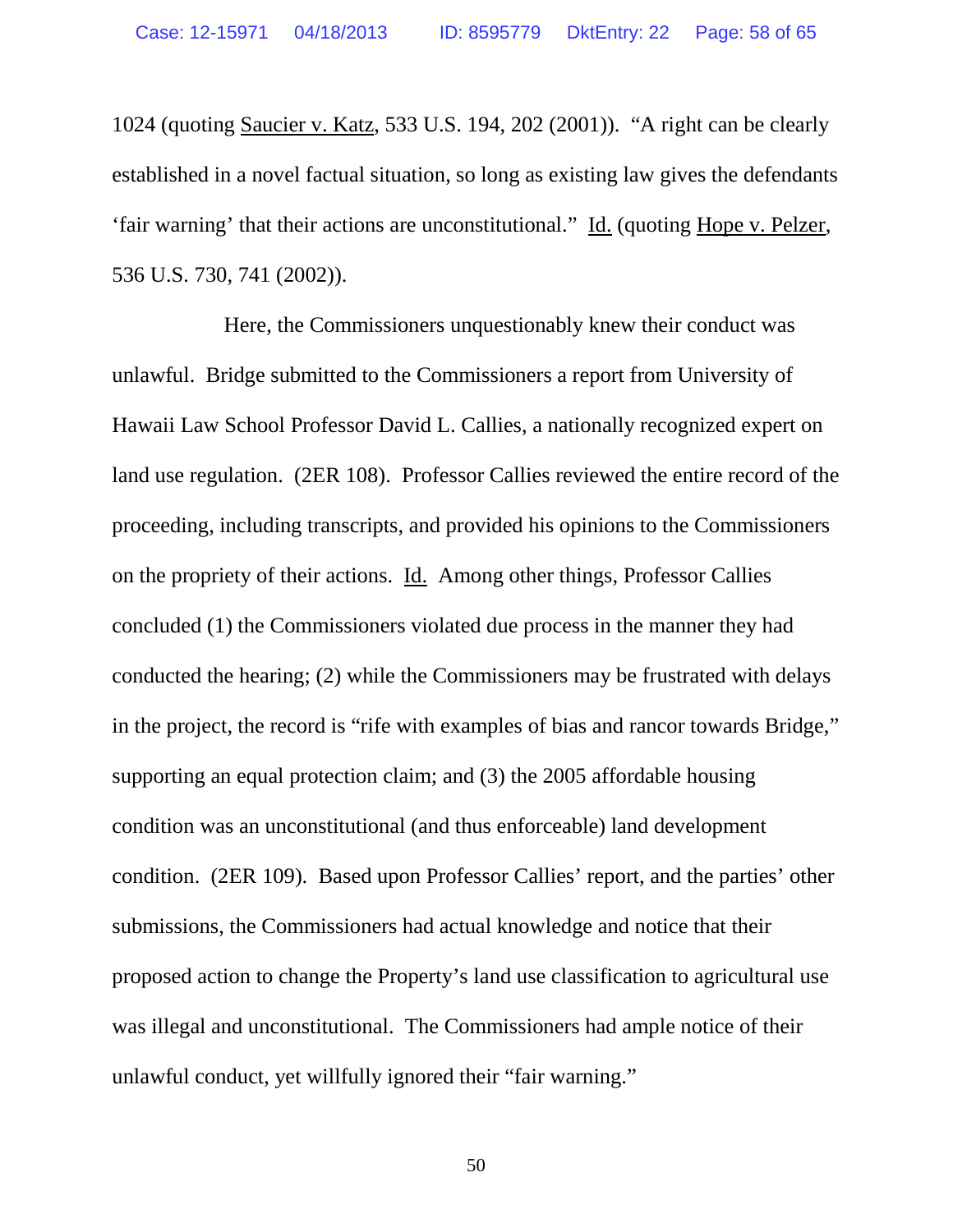1024 (quoting Saucier v. Katz, 533 U.S. 194, 202 (2001)). "A right can be clearly established in a novel factual situation, so long as existing law gives the defendants 'fair warning' that their actions are unconstitutional." Id. (quoting Hope v. Pelzer, 536 U.S. 730, 741 (2002)).

Here, the Commissioners unquestionably knew their conduct was unlawful. Bridge submitted to the Commissioners a report from University of Hawaii Law School Professor David L. Callies, a nationally recognized expert on land use regulation. (2ER 108). Professor Callies reviewed the entire record of the proceeding, including transcripts, and provided his opinions to the Commissioners on the propriety of their actions. Id. Among other things, Professor Callies concluded (1) the Commissioners violated due process in the manner they had conducted the hearing; (2) while the Commissioners may be frustrated with delays in the project, the record is "rife with examples of bias and rancor towards Bridge," supporting an equal protection claim; and (3) the 2005 affordable housing condition was an unconstitutional (and thus enforceable) land development condition. (2ER 109). Based upon Professor Callies' report, and the parties' other submissions, the Commissioners had actual knowledge and notice that their proposed action to change the Property's land use classification to agricultural use was illegal and unconstitutional. The Commissioners had ample notice of their unlawful conduct, yet willfully ignored their "fair warning."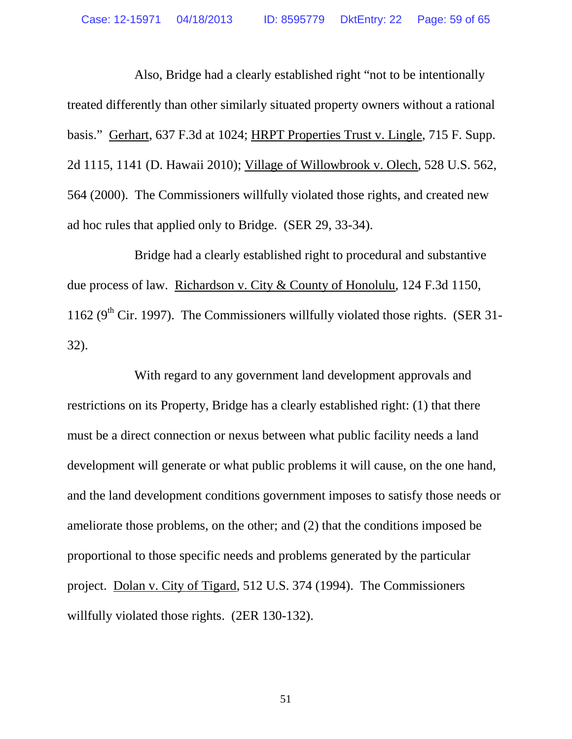Also, Bridge had a clearly established right "not to be intentionally treated differently than other similarly situated property owners without a rational basis." Gerhart, 637 F.3d at 1024; HRPT Properties Trust v. Lingle, 715 F. Supp. 2d 1115, 1141 (D. Hawaii 2010); Village of Willowbrook v. Olech, 528 U.S. 562, 564 (2000). The Commissioners willfully violated those rights, and created new ad hoc rules that applied only to Bridge. (SER 29, 33-34).

Bridge had a clearly established right to procedural and substantive due process of law. Richardson v. City & County of Honolulu, 124 F.3d 1150, 1162 (9th Cir. 1997). The Commissioners willfully violated those rights. (SER 31-32).

With regard to any government land development approvals and restrictions on its Property, Bridge has a clearly established right: (1) that there must be a direct connection or nexus between what public facility needs a land development will generate or what public problems it will cause, on the one hand, and the land development conditions government imposes to satisfy those needs or ameliorate those problems, on the other; and (2) that the conditions imposed be proportional to those specific needs and problems generated by the particular project. Dolan v. City of Tigard, 512 U.S. 374 (1994). The Commissioners willfully violated those rights. (2ER 130-132).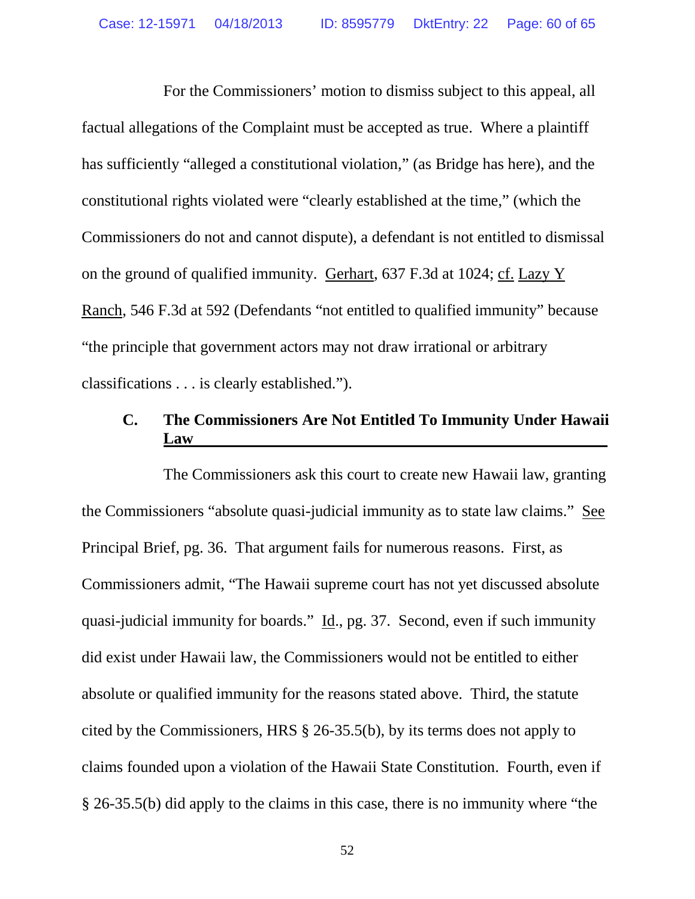For the Commissioners' motion to dismiss subject to this appeal, all factual allegations of the Complaint must be accepted as true. Where a plaintiff has sufficiently "alleged a constitutional violation," (as Bridge has here), and the constitutional rights violated were "clearly established at the time," (which the Commissioners do not and cannot dispute), a defendant is not entitled to dismissal on the ground of qualified immunity. Gerhart, 637 F.3d at 1024; cf. Lazy Y Ranch, 546 F.3d at 592 (Defendants "not entitled to qualified immunity" because "the principle that government actors may not draw irrational or arbitrary classifications . . . is clearly established.").

### C. The Commissioners Are Not Entitled To Immunity Under Hawaii Law

The Commissioners ask this court to create new Hawaii law, granting the Commissioners "absolute quasi-judicial immunity as to state law claims." See Principal Brief, pg. 36. That argument fails for numerous reasons. First, as Commissioners admit, "The Hawaii supreme court has not yet discussed absolute quasi-judicial immunity for boards." Id., pg. 37. Second, even if such immunity did exist under Hawaii law, the Commissioners would not be entitled to either absolute or qualified immunity for the reasons stated above. Third, the statute cited by the Commissioners, HRS § 26-35.5(b), by its terms does not apply to claims founded upon a violation of the Hawaii State Constitution. Fourth, even if § 26-35.5(b) did apply to the claims in this case, there is no immunity where "the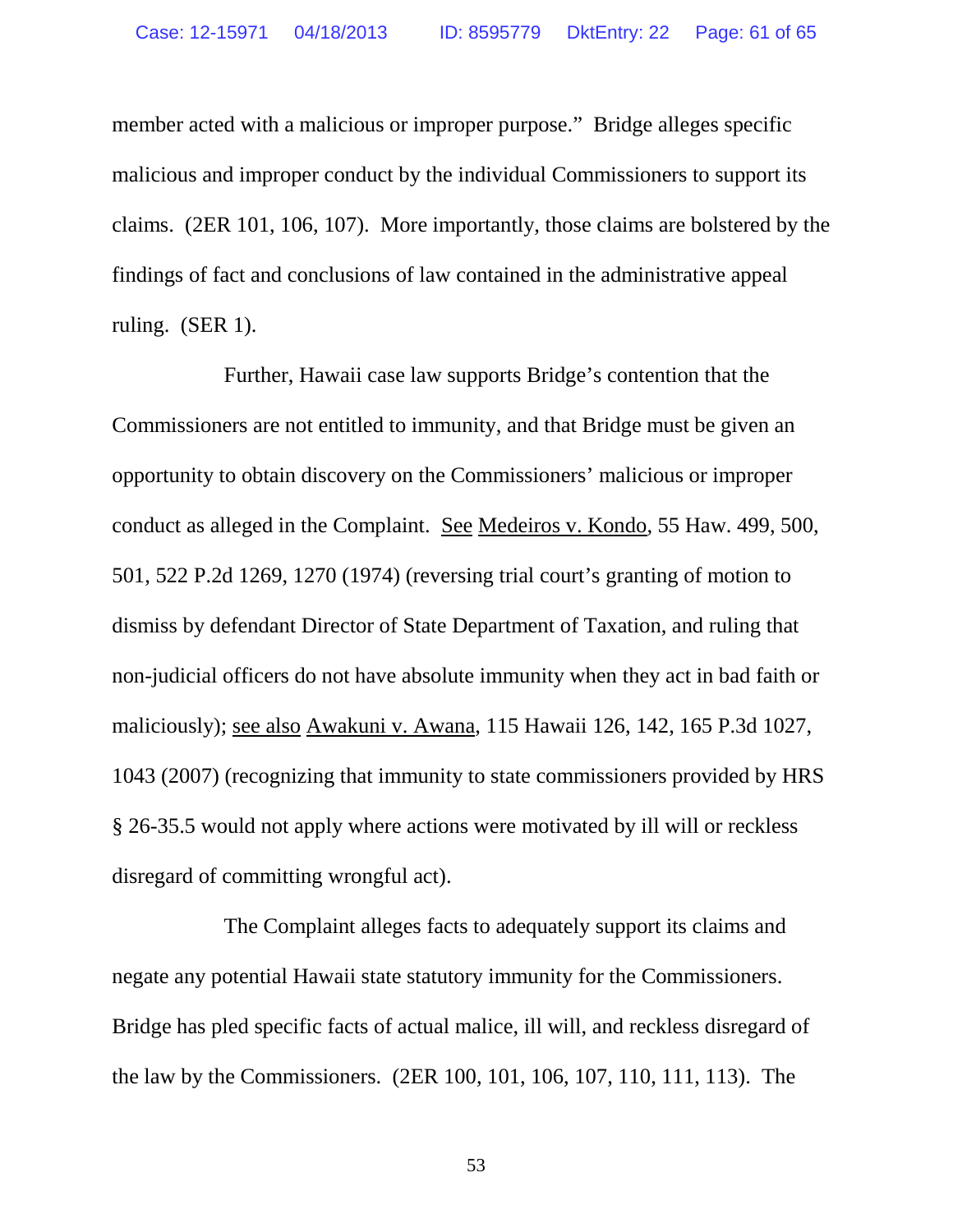member acted with a malicious or improper purpose." Bridge alleges specific malicious and improper conduct by the individual Commissioners to support its claims. (2ER 101, 106, 107). More importantly, those claims are bolstered by the findings of fact and conclusions of law contained in the administrative appeal ruling. (SER 1).

Further, Hawaii case law supports Bridge's contention that the Commissioners are not entitled to immunity, and that Bridge must be given an opportunity to obtain discovery on the Commissioners' malicious or improper conduct as alleged in the Complaint. See Medeiros v. Kondo, 55 Haw. 499, 500, 501, 522 P.2d 1269, 1270 (1974) (reversing trial court's granting of motion to dismiss by defendant Director of State Department of Taxation, and ruling that non-judicial officers do not have absolute immunity when they act in bad faith or maliciously); see also Awakuni v. Awana, 115 Hawaii 126, 142, 165 P.3d 1027, 1043 (2007) (recognizing that immunity to state commissioners provided by HRS § 26-35.5 would not apply where actions were motivated by ill will or reckless disregard of committing wrongful act).

The Complaint alleges facts to adequately support its claims and negate any potential Hawaii state statutory immunity for the Commissioners. Bridge has pled specific facts of actual malice, ill will, and reckless disregard of the law by the Commissioners. (2ER 100, 101, 106, 107, 110, 111, 113). The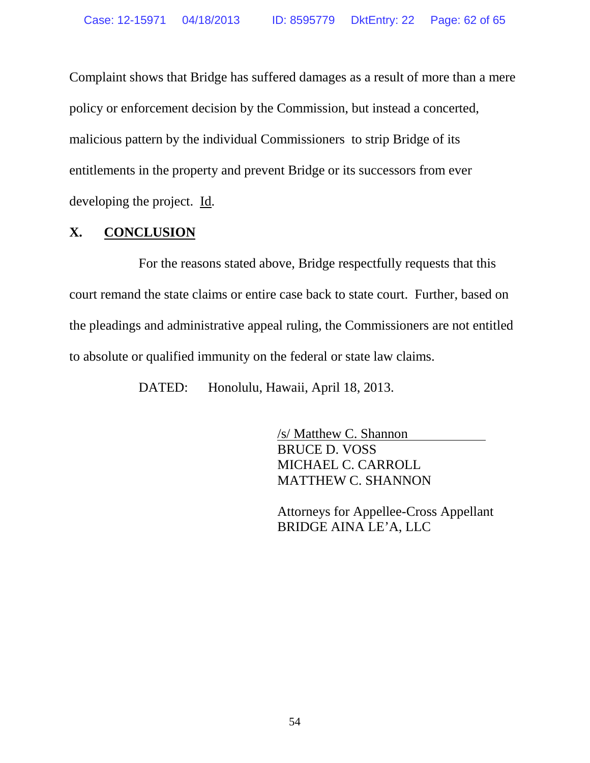Complaint shows that Bridge has suffered damages as a result of more than a mere policy or enforcement decision by the Commission, but instead a concerted, malicious pattern by the individual Commissioners to strip Bridge of its entitlements in the property and prevent Bridge or its successors from ever developing the project. Id.

## X. CONCLUSION

For the reasons stated above, Bridge respectfully requests that this court remand the state claims or entire case back to state court. Further, based on the pleadings and administrative appeal ruling, the Commissioners are not entitled to absolute or qualified immunity on the federal or state law claims.

DATED: Honolulu, Hawaii, April 18, 2013.

/s/ Matthew C. Shannon
BRUCE D. VOSS
MICHAEL C. CARROLL
MATTHEW C. SHANNON

Attorneys for Appellee-Cross Appellant
BRIDGE AINA LE'A, LLC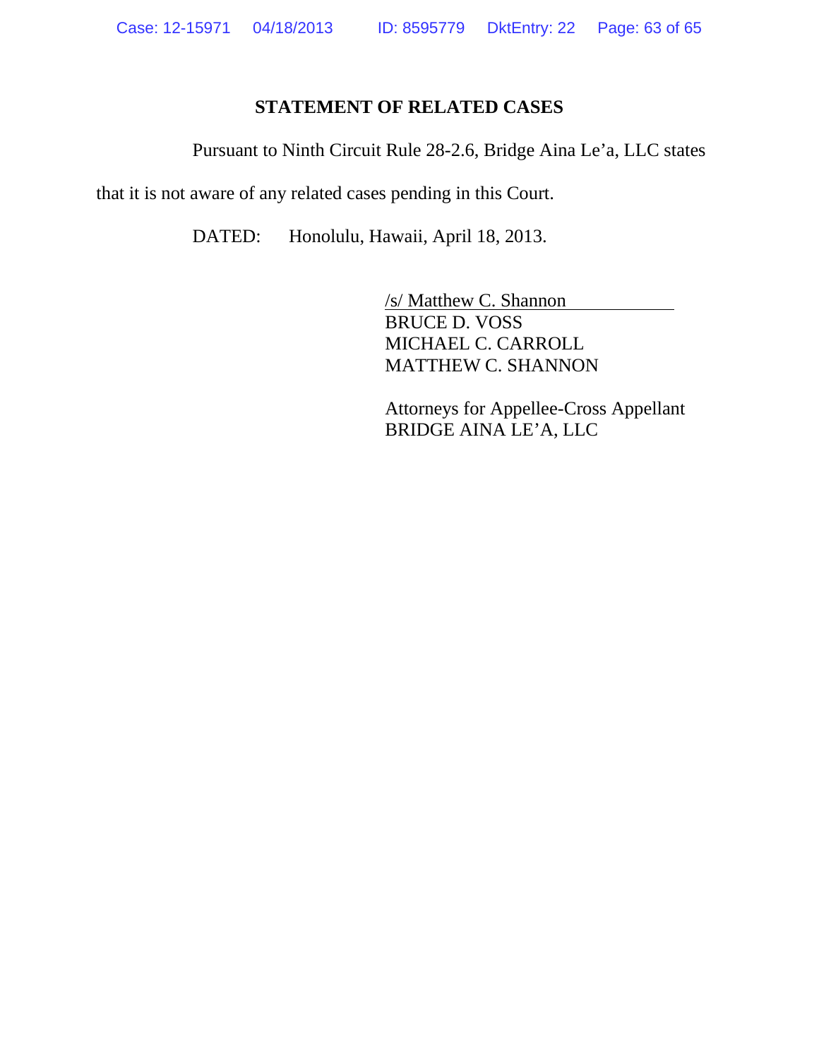## STATEMENT OF RELATED CASES

Pursuant to Ninth Circuit Rule 28-2.6, Bridge Aina Le'a, LLC states that it is not aware of any related cases pending in this Court.

DATED: Honolulu, Hawaii, April 18, 2013.

/s/ Matthew C. Shannon
BRUCE D. VOSS
MICHAEL C. CARROLL
MATTHEW C. SHANNON

Attorneys for Appellee-Cross Appellant
BRIDGE AINA LE'A, LLC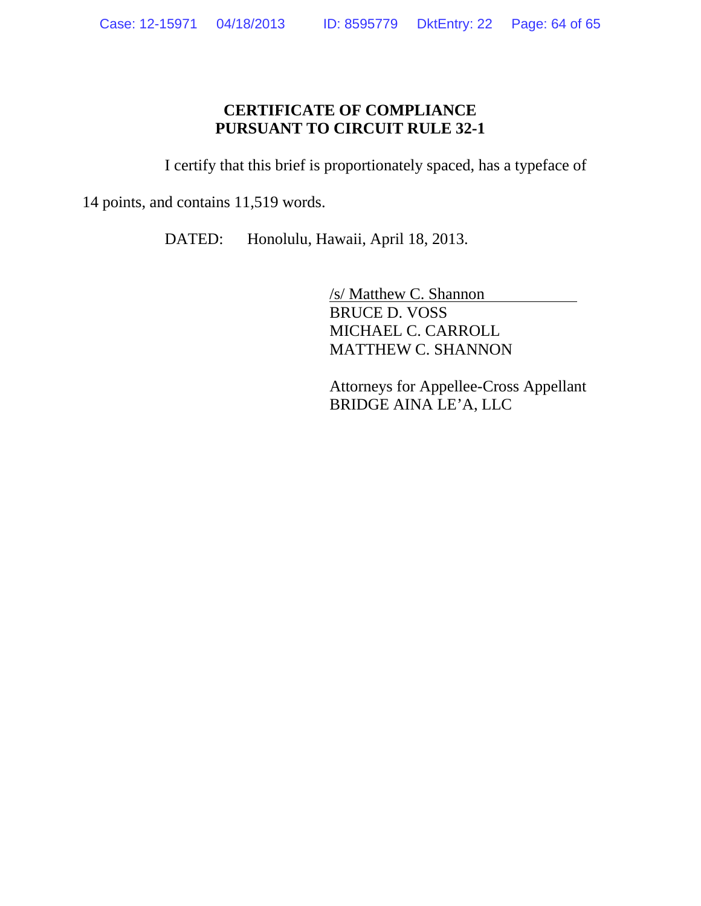**CERTIFICATE OF COMPLIANCE**
**PURSUANT TO CIRCUIT RULE 32-1**

I certify that this brief is proportionately spaced, has a typeface of 14 points, and contains 11,519 words.

DATED: Honolulu, Hawaii, April 18, 2013.

/s/ Matthew C. Shannon
BRUCE D. VOSS
MICHAEL C. CARROLL
MATTHEW C. SHANNON

Attorneys for Appellee-Cross Appellant
BRIDGE AINA LE'A, LLC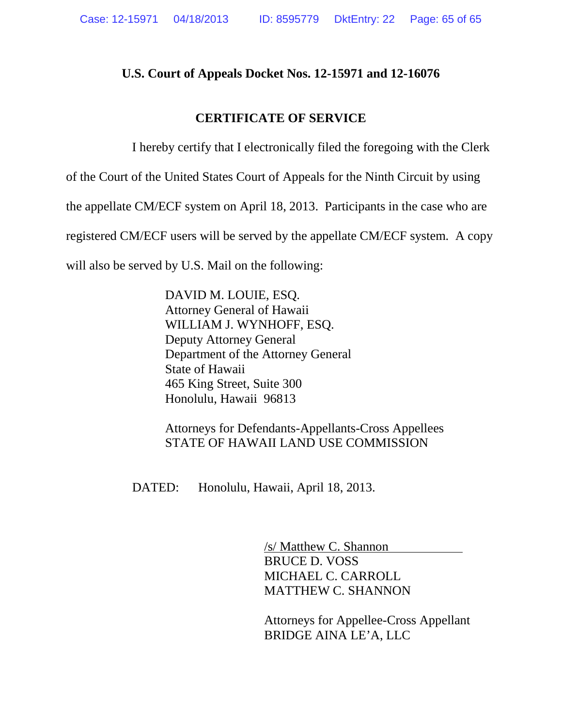**U.S. Court of Appeals Docket Nos. 12-15971 and 12-16076**

**CERTIFICATE OF SERVICE**

I hereby certify that I electronically filed the foregoing with the Clerk of the Court of the United States Court of Appeals for the Ninth Circuit by using the appellate CM/ECF system on April 18, 2013. Participants in the case who are registered CM/ECF users will be served by the appellate CM/ECF system. A copy will also be served by U.S. Mail on the following:

DAVID M. LOUIE, ESQ.
Attorney General of Hawaii
WILLIAM J. WYNHOFF, ESQ.
Deputy Attorney General
Department of the Attorney General
State of Hawaii
465 King Street, Suite 300
Honolulu, Hawaii 96813

Attorneys for Defendants-Appellants-Cross Appellees
STATE OF HAWAII LAND USE COMMISSION

DATED: Honolulu, Hawaii, April 18, 2013.

/s/ Matthew C. Shannon
BRUCE D. VOSS
MICHAEL C. CARROLL
MATTHEW C. SHANNON

Attorneys for Appellee-Cross Appellant
BRIDGE AINA LE'A, LLC